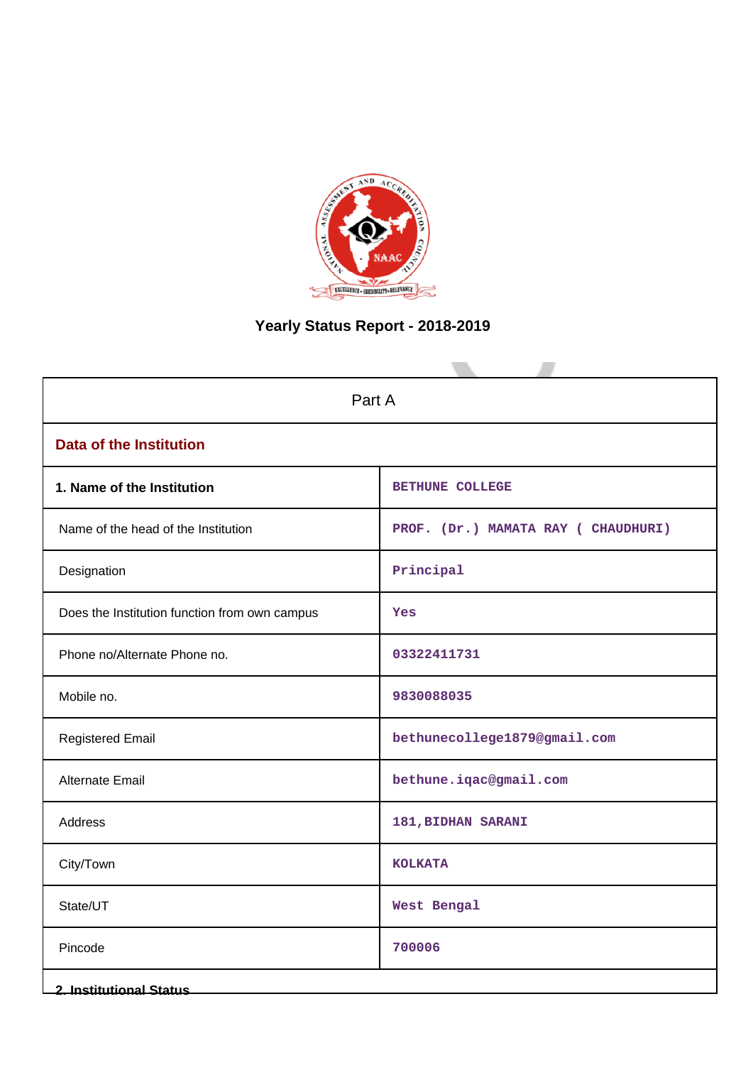# Yearly Status Report - 2018-2019

| Part A | |
|---|---|
| **Data of the Institution** | |
| **1. Name of the Institution** | BETHUNE COLLEGE |
| Name of the head of the Institution | PROF. (Dr.) MAMATA RAY ( CHAUDHURI) |
| Designation | Principal |
| Does the Institution function from own campus | Yes |
| Phone no/Alternate Phone no. | 03322411731 |
| Mobile no. | 9830088035 |
| Registered Email | bethunecollege1879@gmail.com |
| Alternate Email | bethune.iqac@gmail.com |
| Address | 181,BIDHAN SARANI |
| City/Town | KOLKATA |
| State/UT | West Bengal |
| Pincode | 700006 |

**2. Institutional Status**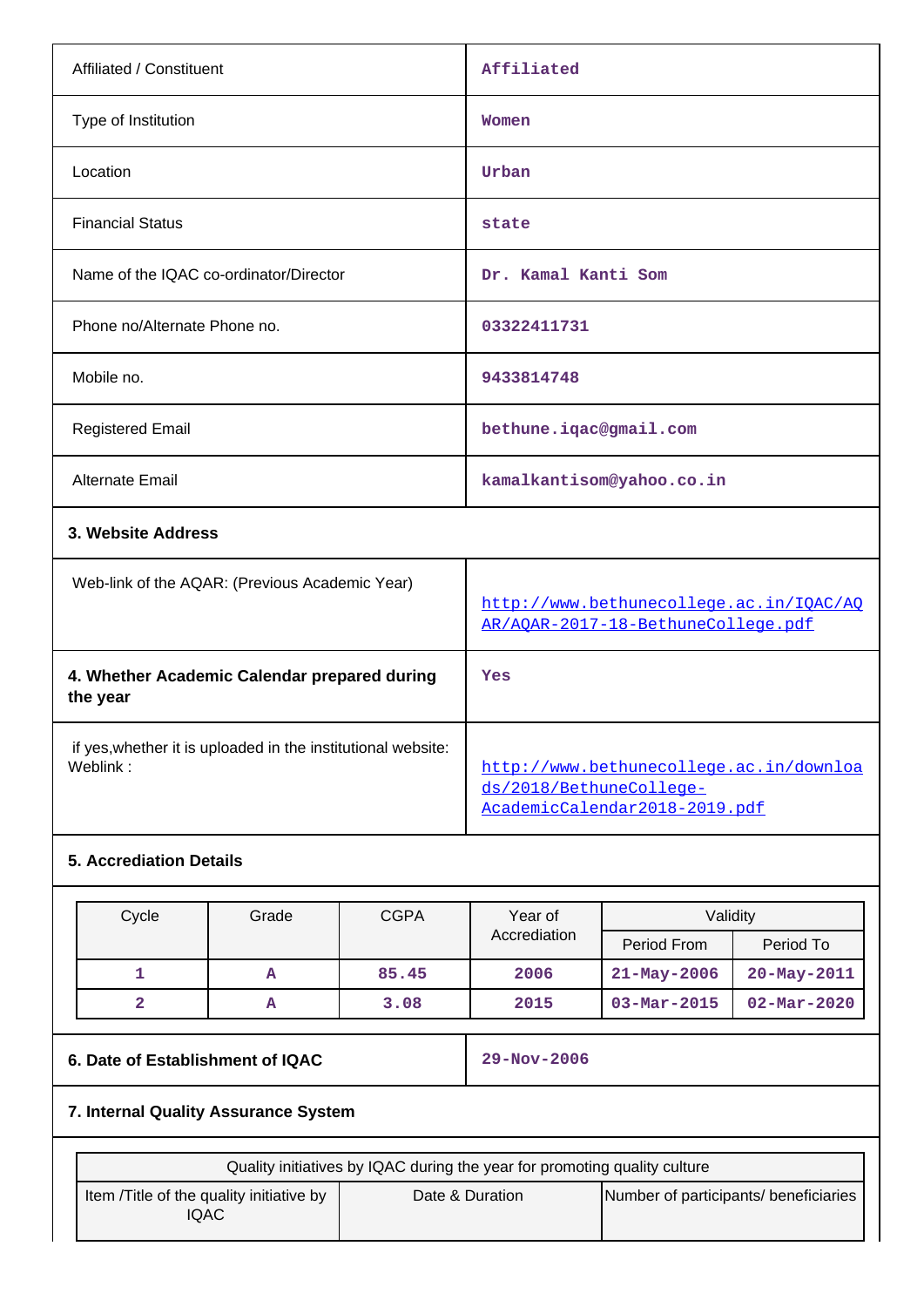| | |
|---|---|
| Affiliated / Constituent | Affiliated |
| Type of Institution | Women |
| Location | Urban |
| Financial Status | state |
| Name of the IQAC co-ordinator/Director | Dr. Kamal Kanti Som |
| Phone no/Alternate Phone no. | 03322411731 |
| Mobile no. | 9433814748 |
| Registered Email | bethune.iqac@gmail.com |
| Alternate Email | kamalkantisom@yahoo.co.in |

**3. Website Address**

| | |
|---|---|
| Web-link of the AQAR: (Previous Academic Year) | http://www.bethunecollege.ac.in/IQAC/AQAR/AQAR-2017-18-BethuneCollege.pdf |
| **4. Whether Academic Calendar prepared during the year** | Yes |
| if yes,whether it is uploaded in the institutional website: Weblink : | http://www.bethunecollege.ac.in/downloads/2018/BethuneCollege-AcademicCalendar2018-2019.pdf |

**5. Accrediation Details**

| Cycle | Grade | CGPA | Year of Accrediation | Validity | |
|---|---|---|---|---|---|
| | | | | Period From | Period To |
| 1 | A | 85.45 | 2006 | 21-May-2006 | 20-May-2011 |
| 2 | A | 3.08 | 2015 | 03-Mar-2015 | 02-Mar-2020 |

| | |
|---|---|
| **6. Date of Establishment of IQAC** | 29-Nov-2006 |

**7. Internal Quality Assurance System**

| Quality initiatives by IQAC during the year for promoting quality culture | | |
|---|---|---|
| Item /Title of the quality initiative by IQAC | Date & Duration | Number of participants/ beneficiaries |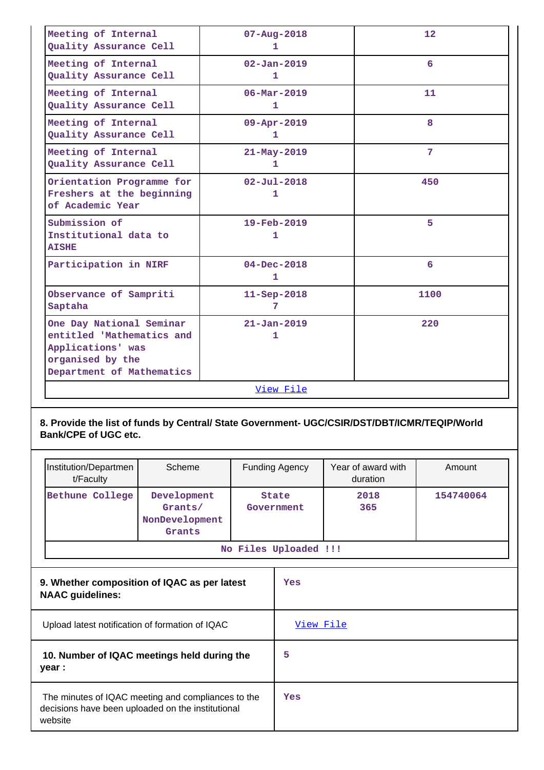| | | |
|---|---|---|
| Meeting of Internal Quality Assurance Cell | 07-Aug-2018 1 | 12 |
| Meeting of Internal Quality Assurance Cell | 02-Jan-2019 1 | 6 |
| Meeting of Internal Quality Assurance Cell | 06-Mar-2019 1 | 11 |
| Meeting of Internal Quality Assurance Cell | 09-Apr-2019 1 | 8 |
| Meeting of Internal Quality Assurance Cell | 21-May-2019 1 | 7 |
| Orientation Programme for Freshers at the beginning of Academic Year | 02-Jul-2018 1 | 450 |
| Submission of Institutional data to AISHE | 19-Feb-2019 1 | 5 |
| Participation in NIRF | 04-Dec-2018 1 | 6 |
| Observance of Sampriti Saptaha | 11-Sep-2018 7 | 1100 |
| One Day National Seminar entitled 'Mathematics and Applications' was organised by the Department of Mathematics | 21-Jan-2019 1 | 220 |

View File

**8. Provide the list of funds by Central/ State Government- UGC/CSIR/DST/DBT/ICMR/TEQIP/World Bank/CPE of UGC etc.**

| Institution/Department/Faculty | Scheme | Funding Agency | Year of award with duration | Amount |
|---|---|---|---|---|
| Bethune College | Development Grants/ NonDevelopment Grants | State Government | 2018 365 | 154740064 |

No Files Uploaded !!!

| | |
|---|---|
| **9. Whether composition of IQAC as per latest NAAC guidelines:** | Yes |
| Upload latest notification of formation of IQAC | View File |
| **10. Number of IQAC meetings held during the year :** | 5 |
| The minutes of IQAC meeting and compliances to the decisions have been uploaded on the institutional website | Yes |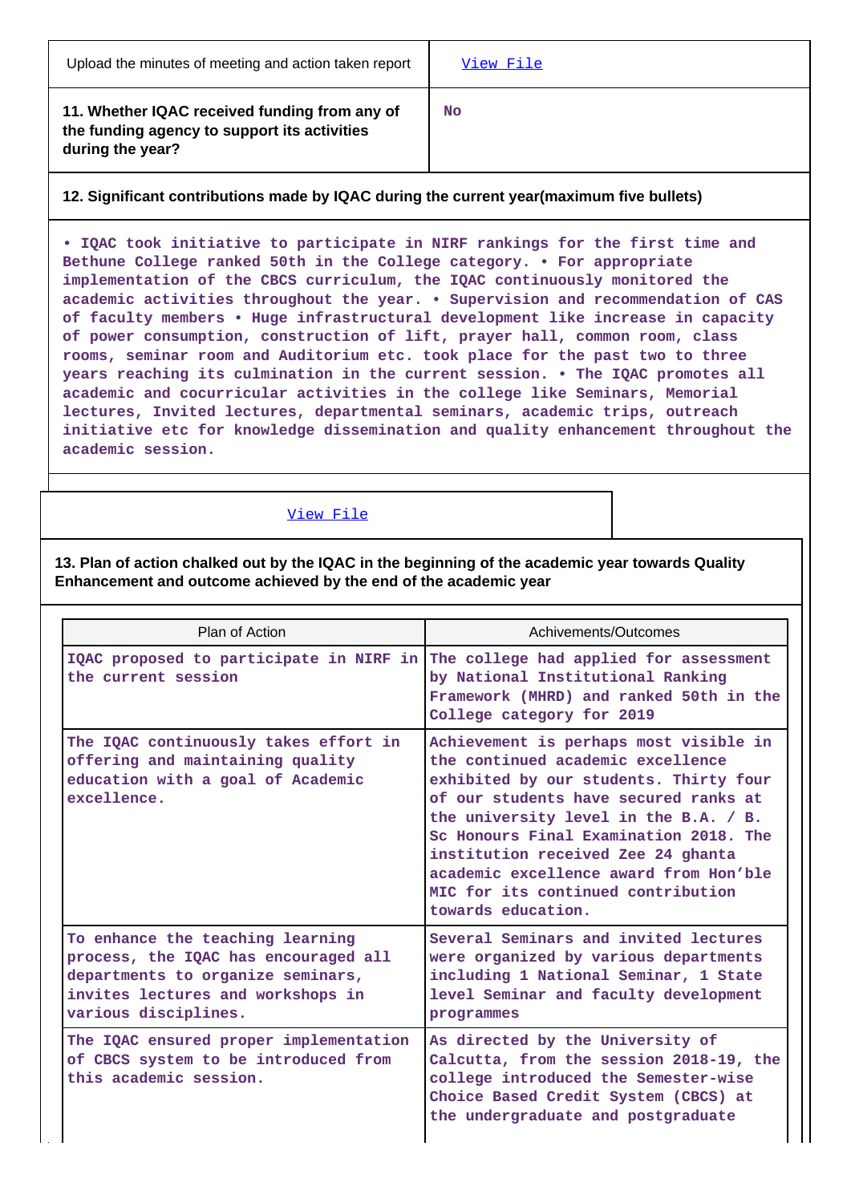| | |
|---|---|
| Upload the minutes of meeting and action taken report | View File |
| **11. Whether IQAC received funding from any of the funding agency to support its activities during the year?** | No |

**12. Significant contributions made by IQAC during the current year(maximum five bullets)**

• IQAC took initiative to participate in NIRF rankings for the first time and Bethune College ranked 50th in the College category. • For appropriate implementation of the CBCS curriculum, the IQAC continuously monitored the academic activities throughout the year. • Supervision and recommendation of CAS of faculty members • Huge infrastructural development like increase in capacity of power consumption, construction of lift, prayer hall, common room, class rooms, seminar room and Auditorium etc. took place for the past two to three years reaching its culmination in the current session. • The IQAC promotes all academic and cocurricular activities in the college like Seminars, Memorial lectures, Invited lectures, departmental seminars, academic trips, outreach initiative etc for knowledge dissemination and quality enhancement throughout the academic session.

View File

**13. Plan of action chalked out by the IQAC in the beginning of the academic year towards Quality Enhancement and outcome achieved by the end of the academic year**

| Plan of Action | Achivements/Outcomes |
|---|---|
| IQAC proposed to participate in NIRF in the current session | The college had applied for assessment by National Institutional Ranking Framework (MHRD) and ranked 50th in the College category for 2019 |
| The IQAC continuously takes effort in offering and maintaining quality education with a goal of Academic excellence. | Achievement is perhaps most visible in the continued academic excellence exhibited by our students. Thirty four of our students have secured ranks at the university level in the B.A. / B. Sc Honours Final Examination 2018. The institution received Zee 24 ghanta academic excellence award from Hon'ble MIC for its continued contribution towards education. |
| To enhance the teaching learning process, the IQAC has encouraged all departments to organize seminars, invites lectures and workshops in various disciplines. | Several Seminars and invited lectures were organized by various departments including 1 National Seminar, 1 State level Seminar and faculty development programmes |
| The IQAC ensured proper implementation of CBCS system to be introduced from this academic session. | As directed by the University of Calcutta, from the session 2018-19, the college introduced the Semester-wise Choice Based Credit System (CBCS) at the undergraduate and postgraduate |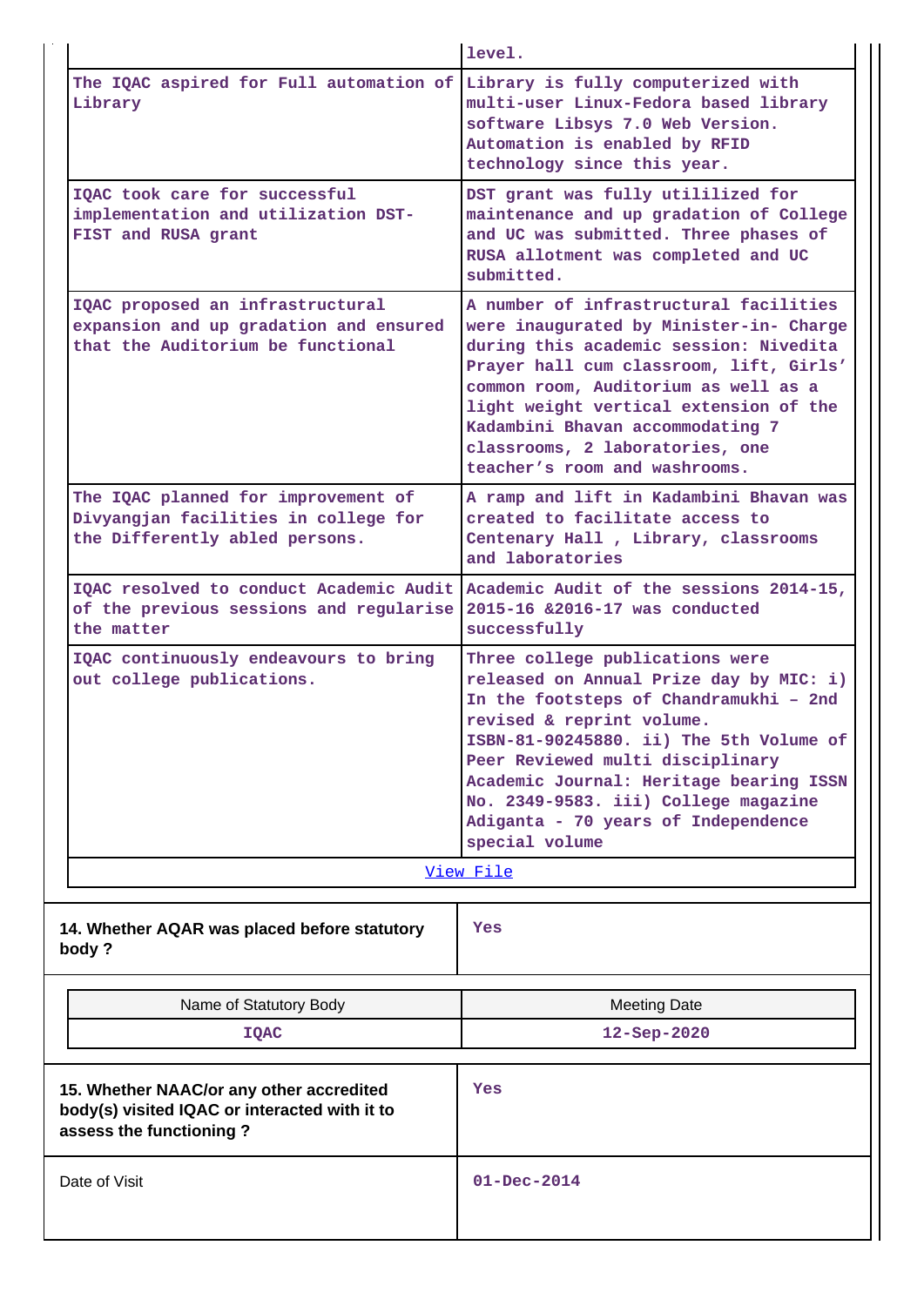| | |
|---|---|
| | level. |
| The IQAC aspired for Full automation of Library | Library is fully computerized with multi-user Linux-Fedora based library software Libsys 7.0 Web Version. Automation is enabled by RFID technology since this year. |
| IQAC took care for successful implementation and utilization DST-FIST and RUSA grant | DST grant was fully utililized for maintenance and up gradation of College and UC was submitted. Three phases of RUSA allotment was completed and UC submitted. |
| IQAC proposed an infrastructural expansion and up gradation and ensured that the Auditorium be functional | A number of infrastructural facilities were inaugurated by Minister-in- Charge during this academic session: Nivedita Prayer hall cum classroom, lift, Girls' common room, Auditorium as well as a light weight vertical extension of the Kadambini Bhavan accommodating 7 classrooms, 2 laboratories, one teacher's room and washrooms. |
| The IQAC planned for improvement of Divyangjan facilities in college for the Differently abled persons. | A ramp and lift in Kadambini Bhavan was created to facilitate access to Centenary Hall , Library, classrooms and laboratories |
| IQAC resolved to conduct Academic Audit of the previous sessions and regularise the matter | Academic Audit of the sessions 2014-15, 2015-16 &2016-17 was conducted successfully |
| IQAC continuously endeavours to bring out college publications. | Three college publications were released on Annual Prize day by MIC: i) In the footsteps of Chandramukhi – 2nd revised & reprint volume. ISBN-81-90245880. ii) The 5th Volume of Peer Reviewed multi disciplinary Academic Journal: Heritage bearing ISSN No. 2349-9583. iii) College magazine Adiganta - 70 years of Independence special volume |
| View File | |

| **14. Whether AQAR was placed before statutory body ?** | Yes |
|---|---|

| Name of Statutory Body | Meeting Date |
|---|---|
| IQAC | 12-Sep-2020 |

| **15. Whether NAAC/or any other accredited body(s) visited IQAC or interacted with it to assess the functioning ?** | Yes |
|---|---|
| Date of Visit | 01-Dec-2014 |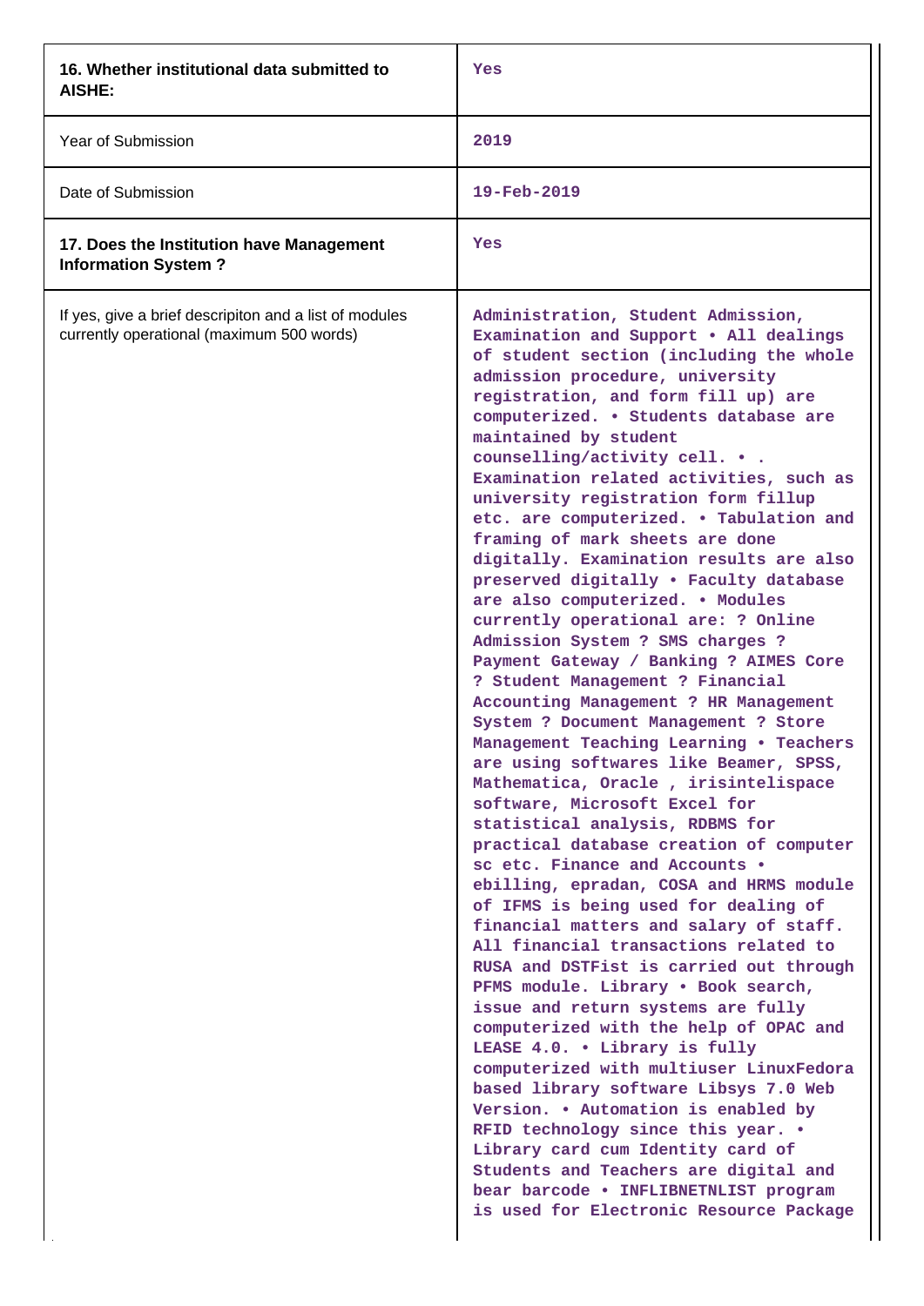| 16. Whether institutional data submitted to AISHE: | Yes |
|---|---|
| Year of Submission | 2019 |
| Date of Submission | 19-Feb-2019 |
| 17. Does the Institution have Management Information System ? | Yes |
| If yes, give a brief descripiton and a list of modules currently operational (maximum 500 words) | Administration, Student Admission, Examination and Support • All dealings of student section (including the whole admission procedure, university registration, and form fill up) are computerized. • Students database are maintained by student counselling/activity cell. • . Examination related activities, such as university registration form fillup etc. are computerized. • Tabulation and framing of mark sheets are done digitally. Examination results are also preserved digitally • Faculty database are also computerized. • Modules currently operational are: ? Online Admission System ? SMS charges ? Payment Gateway / Banking ? AIMES Core ? Student Management ? Financial Accounting Management ? HR Management System ? Document Management ? Store Management Teaching Learning • Teachers are using softwares like Beamer, SPSS, Mathematica, Oracle , irisintelispace software, Microsoft Excel for statistical analysis, RDBMS for practical database creation of computer sc etc. Finance and Accounts • ebilling, epradan, COSA and HRMS module of IFMS is being used for dealing of financial matters and salary of staff. All financial transactions related to RUSA and DSTFist is carried out through PFMS module. Library • Book search, issue and return systems are fully computerized with the help of OPAC and LEASE 4.0. • Library is fully computerized with multiuser LinuxFedora based library software Libsys 7.0 Web Version. • Automation is enabled by RFID technology since this year. • Library card cum Identity card of Students and Teachers are digital and bear barcode • INFLIBNETNLIST program is used for Electronic Resource Package |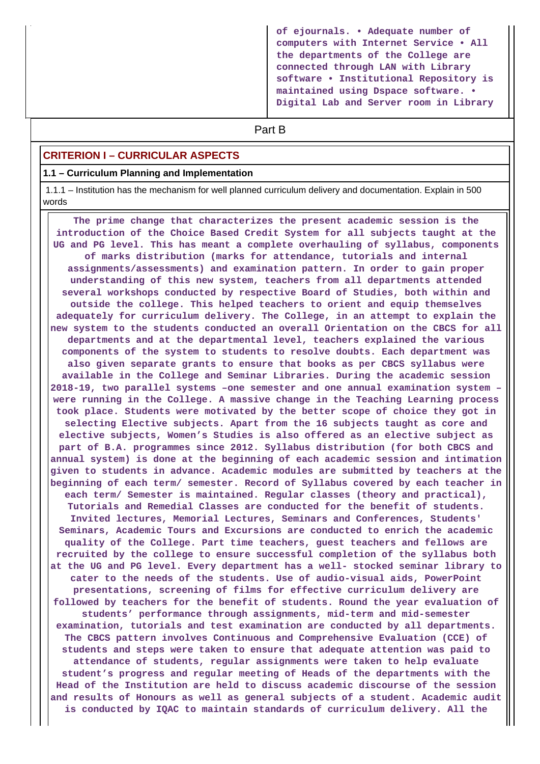of ejournals. • Adequate number of computers with Internet Service • All the departments of the College are connected through LAN with Library software • Institutional Repository is maintained using Dspace software. • Digital Lab and Server room in Library

## Part B

### CRITERION I – CURRICULAR ASPECTS

#### 1.1 – Curriculum Planning and Implementation

1.1.1 – Institution has the mechanism for well planned curriculum delivery and documentation. Explain in 500 words

**The prime change that characterizes the present academic session is the introduction of the Choice Based Credit System for all subjects taught at the UG and PG level. This has meant a complete overhauling of syllabus, components of marks distribution (marks for attendance, tutorials and internal assignments/assessments) and examination pattern. In order to gain proper understanding of this new system, teachers from all departments attended several workshops conducted by respective Board of Studies, both within and outside the college. This helped teachers to orient and equip themselves adequately for curriculum delivery. The College, in an attempt to explain the new system to the students conducted an overall Orientation on the CBCS for all departments and at the departmental level, teachers explained the various components of the system to students to resolve doubts. Each department was also given separate grants to ensure that books as per CBCS syllabus were available in the College and Seminar Libraries. During the academic session 2018-19, two parallel systems –one semester and one annual examination system – were running in the College. A massive change in the Teaching Learning process took place. Students were motivated by the better scope of choice they got in selecting Elective subjects. Apart from the 16 subjects taught as core and elective subjects, Women's Studies is also offered as an elective subject as part of B.A. programmes since 2012. Syllabus distribution (for both CBCS and annual system) is done at the beginning of each academic session and intimation given to students in advance. Academic modules are submitted by teachers at the beginning of each term/ semester. Record of Syllabus covered by each teacher in each term/ Semester is maintained. Regular classes (theory and practical), Tutorials and Remedial Classes are conducted for the benefit of students. Invited lectures, Memorial Lectures, Seminars and Conferences, Students' Seminars, Academic Tours and Excursions are conducted to enrich the academic quality of the College. Part time teachers, guest teachers and fellows are recruited by the college to ensure successful completion of the syllabus both at the UG and PG level. Every department has a well- stocked seminar library to cater to the needs of the students. Use of audio-visual aids, PowerPoint presentations, screening of films for effective curriculum delivery are followed by teachers for the benefit of students. Round the year evaluation of students' performance through assignments, mid-term and mid-semester examination, tutorials and test examination are conducted by all departments. The CBCS pattern involves Continuous and Comprehensive Evaluation (CCE) of students and steps were taken to ensure that adequate attention was paid to attendance of students, regular assignments were taken to help evaluate student's progress and regular meeting of Heads of the departments with the Head of the Institution are held to discuss academic discourse of the session and results of Honours as well as general subjects of a student. Academic audit is conducted by IQAC to maintain standards of curriculum delivery. All the**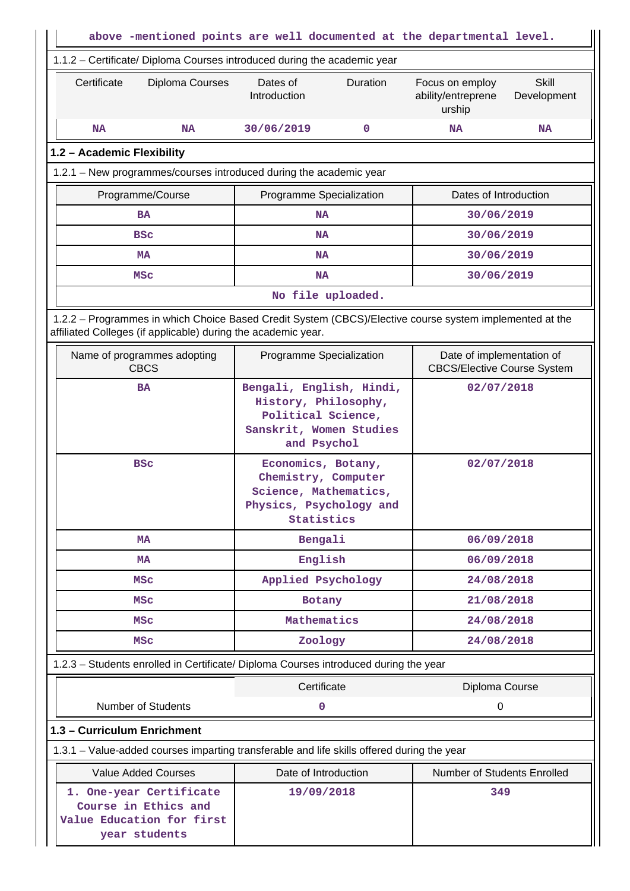above -mentioned points are well documented at the departmental level.

1.1.2 – Certificate/ Diploma Courses introduced during the academic year

| Certificate | Diploma Courses | Dates of Introduction | Duration | Focus on employ ability/entreprene urship | Skill Development |
|---|---|---|---|---|---|
| NA | NA | 30/06/2019 | 0 | NA | NA |

## 1.2 – Academic Flexibility

1.2.1 – New programmes/courses introduced during the academic year

| Programme/Course | Programme Specialization | Dates of Introduction |
|---|---|---|
| BA | NA | 30/06/2019 |
| BSc | NA | 30/06/2019 |
| MA | NA | 30/06/2019 |
| MSc | NA | 30/06/2019 |
| No file uploaded. | | |

1.2.2 – Programmes in which Choice Based Credit System (CBCS)/Elective course system implemented at the affiliated Colleges (if applicable) during the academic year.

| Name of programmes adopting CBCS | Programme Specialization | Date of implementation of CBCS/Elective Course System |
|---|---|---|
| BA | Bengali, English, Hindi, History, Philosophy, Political Science, Sanskrit, Women Studies and Psychol | 02/07/2018 |
| BSc | Economics, Botany, Chemistry, Computer Science, Mathematics, Physics, Psychology and Statistics | 02/07/2018 |
| MA | Bengali | 06/09/2018 |
| MA | English | 06/09/2018 |
| MSc | Applied Psychology | 24/08/2018 |
| MSc | Botany | 21/08/2018 |
| MSc | Mathematics | 24/08/2018 |
| MSc | Zoology | 24/08/2018 |

1.2.3 – Students enrolled in Certificate/ Diploma Courses introduced during the year

| | Certificate | Diploma Course |
|---|---|---|
| Number of Students | 0 | 0 |

## 1.3 – Curriculum Enrichment

1.3.1 – Value-added courses imparting transferable and life skills offered during the year

| Value Added Courses | Date of Introduction | Number of Students Enrolled |
|---|---|---|
| 1. One-year Certificate Course in Ethics and Value Education for first year students | 19/09/2018 | 349 |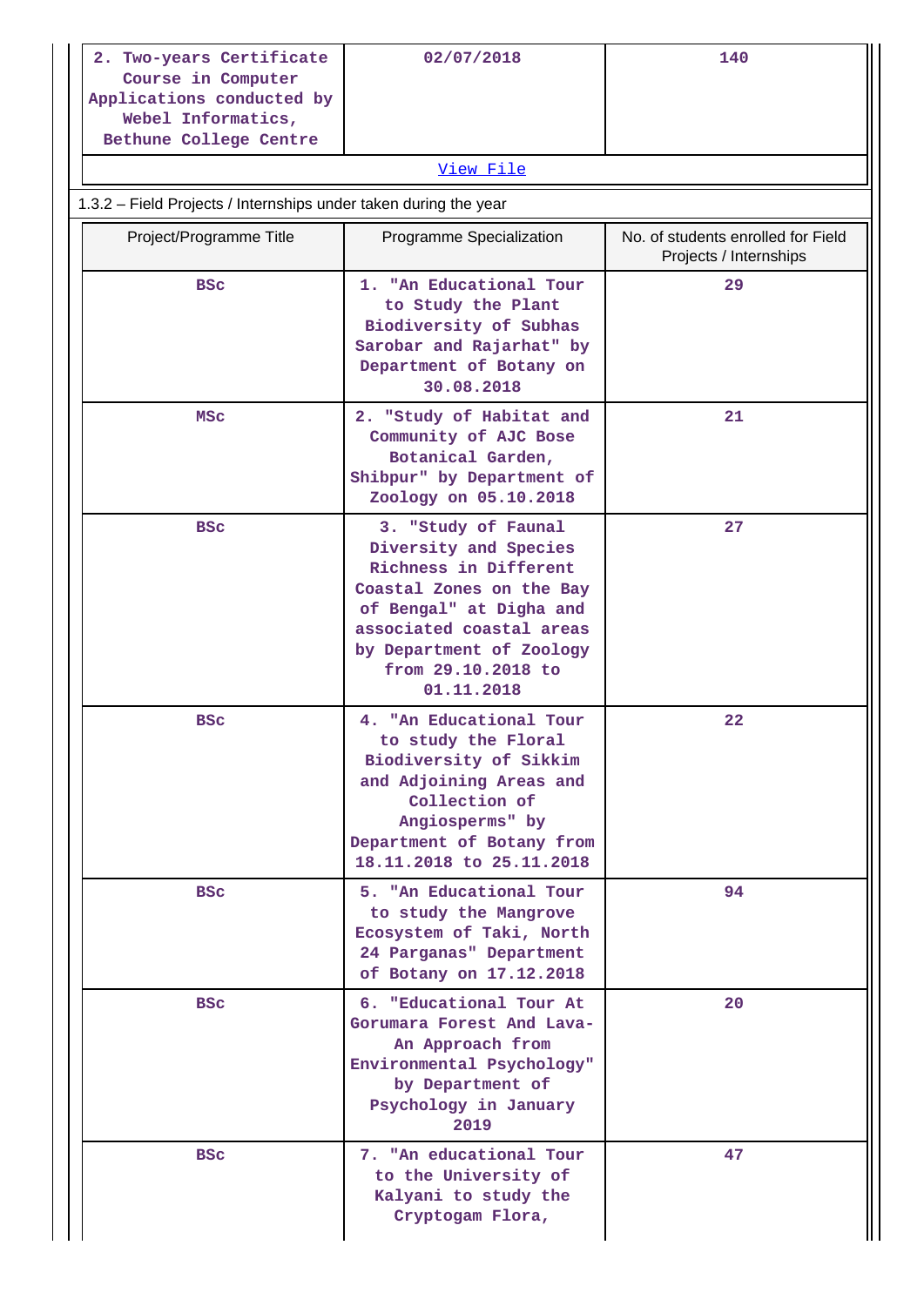| | | |
|---|---|---|
| 2. Two-years Certificate Course in Computer Applications conducted by Webel Informatics, Bethune College Centre | 02/07/2018 | 140 |

[View File]

1.3.2 – Field Projects / Internships under taken during the year

| Project/Programme Title | Programme Specialization | No. of students enrolled for Field Projects / Internships |
|---|---|---|
| BSc | 1. "An Educational Tour to Study the Plant Biodiversity of Subhas Sarobar and Rajarhat" by Department of Botany on 30.08.2018 | 29 |
| MSc | 2. "Study of Habitat and Community of AJC Bose Botanical Garden, Shibpur" by Department of Zoology on 05.10.2018 | 21 |
| BSc | 3. "Study of Faunal Diversity and Species Richness in Different Coastal Zones on the Bay of Bengal" at Digha and associated coastal areas by Department of Zoology from 29.10.2018 to 01.11.2018 | 27 |
| BSc | 4. "An Educational Tour to study the Floral Biodiversity of Sikkim and Adjoining Areas and Collection of Angiosperms" by Department of Botany from 18.11.2018 to 25.11.2018 | 22 |
| BSc | 5. "An Educational Tour to study the Mangrove Ecosystem of Taki, North 24 Parganas" Department of Botany on 17.12.2018 | 94 |
| BSc | 6. "Educational Tour At Gorumara Forest And Lava- An Approach from Environmental Psychology" by Department of Psychology in January 2019 | 20 |
| BSc | 7. "An educational Tour to the University of Kalyani to study the Cryptogam Flora, | 47 |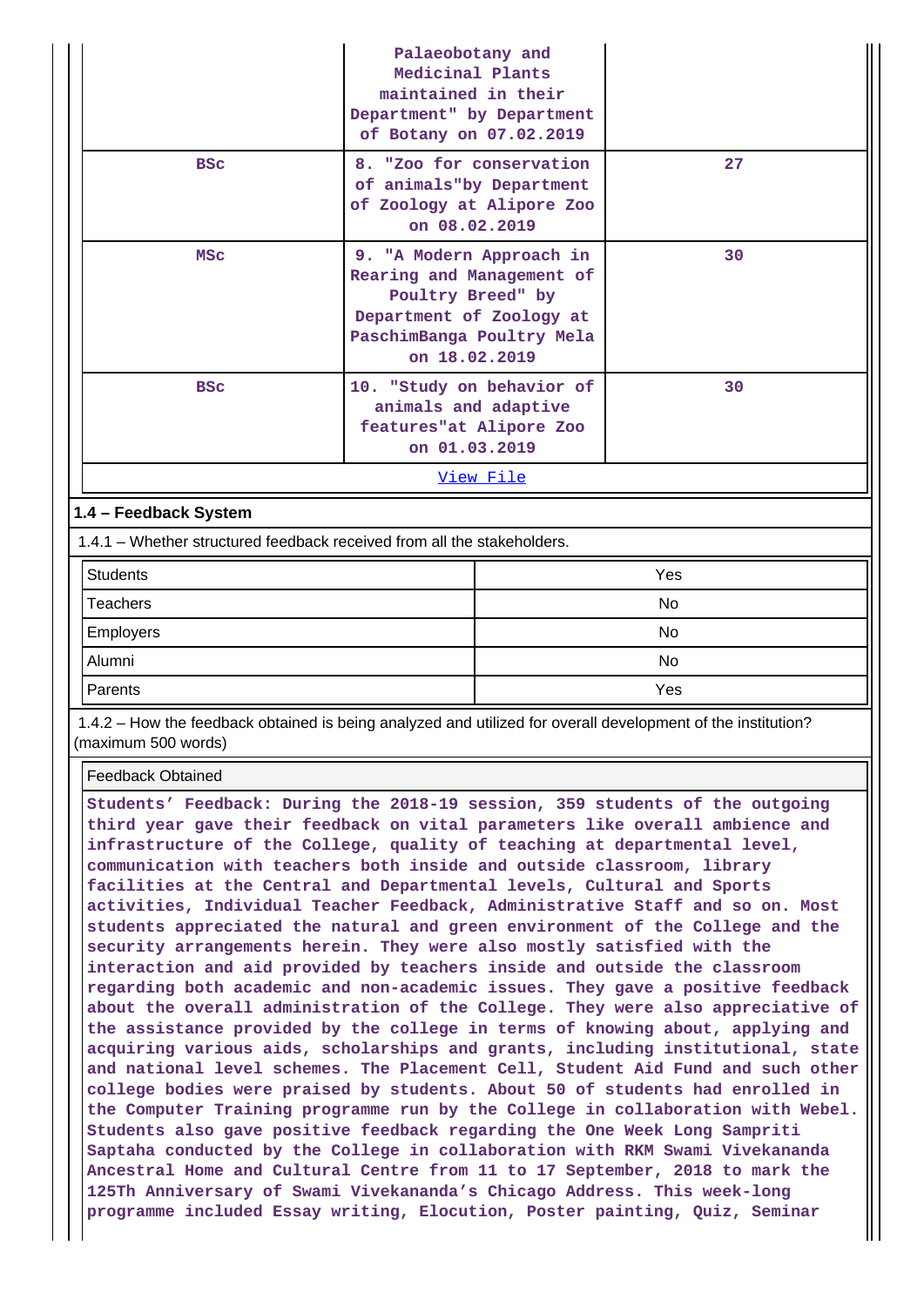| | | |
|---|---|---|
| | Palaeobotany and Medicinal Plants maintained in their Department" by Department of Botany on 07.02.2019 | |
| BSc | 8. "Zoo for conservation of animals"by Department of Zoology at Alipore Zoo on 08.02.2019 | 27 |
| MSc | 9. "A Modern Approach in Rearing and Management of Poultry Breed" by Department of Zoology at PaschimBanga Poultry Mela on 18.02.2019 | 30 |
| BSc | 10. "Study on behavior of animals and adaptive features"at Alipore Zoo on 01.03.2019 | 30 |
| | View File | |

### 1.4 – Feedback System

1.4.1 – Whether structured feedback received from all the stakeholders.

| | |
|---|---|
| Students | Yes |
| Teachers | No |
| Employers | No |
| Alumni | No |
| Parents | Yes |

1.4.2 – How the feedback obtained is being analyzed and utilized for overall development of the institution? (maximum 500 words)

Feedback Obtained

**Students' Feedback: During the 2018-19 session, 359 students of the outgoing third year gave their feedback on vital parameters like overall ambience and infrastructure of the College, quality of teaching at departmental level, communication with teachers both inside and outside classroom, library facilities at the Central and Departmental levels, Cultural and Sports activities, Individual Teacher Feedback, Administrative Staff and so on. Most students appreciated the natural and green environment of the College and the security arrangements herein. They were also mostly satisfied with the interaction and aid provided by teachers inside and outside the classroom regarding both academic and non-academic issues. They gave a positive feedback about the overall administration of the College. They were also appreciative of the assistance provided by the college in terms of knowing about, applying and acquiring various aids, scholarships and grants, including institutional, state and national level schemes. The Placement Cell, Student Aid Fund and such other college bodies were praised by students. About 50 of students had enrolled in the Computer Training programme run by the College in collaboration with Webel. Students also gave positive feedback regarding the One Week Long Sampriti Saptaha conducted by the College in collaboration with RKM Swami Vivekananda Ancestral Home and Cultural Centre from 11 to 17 September, 2018 to mark the 125Th Anniversary of Swami Vivekananda's Chicago Address. This week-long programme included Essay writing, Elocution, Poster painting, Quiz, Seminar**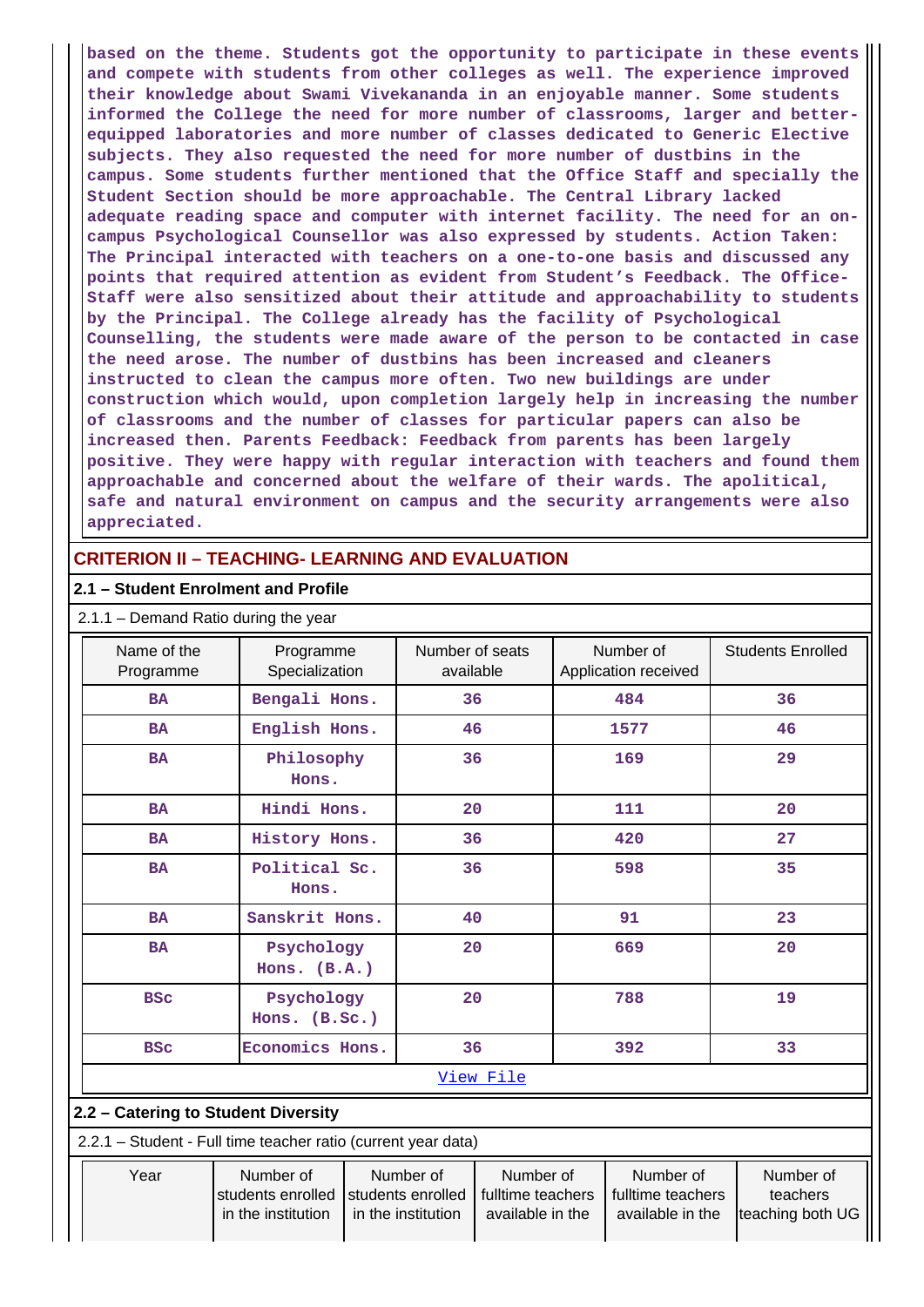based on the theme. Students got the opportunity to participate in these events and compete with students from other colleges as well. The experience improved their knowledge about Swami Vivekananda in an enjoyable manner. Some students informed the College the need for more number of classrooms, larger and better-equipped laboratories and more number of classes dedicated to Generic Elective subjects. They also requested the need for more number of dustbins in the campus. Some students further mentioned that the Office Staff and specially the Student Section should be more approachable. The Central Library lacked adequate reading space and computer with internet facility. The need for an on-campus Psychological Counsellor was also expressed by students. Action Taken: The Principal interacted with teachers on a one-to-one basis and discussed any points that required attention as evident from Student's Feedback. The Office-Staff were also sensitized about their attitude and approachability to students by the Principal. The College already has the facility of Psychological Counselling, the students were made aware of the person to be contacted in case the need arose. The number of dustbins has been increased and cleaners instructed to clean the campus more often. Two new buildings are under construction which would, upon completion largely help in increasing the number of classrooms and the number of classes for particular papers can also be increased then. Parents Feedback: Feedback from parents has been largely positive. They were happy with regular interaction with teachers and found them approachable and concerned about the welfare of their wards. The apolitical, safe and natural environment on campus and the security arrangements were also appreciated.

## CRITERION II – TEACHING- LEARNING AND EVALUATION

### 2.1 – Student Enrolment and Profile

2.1.1 – Demand Ratio during the year

| Name of the Programme | Programme Specialization | Number of seats available | Number of Application received | Students Enrolled |
|---|---|---|---|---|
| BA | Bengali Hons. | 36 | 484 | 36 |
| BA | English Hons. | 46 | 1577 | 46 |
| BA | Philosophy Hons. | 36 | 169 | 29 |
| BA | Hindi Hons. | 20 | 111 | 20 |
| BA | History Hons. | 36 | 420 | 27 |
| BA | Political Sc. Hons. | 36 | 598 | 35 |
| BA | Sanskrit Hons. | 40 | 91 | 23 |
| BA | Psychology Hons. (B.A.) | 20 | 669 | 20 |
| BSc | Psychology Hons. (B.Sc.) | 20 | 788 | 19 |
| BSc | Economics Hons. | 36 | 392 | 33 |

View File

### 2.2 – Catering to Student Diversity

2.2.1 – Student - Full time teacher ratio (current year data)

| Year | Number of students enrolled in the institution | Number of students enrolled in the institution | Number of fulltime teachers available in the | Number of fulltime teachers available in the | Number of teachers teaching both UG |
|---|---|---|---|---|---|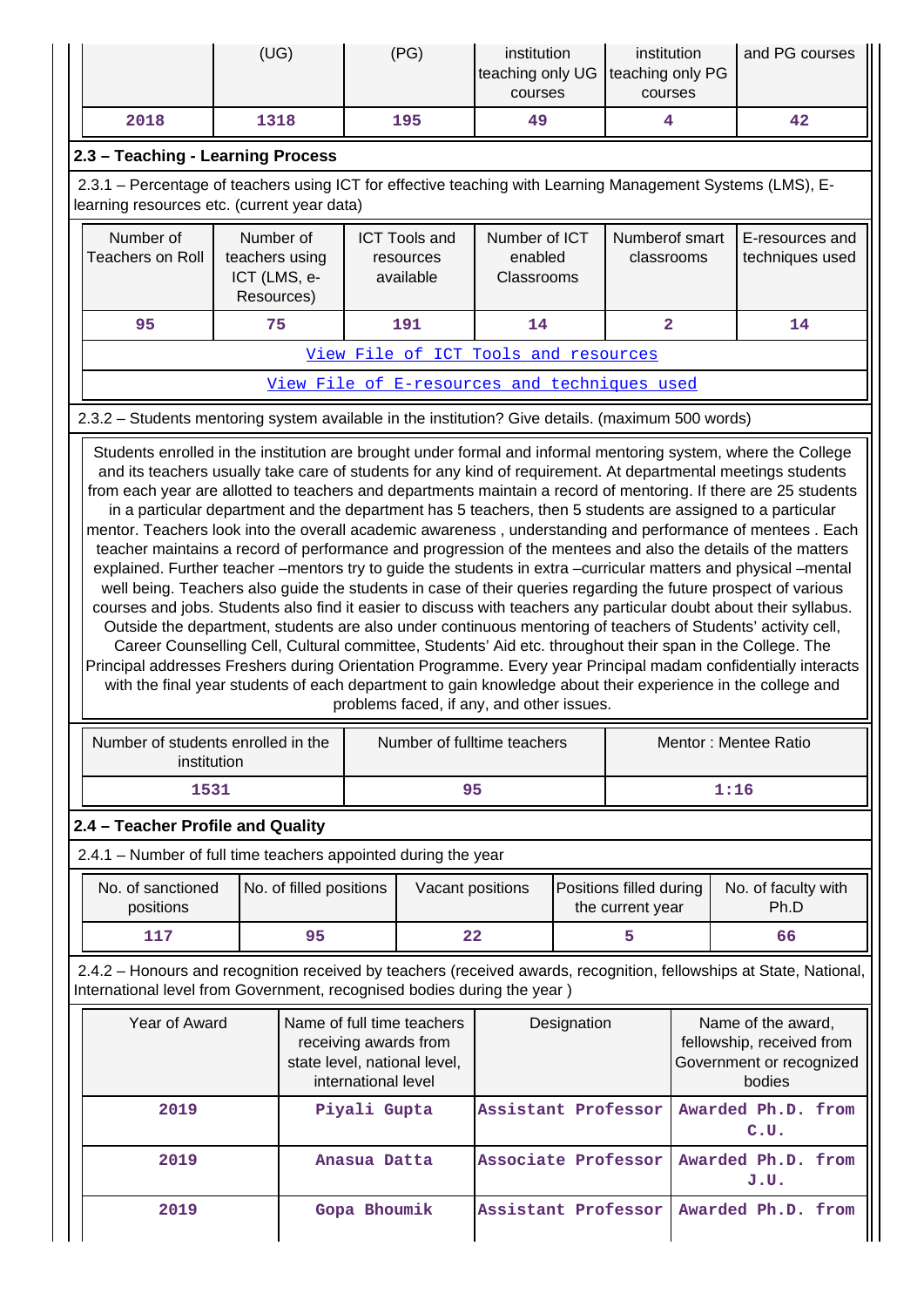| | (UG) | (PG) | institution teaching only UG courses | institution teaching only PG courses | and PG courses |
|---|---|---|---|---|---|
| 2018 | 1318 | 195 | 49 | 4 | 42 |

### 2.3 – Teaching - Learning Process

2.3.1 – Percentage of teachers using ICT for effective teaching with Learning Management Systems (LMS), E-learning resources etc. (current year data)

| Number of Teachers on Roll | Number of teachers using ICT (LMS, e-Resources) | ICT Tools and resources available | Number of ICT enabled Classrooms | Numberof smart classrooms | E-resources and techniques used |
|---|---|---|---|---|---|
| 95 | 75 | 191 | 14 | 2 | 14 |

View File of ICT Tools and resources

View File of E-resources and techniques used

2.3.2 – Students mentoring system available in the institution? Give details. (maximum 500 words)

Students enrolled in the institution are brought under formal and informal mentoring system, where the College and its teachers usually take care of students for any kind of requirement. At departmental meetings students from each year are allotted to teachers and departments maintain a record of mentoring. If there are 25 students in a particular department and the department has 5 teachers, then 5 students are assigned to a particular mentor. Teachers look into the overall academic awareness , understanding and performance of mentees . Each teacher maintains a record of performance and progression of the mentees and also the details of the matters explained. Further teacher –mentors try to guide the students in extra –curricular matters and physical –mental well being. Teachers also guide the students in case of their queries regarding the future prospect of various courses and jobs. Students also find it easier to discuss with teachers any particular doubt about their syllabus. Outside the department, students are also under continuous mentoring of teachers of Students' activity cell, Career Counselling Cell, Cultural committee, Students' Aid etc. throughout their span in the College. The Principal addresses Freshers during Orientation Programme. Every year Principal madam confidentially interacts with the final year students of each department to gain knowledge about their experience in the college and problems faced, if any, and other issues.

| Number of students enrolled in the institution | Number of fulltime teachers | Mentor : Mentee Ratio |
|---|---|---|
| 1531 | 95 | 1:16 |

### 2.4 – Teacher Profile and Quality

2.4.1 – Number of full time teachers appointed during the year

| No. of sanctioned positions | No. of filled positions | Vacant positions | Positions filled during the current year | No. of faculty with Ph.D |
|---|---|---|---|---|
| 117 | 95 | 22 | 5 | 66 |

2.4.2 – Honours and recognition received by teachers (received awards, recognition, fellowships at State, National, International level from Government, recognised bodies during the year )

| Year of Award | Name of full time teachers receiving awards from state level, national level, international level | Designation | Name of the award, fellowship, received from Government or recognized bodies |
|---|---|---|---|
| 2019 | Piyali Gupta | Assistant Professor | Awarded Ph.D. from C.U. |
| 2019 | Anasua Datta | Associate Professor | Awarded Ph.D. from J.U. |
| 2019 | Gopa Bhoumik | Assistant Professor | Awarded Ph.D. from |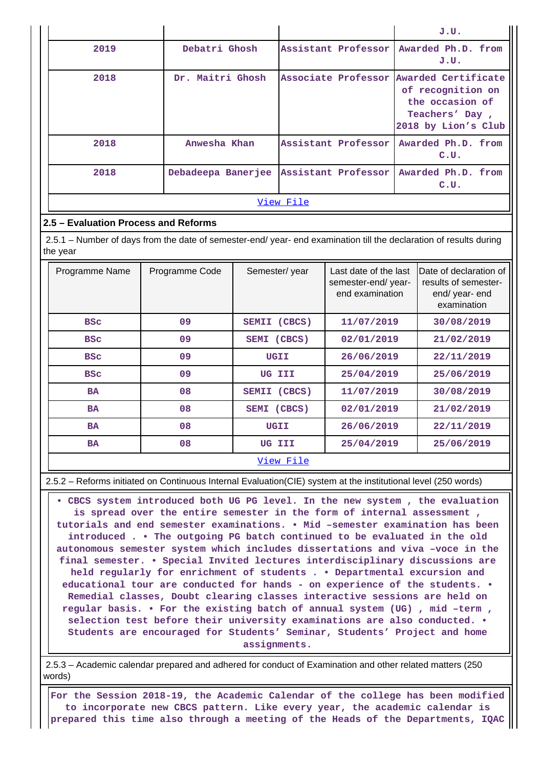| | | | J.U. |
|---|---|---|---|
| 2019 | Debatri Ghosh | Assistant Professor | Awarded Ph.D. from J.U. |
| 2018 | Dr. Maitri Ghosh | Associate Professor | Awarded Certificate of recognition on the occasion of Teachers' Day , 2018 by Lion's Club |
| 2018 | Anwesha Khan | Assistant Professor | Awarded Ph.D. from C.U. |
| 2018 | Debadeepa Banerjee | Assistant Professor | Awarded Ph.D. from C.U. |

View File

## 2.5 – Evaluation Process and Reforms

2.5.1 – Number of days from the date of semester-end/ year- end examination till the declaration of results during the year

| Programme Name | Programme Code | Semester/ year | Last date of the last semester-end/ year- end examination | Date of declaration of results of semester- end/ year- end examination |
|---|---|---|---|---|
| BSc | 09 | SEMII (CBCS) | 11/07/2019 | 30/08/2019 |
| BSc | 09 | SEMI (CBCS) | 02/01/2019 | 21/02/2019 |
| BSc | 09 | UGII | 26/06/2019 | 22/11/2019 |
| BSc | 09 | UG III | 25/04/2019 | 25/06/2019 |
| BA | 08 | SEMII (CBCS) | 11/07/2019 | 30/08/2019 |
| BA | 08 | SEMI (CBCS) | 02/01/2019 | 21/02/2019 |
| BA | 08 | UGII | 26/06/2019 | 22/11/2019 |
| BA | 08 | UG III | 25/04/2019 | 25/06/2019 |

View File

2.5.2 – Reforms initiated on Continuous Internal Evaluation(CIE) system at the institutional level (250 words)

• CBCS system introduced both UG PG level. In the new system , the evaluation is spread over the entire semester in the form of internal assessment , tutorials and end semester examinations. • Mid –semester examination has been introduced . • The outgoing PG batch continued to be evaluated in the old autonomous semester system which includes dissertations and viva –voce in the final semester. • Special Invited lectures interdisciplinary discussions are held regularly for enrichment of students . • Departmental excursion and educational tour are conducted for hands - on experience of the students. • Remedial classes, Doubt clearing classes interactive sessions are held on regular basis. • For the existing batch of annual system (UG) , mid –term , selection test before their university examinations are also conducted. • Students are encouraged for Students' Seminar, Students' Project and home assignments.

2.5.3 – Academic calendar prepared and adhered for conduct of Examination and other related matters (250 words)

For the Session 2018-19, the Academic Calendar of the college has been modified to incorporate new CBCS pattern. Like every year, the academic calendar is prepared this time also through a meeting of the Heads of the Departments, IQAC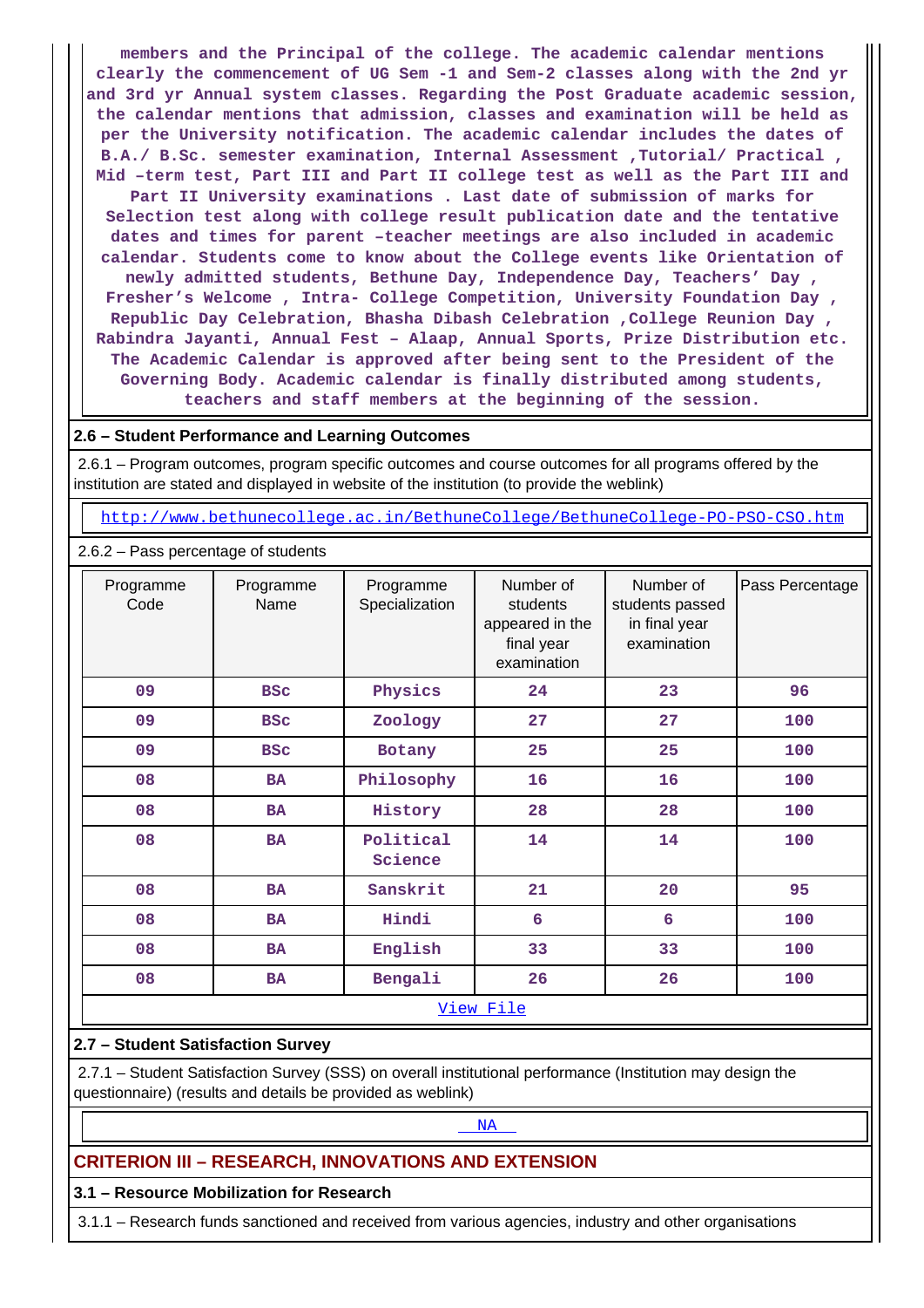members and the Principal of the college. The academic calendar mentions clearly the commencement of UG Sem -1 and Sem-2 classes along with the 2nd yr and 3rd yr Annual system classes. Regarding the Post Graduate academic session, the calendar mentions that admission, classes and examination will be held as per the University notification. The academic calendar includes the dates of B.A./ B.Sc. semester examination, Internal Assessment ,Tutorial/ Practical , Mid –term test, Part III and Part II college test as well as the Part III and Part II University examinations . Last date of submission of marks for Selection test along with college result publication date and the tentative dates and times for parent –teacher meetings are also included in academic calendar. Students come to know about the College events like Orientation of newly admitted students, Bethune Day, Independence Day, Teachers' Day , Fresher's Welcome , Intra- College Competition, University Foundation Day , Republic Day Celebration, Bhasha Dibash Celebration ,College Reunion Day , Rabindra Jayanti, Annual Fest – Alaap, Annual Sports, Prize Distribution etc. The Academic Calendar is approved after being sent to the President of the Governing Body. Academic calendar is finally distributed among students, teachers and staff members at the beginning of the session.

### 2.6 – Student Performance and Learning Outcomes

2.6.1 – Program outcomes, program specific outcomes and course outcomes for all programs offered by the institution are stated and displayed in website of the institution (to provide the weblink)

http://www.bethunecollege.ac.in/BethuneCollege/BethuneCollege-PO-PSO-CSO.htm

2.6.2 – Pass percentage of students

| Programme Code | Programme Name | Programme Specialization | Number of students appeared in the final year examination | Number of students passed in final year examination | Pass Percentage |
|---|---|---|---|---|---|
| 09 | BSc | Physics | 24 | 23 | 96 |
| 09 | BSc | Zoology | 27 | 27 | 100 |
| 09 | BSc | Botany | 25 | 25 | 100 |
| 08 | BA | Philosophy | 16 | 16 | 100 |
| 08 | BA | History | 28 | 28 | 100 |
| 08 | BA | Political Science | 14 | 14 | 100 |
| 08 | BA | Sanskrit | 21 | 20 | 95 |
| 08 | BA | Hindi | 6 | 6 | 100 |
| 08 | BA | English | 33 | 33 | 100 |
| 08 | BA | Bengali | 26 | 26 | 100 |

View File

### 2.7 – Student Satisfaction Survey

2.7.1 – Student Satisfaction Survey (SSS) on overall institutional performance (Institution may design the questionnaire) (results and details be provided as weblink)

NA

## CRITERION III – RESEARCH, INNOVATIONS AND EXTENSION

### 3.1 – Resource Mobilization for Research

3.1.1 – Research funds sanctioned and received from various agencies, industry and other organisations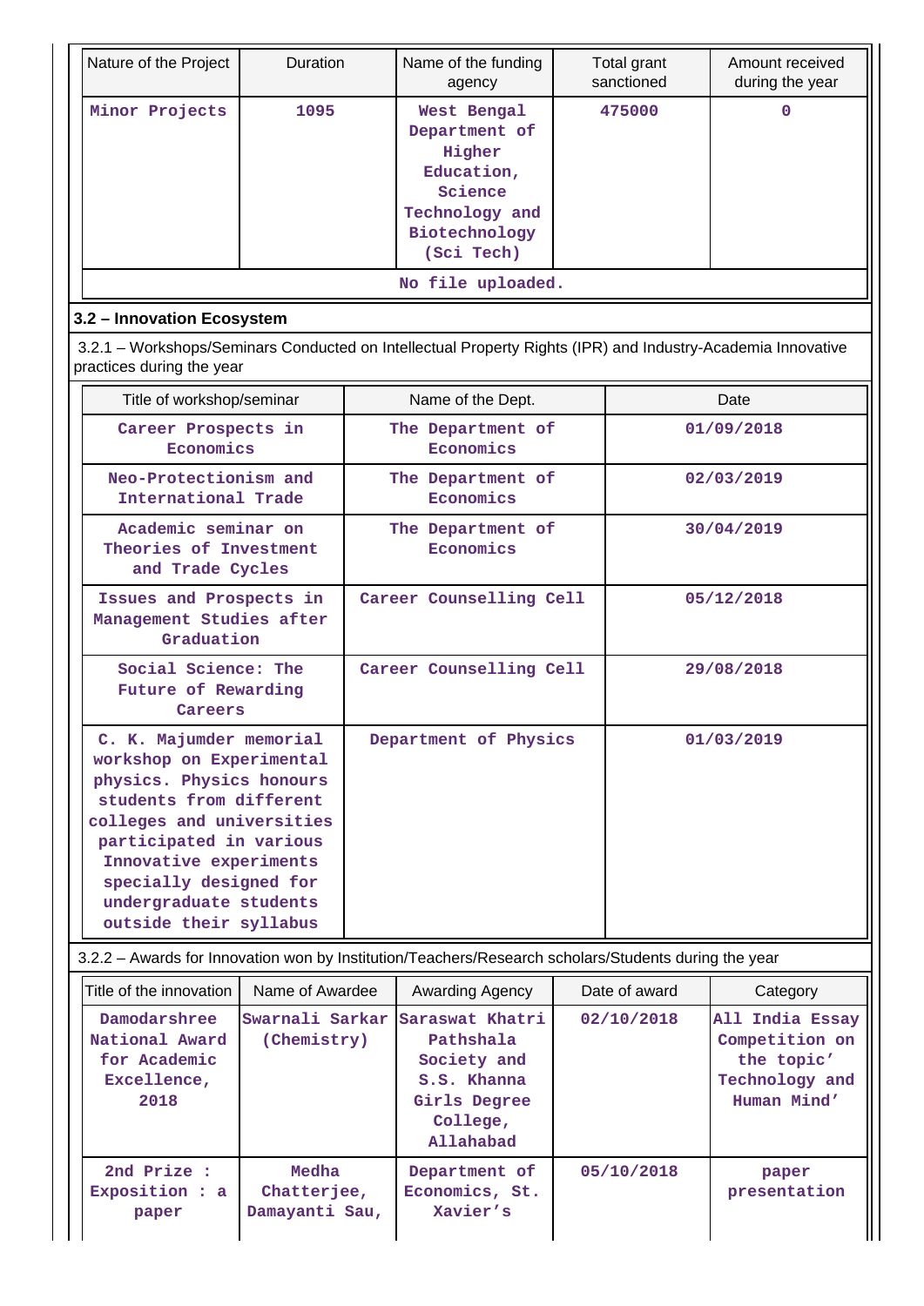| Nature of the Project | Duration | Name of the funding agency | Total grant sanctioned | Amount received during the year |
|---|---|---|---|---|
| Minor Projects | 1095 | West Bengal Department of Higher Education, Science Technology and Biotechnology (Sci Tech) | 475000 | 0 |
| No file uploaded. | | | | |

### 3.2 – Innovation Ecosystem

3.2.1 – Workshops/Seminars Conducted on Intellectual Property Rights (IPR) and Industry-Academia Innovative practices during the year

| Title of workshop/seminar | Name of the Dept. | Date |
|---|---|---|
| Career Prospects in Economics | The Department of Economics | 01/09/2018 |
| Neo-Protectionism and International Trade | The Department of Economics | 02/03/2019 |
| Academic seminar on Theories of Investment and Trade Cycles | The Department of Economics | 30/04/2019 |
| Issues and Prospects in Management Studies after Graduation | Career Counselling Cell | 05/12/2018 |
| Social Science: The Future of Rewarding Careers | Career Counselling Cell | 29/08/2018 |
| C. K. Majumder memorial workshop on Experimental physics. Physics honours students from different colleges and universities participated in various Innovative experiments specially designed for undergraduate students outside their syllabus | Department of Physics | 01/03/2019 |

3.2.2 – Awards for Innovation won by Institution/Teachers/Research scholars/Students during the year

| Title of the innovation | Name of Awardee | Awarding Agency | Date of award | Category |
|---|---|---|---|---|
| Damodarshree National Award for Academic Excellence, 2018 | Swarnali Sarkar (Chemistry) | Saraswat Khatri Pathshala Society and S.S. Khanna Girls Degree College, Allahabad | 02/10/2018 | All India Essay Competition on the topic' Technology and Human Mind' |
| 2nd Prize : Exposition : a paper | Medha Chatterjee, Damayanti Sau, | Department of Economics, St. Xavier's | 05/10/2018 | paper presentation |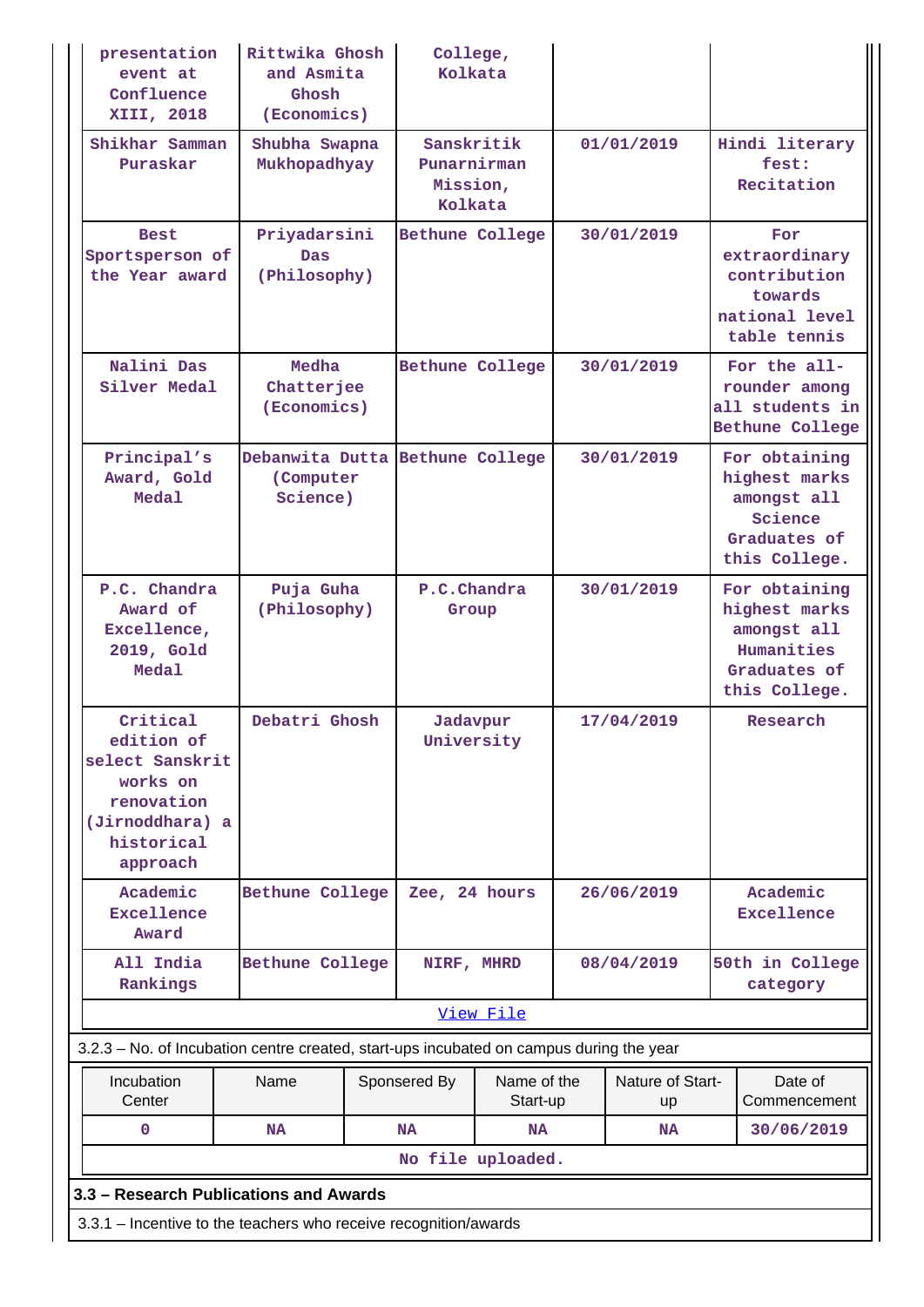| | | | | |
|---|---|---|---|---|
| presentation event at Confluence XIII, 2018 | Rittwika Ghosh and Asmita Ghosh (Economics) | College, Kolkata | | |
| Shikhar Samman Puraskar | Shubha Swapna Mukhopadhyay | Sanskritik Punarnirman Mission, Kolkata | 01/01/2019 | Hindi literary fest: Recitation |
| Best Sportsperson of the Year award | Priyadarsini Das (Philosophy) | Bethune College | 30/01/2019 | For extraordinary contribution towards national level table tennis |
| Nalini Das Silver Medal | Medha Chatterjee (Economics) | Bethune College | 30/01/2019 | For the all-rounder among all students in Bethune College |
| Principal's Award, Gold Medal | Debanwita Dutta (Computer Science) | Bethune College | 30/01/2019 | For obtaining highest marks amongst all Science Graduates of this College. |
| P.C. Chandra Award of Excellence, 2019, Gold Medal | Puja Guha (Philosophy) | P.C.Chandra Group | 30/01/2019 | For obtaining highest marks amongst all Humanities Graduates of this College. |
| Critical edition of select Sanskrit works on renovation (Jirnoddhara) a historical approach | Debatri Ghosh | Jadavpur University | 17/04/2019 | Research |
| Academic Excellence Award | Bethune College | Zee, 24 hours | 26/06/2019 | Academic Excellence |
| All India Rankings | Bethune College | NIRF, MHRD | 08/04/2019 | 50th in College category |

View File

3.2.3 – No. of Incubation centre created, start-ups incubated on campus during the year

| Incubation Center | Name | Sponsered By | Name of the Start-up | Nature of Start-up | Date of Commencement |
|---|---|---|---|---|---|
| 0 | NA | NA | NA | NA | 30/06/2019 |

No file uploaded.

## 3.3 – Research Publications and Awards

3.3.1 – Incentive to the teachers who receive recognition/awards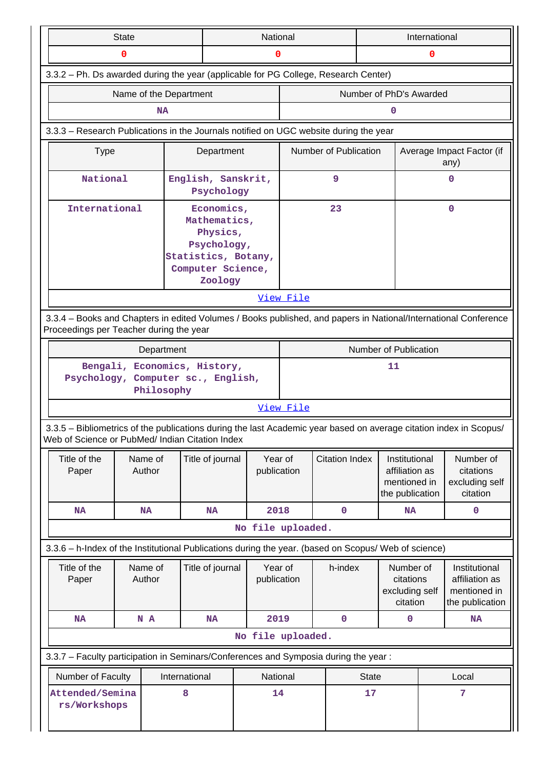| State | National | International |
|---|---|---|
| 0 | 0 | 0 |

3.3.2 – Ph. Ds awarded during the year (applicable for PG College, Research Center)

| Name of the Department | Number of PhD's Awarded |
|---|---|
| NA | 0 |

3.3.3 – Research Publications in the Journals notified on UGC website during the year

| Type | Department | Number of Publication | Average Impact Factor (if any) |
|---|---|---|---|
| National | English, Sanskrit, Psychology | 9 | 0 |
| International | Economics, Mathematics, Physics, Psychology, Statistics, Botany, Computer Science, Zoology | 23 | 0 |

View File

3.3.4 – Books and Chapters in edited Volumes / Books published, and papers in National/International Conference Proceedings per Teacher during the year

| Department | Number of Publication |
|---|---|
| Bengali, Economics, History, Psychology, Computer sc., English, Philosophy | 11 |

View File

3.3.5 – Bibliometrics of the publications during the last Academic year based on average citation index in Scopus/ Web of Science or PubMed/ Indian Citation Index

| Title of the Paper | Name of Author | Title of journal | Year of publication | Citation Index | Institutional affiliation as mentioned in the publication | Number of citations excluding self citation |
|---|---|---|---|---|---|---|
| NA | NA | NA | 2018 | 0 | NA | 0 |

No file uploaded.

3.3.6 – h-Index of the Institutional Publications during the year. (based on Scopus/ Web of science)

| Title of the Paper | Name of Author | Title of journal | Year of publication | h-index | Number of citations excluding self citation | Institutional affiliation as mentioned in the publication |
|---|---|---|---|---|---|---|
| NA | N A | NA | 2019 | 0 | 0 | NA |

No file uploaded.

3.3.7 – Faculty participation in Seminars/Conferences and Symposia during the year :

| Number of Faculty | International | National | State | Local |
|---|---|---|---|---|
| Attended/Seminars/Workshops | 8 | 14 | 17 | 7 |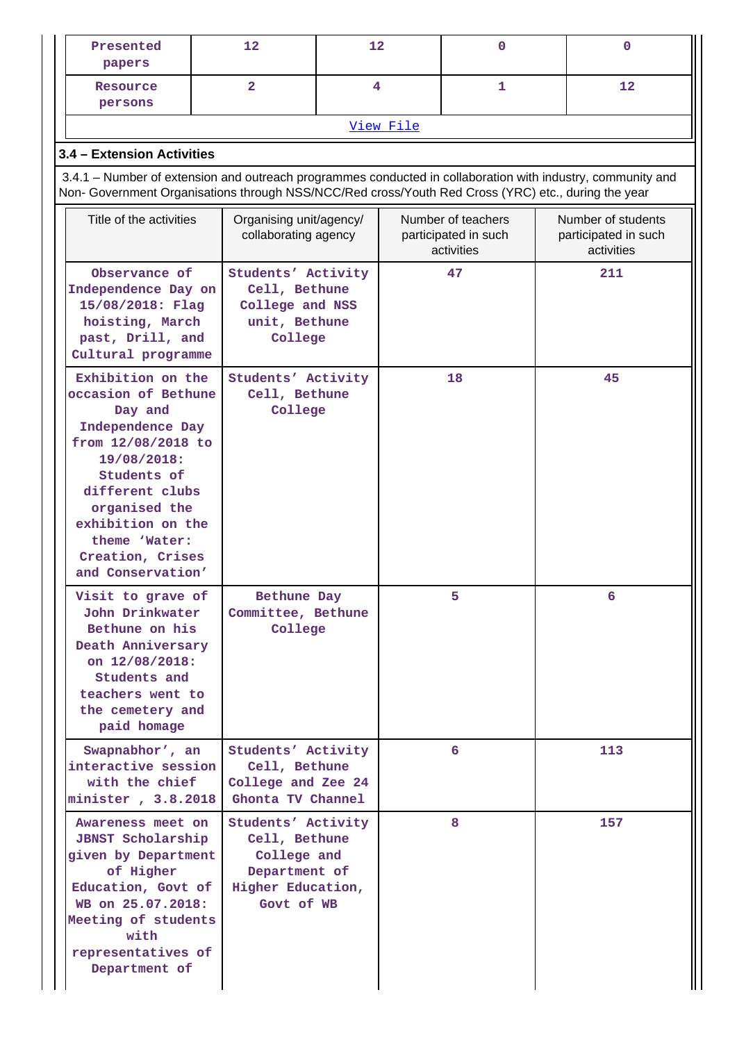| Presented papers | 12 | 12 | 0 | 0 |
|---|---|---|---|---|
| Resource persons | 2 | 4 | 1 | 12 |
| View File | | | | |

### 3.4 – Extension Activities

3.4.1 – Number of extension and outreach programmes conducted in collaboration with industry, community and Non- Government Organisations through NSS/NCC/Red cross/Youth Red Cross (YRC) etc., during the year

| Title of the activities | Organising unit/agency/ collaborating agency | Number of teachers participated in such activities | Number of students participated in such activities |
|---|---|---|---|
| Observance of Independence Day on 15/08/2018: Flag hoisting, March past, Drill, and Cultural programme | Students' Activity Cell, Bethune College and NSS unit, Bethune College | 47 | 211 |
| Exhibition on the occasion of Bethune Day and Independence Day from 12/08/2018 to 19/08/2018: Students of different clubs organised the exhibition on the theme 'Water: Creation, Crises and Conservation' | Students' Activity Cell, Bethune College | 18 | 45 |
| Visit to grave of John Drinkwater Bethune on his Death Anniversary on 12/08/2018: Students and teachers went to the cemetery and paid homage | Bethune Day Committee, Bethune College | 5 | 6 |
| Swapnabhor', an interactive session with the chief minister , 3.8.2018 | Students' Activity Cell, Bethune College and Zee 24 Ghonta TV Channel | 6 | 113 |
| Awareness meet on JBNST Scholarship given by Department of Higher Education, Govt of WB on 25.07.2018: Meeting of students with representatives of Department of | Students' Activity Cell, Bethune College and Department of Higher Education, Govt of WB | 8 | 157 |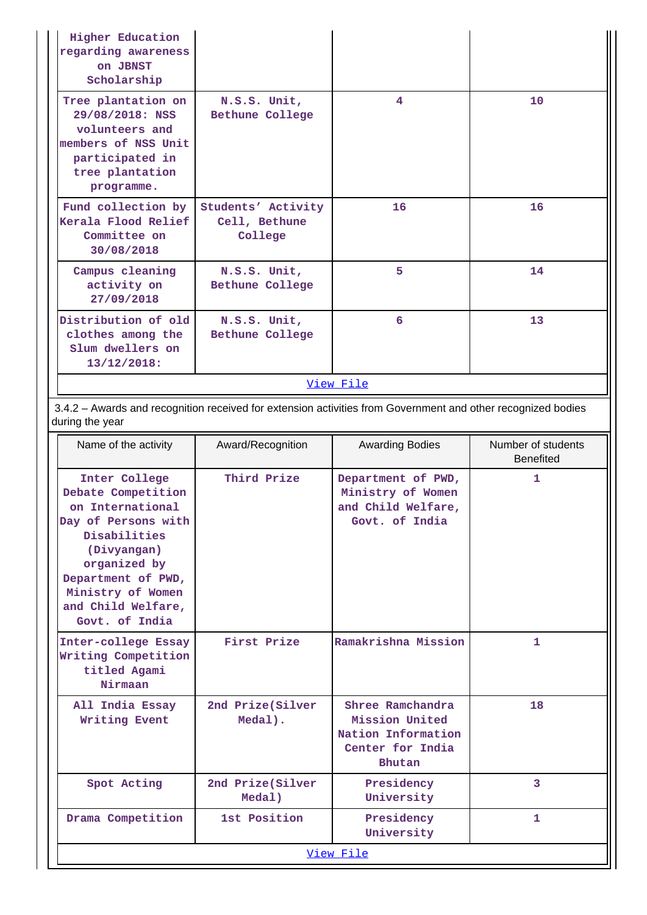| | | | |
|---|---|---|---|
| Higher Education regarding awareness on JBNST Scholarship | | | |
| Tree plantation on 29/08/2018: NSS volunteers and members of NSS Unit participated in tree plantation programme. | N.S.S. Unit, Bethune College | 4 | 10 |
| Fund collection by Kerala Flood Relief Committee on 30/08/2018 | Students' Activity Cell, Bethune College | 16 | 16 |
| Campus cleaning activity on 27/09/2018 | N.S.S. Unit, Bethune College | 5 | 14 |
| Distribution of old clothes among the Slum dwellers on 13/12/2018: | N.S.S. Unit, Bethune College | 6 | 13 |

View File

3.4.2 – Awards and recognition received for extension activities from Government and other recognized bodies during the year

| Name of the activity | Award/Recognition | Awarding Bodies | Number of students Benefited |
|---|---|---|---|
| Inter College Debate Competition on International Day of Persons with Disabilities (Divyangan) organized by Department of PWD, Ministry of Women and Child Welfare, Govt. of India | Third Prize | Department of PWD, Ministry of Women and Child Welfare, Govt. of India | 1 |
| Inter-college Essay Writing Competition titled Agami Nirmaan | First Prize | Ramakrishna Mission | 1 |
| All India Essay Writing Event | 2nd Prize(Silver Medal). | Shree Ramchandra Mission United Nation Information Center for India Bhutan | 18 |
| Spot Acting | 2nd Prize(Silver Medal) | Presidency University | 3 |
| Drama Competition | 1st Position | Presidency University | 1 |

View File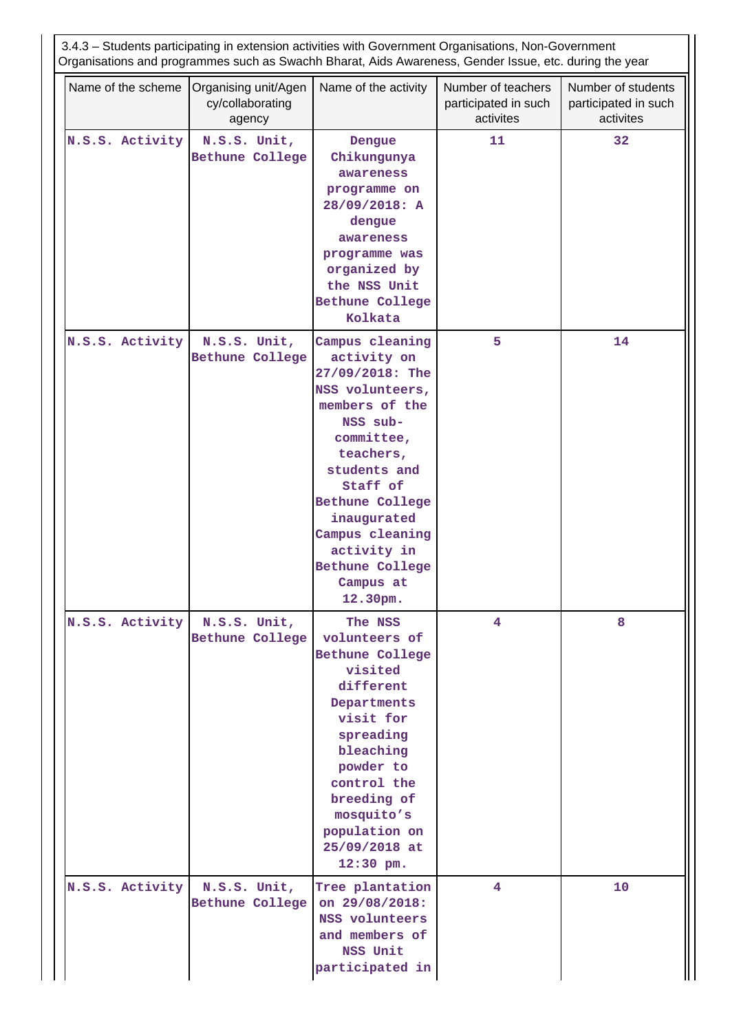3.4.3 – Students participating in extension activities with Government Organisations, Non-Government Organisations and programmes such as Swachh Bharat, Aids Awareness, Gender Issue, etc. during the year

| Name of the scheme | Organising unit/Agency/collaborating agency | Name of the activity | Number of teachers participated in such activites | Number of students participated in such activites |
|---|---|---|---|---|
| N.S.S. Activity | N.S.S. Unit, Bethune College | Dengue Chikungunya awareness programme on 28/09/2018: A dengue awareness programme was organized by the NSS Unit Bethune College Kolkata | 11 | 32 |
| N.S.S. Activity | N.S.S. Unit, Bethune College | Campus cleaning activity on 27/09/2018: The NSS volunteers, members of the NSS sub-committee, teachers, students and Staff of Bethune College inaugurated Campus cleaning activity in Bethune College Campus at 12.30pm. | 5 | 14 |
| N.S.S. Activity | N.S.S. Unit, Bethune College | The NSS volunteers of Bethune College visited different Departments visit for spreading bleaching powder to control the breeding of mosquito's population on 25/09/2018 at 12:30 pm. | 4 | 8 |
| N.S.S. Activity | N.S.S. Unit, Bethune College | Tree plantation on 29/08/2018: NSS volunteers and members of NSS Unit participated in | 4 | 10 |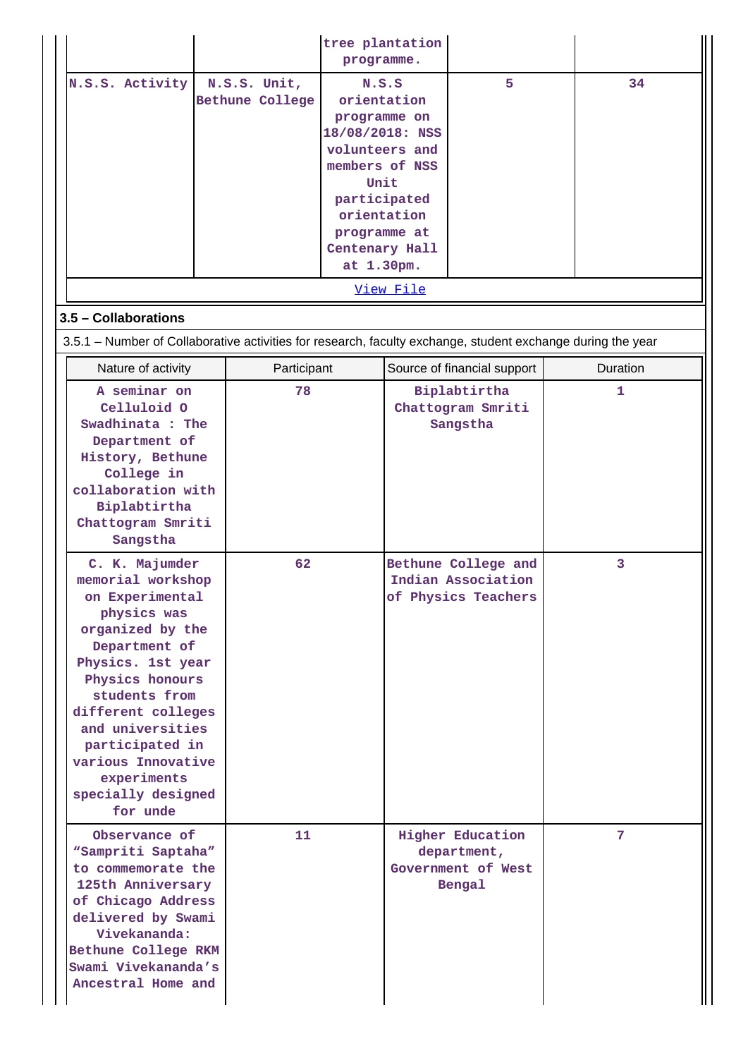| | | tree plantation programme. | | |
|---|---|---|---|---|
| N.S.S. Activity | N.S.S. Unit, Bethune College | N.S.S orientation programme on 18/08/2018: NSS volunteers and members of NSS Unit participated orientation programme at Centenary Hall at 1.30pm. | 5 | 34 |

View File

### 3.5 – Collaborations

3.5.1 – Number of Collaborative activities for research, faculty exchange, student exchange during the year

| Nature of activity | Participant | Source of financial support | Duration |
|---|---|---|---|
| A seminar on Celluloid O Swadhinata : The Department of History, Bethune College in collaboration with Biplabtirtha Chattogram Smriti Sangstha | 78 | Biplabtirtha Chattogram Smriti Sangstha | 1 |
| C. K. Majumder memorial workshop on Experimental physics was organized by the Department of Physics. 1st year Physics honours students from different colleges and universities participated in various Innovative experiments specially designed for unde | 62 | Bethune College and Indian Association of Physics Teachers | 3 |
| Observance of “Sampriti Saptaha” to commemorate the 125th Anniversary of Chicago Address delivered by Swami Vivekananda: Bethune College RKM Swami Vivekananda’s Ancestral Home and | 11 | Higher Education department, Government of West Bengal | 7 |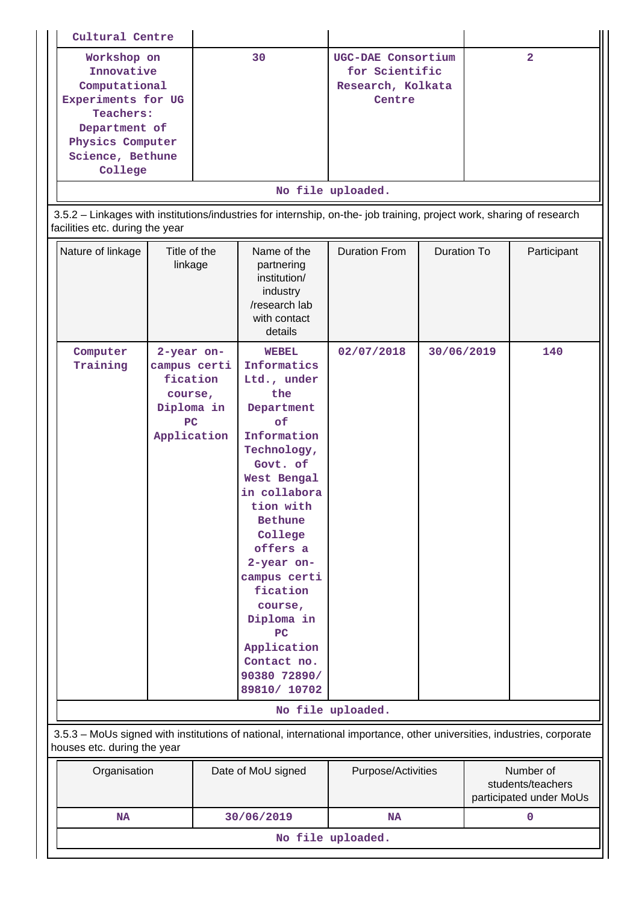| Cultural Centre | | | |
|---|---|---|---|
| Workshop on Innovative Computational Experiments for UG Teachers: Department of Physics Computer Science, Bethune College | 30 | UGC-DAE Consortium for Scientific Research, Kolkata Centre | 2 |
| No file uploaded. | | | |

3.5.2 – Linkages with institutions/industries for internship, on-the- job training, project work, sharing of research facilities etc. during the year

| Nature of linkage | Title of the linkage | Name of the partnering institution/ industry /research lab with contact details | Duration From | Duration To | Participant |
|---|---|---|---|---|---|
| Computer Training | 2-year on-campus certification course, Diploma in PC Application | WEBEL Informatics Ltd., under the Department of Information Technology, Govt. of West Bengal in collaboration with Bethune College offers a 2-year on-campus certification course, Diploma in PC Application Contact no. 90380 72890/ 89810/ 10702 | 02/07/2018 | 30/06/2019 | 140 |
| No file uploaded. | | | | | |

3.5.3 – MoUs signed with institutions of national, international importance, other universities, industries, corporate houses etc. during the year

| Organisation | Date of MoU signed | Purpose/Activities | Number of students/teachers participated under MoUs |
|---|---|---|---|
| NA | 30/06/2019 | NA | 0 |
| No file uploaded. | | | |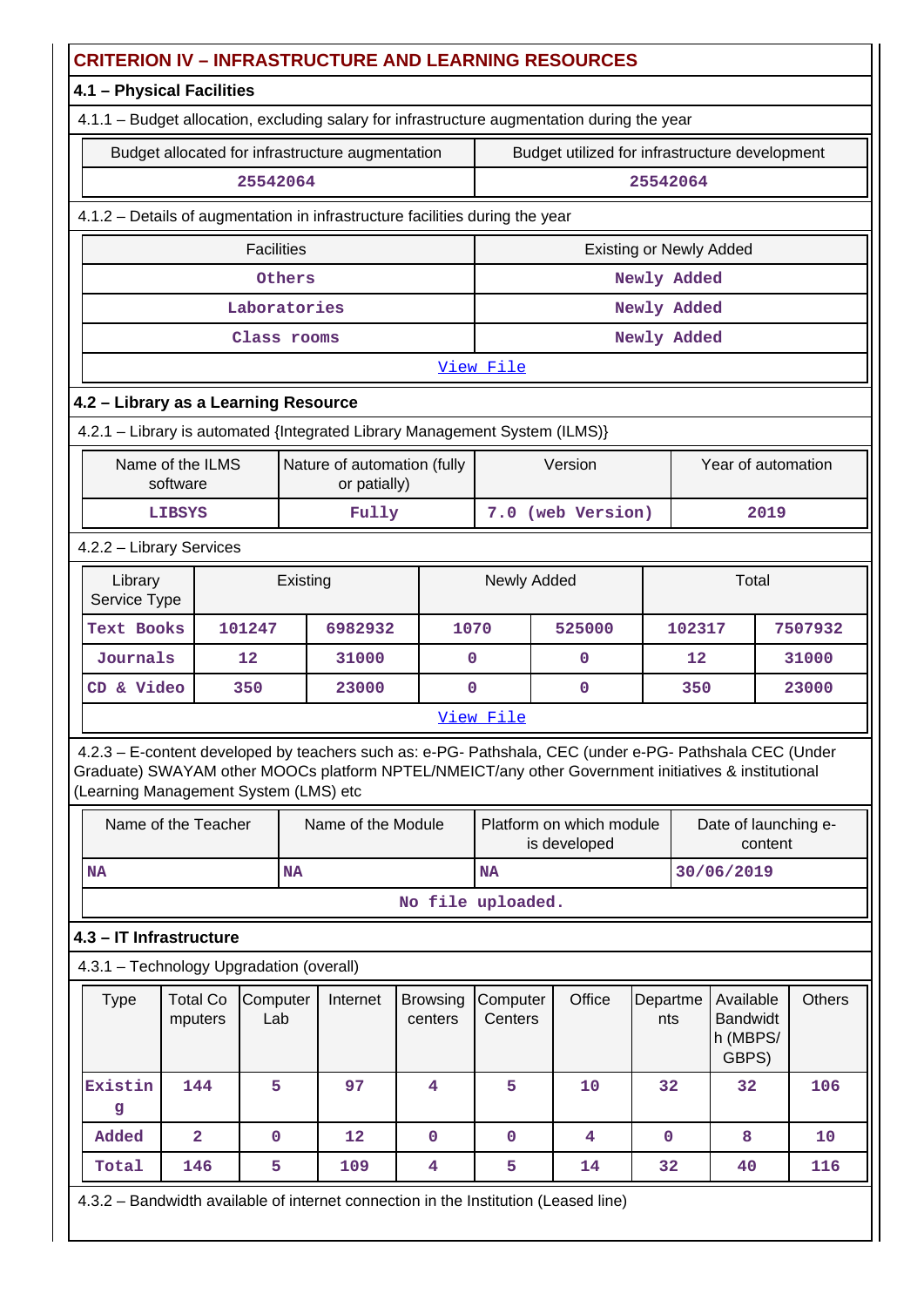## CRITERION IV – INFRASTRUCTURE AND LEARNING RESOURCES

### 4.1 – Physical Facilities

4.1.1 – Budget allocation, excluding salary for infrastructure augmentation during the year

| Budget allocated for infrastructure augmentation | Budget utilized for infrastructure development |
|---|---|
| 25542064 | 25542064 |

4.1.2 – Details of augmentation in infrastructure facilities during the year

| Facilities | Existing or Newly Added |
|---|---|
| Others | Newly Added |
| Laboratories | Newly Added |
| Class rooms | Newly Added |
| View File | |

### 4.2 – Library as a Learning Resource

4.2.1 – Library is automated {Integrated Library Management System (ILMS)}

| Name of the ILMS software | Nature of automation (fully or patially) | Version | Year of automation |
|---|---|---|---|
| LIBSYS | Fully | 7.0 (web Version) | 2019 |

4.2.2 – Library Services

| Library Service Type | Existing | | Newly Added | | Total | |
|---|---|---|---|---|---|---|
| Text Books | 101247 | 6982932 | 1070 | 525000 | 102317 | 7507932 |
| Journals | 12 | 31000 | 0 | 0 | 12 | 31000 |
| CD & Video | 350 | 23000 | 0 | 0 | 350 | 23000 |
| View File | | | | | | |

4.2.3 – E-content developed by teachers such as: e-PG- Pathshala, CEC (under e-PG- Pathshala CEC (Under Graduate) SWAYAM other MOOCs platform NPTEL/NMEICT/any other Government initiatives & institutional (Learning Management System (LMS) etc

| Name of the Teacher | Name of the Module | Platform on which module is developed | Date of launching e-content |
|---|---|---|---|
| NA | NA | NA | 30/06/2019 |
| No file uploaded. | | | |

### 4.3 – IT Infrastructure

4.3.1 – Technology Upgradation (overall)

| Type | Total Computers | Computer Lab | Internet | Browsing centers | Computer Centers | Office | Departments | Available Bandwidth (MBPS/ GBPS) | Others |
|---|---|---|---|---|---|---|---|---|---|
| Existing | 144 | 5 | 97 | 4 | 5 | 10 | 32 | 32 | 106 |
| Added | 2 | 0 | 12 | 0 | 0 | 4 | 0 | 8 | 10 |
| Total | 146 | 5 | 109 | 4 | 5 | 14 | 32 | 40 | 116 |

4.3.2 – Bandwidth available of internet connection in the Institution (Leased line)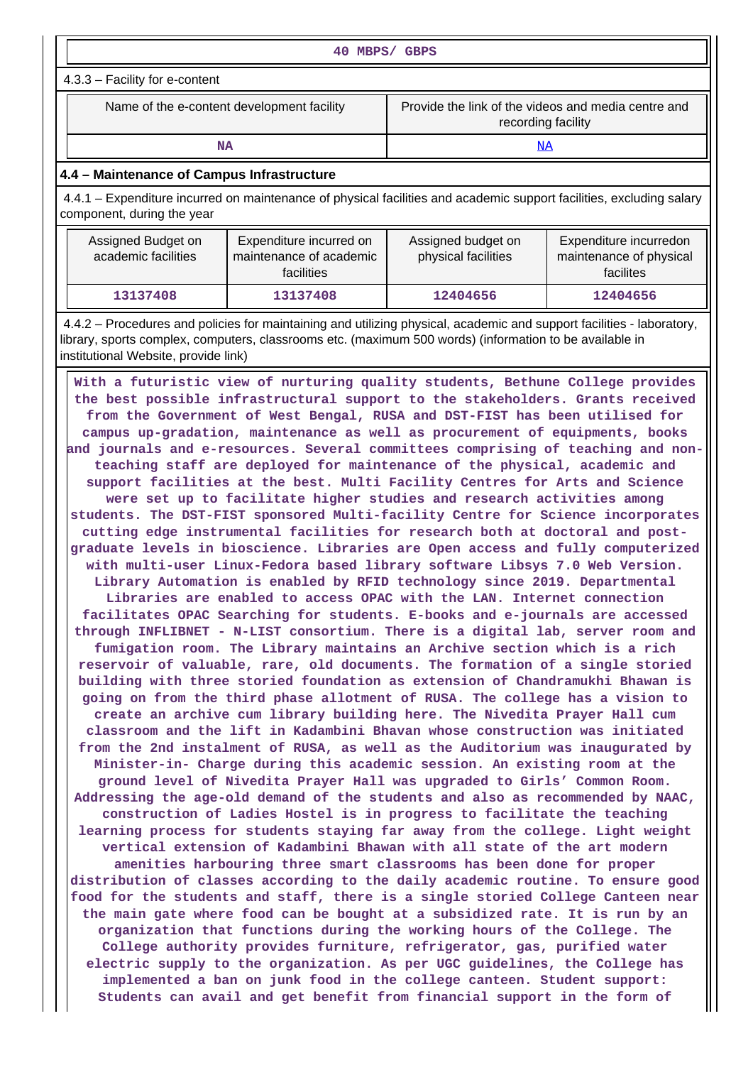| 40 MBPS/ GBPS |
| --- |

4.3.3 – Facility for e-content

| Name of the e-content development facility | Provide the link of the videos and media centre and recording facility |
| --- | --- |
| NA | NA |

### 4.4 – Maintenance of Campus Infrastructure

4.4.1 – Expenditure incurred on maintenance of physical facilities and academic support facilities, excluding salary component, during the year

| Assigned Budget on academic facilities | Expenditure incurred on maintenance of academic facilities | Assigned budget on physical facilities | Expenditure incurredon maintenance of physical facilites |
| --- | --- | --- | --- |
| 13137408 | 13137408 | 12404656 | 12404656 |

4.4.2 – Procedures and policies for maintaining and utilizing physical, academic and support facilities - laboratory, library, sports complex, computers, classrooms etc. (maximum 500 words) (information to be available in institutional Website, provide link)

With a futuristic view of nurturing quality students, Bethune College provides the best possible infrastructural support to the stakeholders. Grants received from the Government of West Bengal, RUSA and DST-FIST has been utilised for campus up-gradation, maintenance as well as procurement of equipments, books and journals and e-resources. Several committees comprising of teaching and non-teaching staff are deployed for maintenance of the physical, academic and support facilities at the best. Multi Facility Centres for Arts and Science were set up to facilitate higher studies and research activities among students. The DST-FIST sponsored Multi-facility Centre for Science incorporates cutting edge instrumental facilities for research both at doctoral and post-graduate levels in bioscience. Libraries are Open access and fully computerized with multi-user Linux-Fedora based library software Libsys 7.0 Web Version. Library Automation is enabled by RFID technology since 2019. Departmental Libraries are enabled to access OPAC with the LAN. Internet connection facilitates OPAC Searching for students. E-books and e-journals are accessed through INFLIBNET - N-LIST consortium. There is a digital lab, server room and fumigation room. The Library maintains an Archive section which is a rich reservoir of valuable, rare, old documents. The formation of a single storied building with three storied foundation as extension of Chandramukhi Bhawan is going on from the third phase allotment of RUSA. The college has a vision to create an archive cum library building here. The Nivedita Prayer Hall cum classroom and the lift in Kadambini Bhavan whose construction was initiated from the 2nd instalment of RUSA, as well as the Auditorium was inaugurated by Minister-in- Charge during this academic session. An existing room at the ground level of Nivedita Prayer Hall was upgraded to Girls' Common Room. Addressing the age-old demand of the students and also as recommended by NAAC, construction of Ladies Hostel is in progress to facilitate the teaching learning process for students staying far away from the college. Light weight vertical extension of Kadambini Bhawan with all state of the art modern amenities harbouring three smart classrooms has been done for proper distribution of classes according to the daily academic routine. To ensure good food for the students and staff, there is a single storied College Canteen near the main gate where food can be bought at a subsidized rate. It is run by an organization that functions during the working hours of the College. The College authority provides furniture, refrigerator, gas, purified water electric supply to the organization. As per UGC guidelines, the College has implemented a ban on junk food in the college canteen. Student support: Students can avail and get benefit from financial support in the form of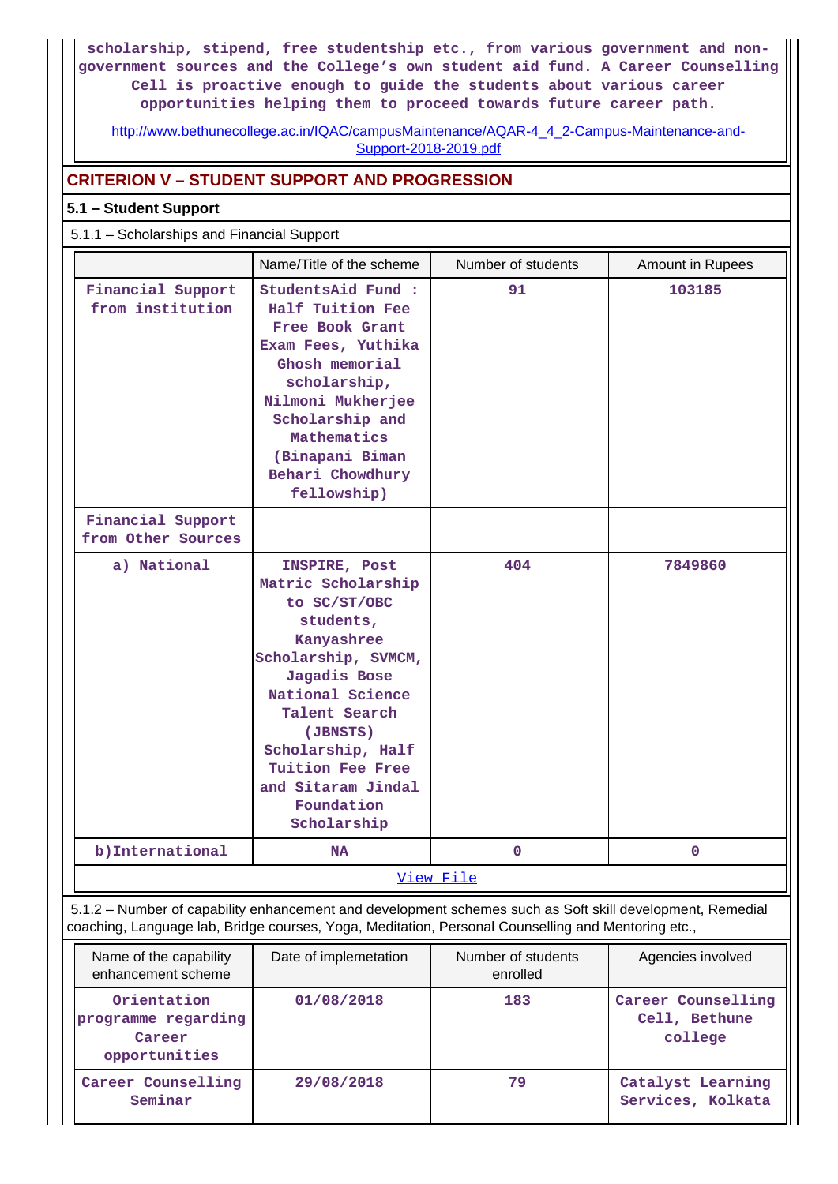scholarship, stipend, free studentship etc., from various government and non-government sources and the College's own student aid fund. A Career Counselling Cell is proactive enough to guide the students about various career opportunities helping them to proceed towards future career path.

http://www.bethunecollege.ac.in/IQAC/campusMaintenance/AQAR-4_4_2-Campus-Maintenance-and-Support-2018-2019.pdf

## CRITERION V – STUDENT SUPPORT AND PROGRESSION

### 5.1 – Student Support

5.1.1 – Scholarships and Financial Support

| | Name/Title of the scheme | Number of students | Amount in Rupees |
|---|---|---|---|
| Financial Support from institution | StudentsAid Fund : Half Tuition Fee Free Book Grant Exam Fees, Yuthika Ghosh memorial scholarship, Nilmoni Mukherjee Scholarship and Mathematics (Binapani Biman Behari Chowdhury fellowship) | 91 | 103185 |
| Financial Support from Other Sources | | | |
| a) National | INSPIRE, Post Matric Scholarship to SC/ST/OBC students, Kanyashree Scholarship, SVMCM, Jagadis Bose National Science Talent Search (JBNSTS) Scholarship, Half Tuition Fee Free and Sitaram Jindal Foundation Scholarship | 404 | 7849860 |
| b)International | NA | 0 | 0 |

View File

5.1.2 – Number of capability enhancement and development schemes such as Soft skill development, Remedial coaching, Language lab, Bridge courses, Yoga, Meditation, Personal Counselling and Mentoring etc.,

| Name of the capability enhancement scheme | Date of implemetation | Number of students enrolled | Agencies involved |
|---|---|---|---|
| Orientation programme regarding Career opportunities | 01/08/2018 | 183 | Career Counselling Cell, Bethune college |
| Career Counselling Seminar | 29/08/2018 | 79 | Catalyst Learning Services, Kolkata |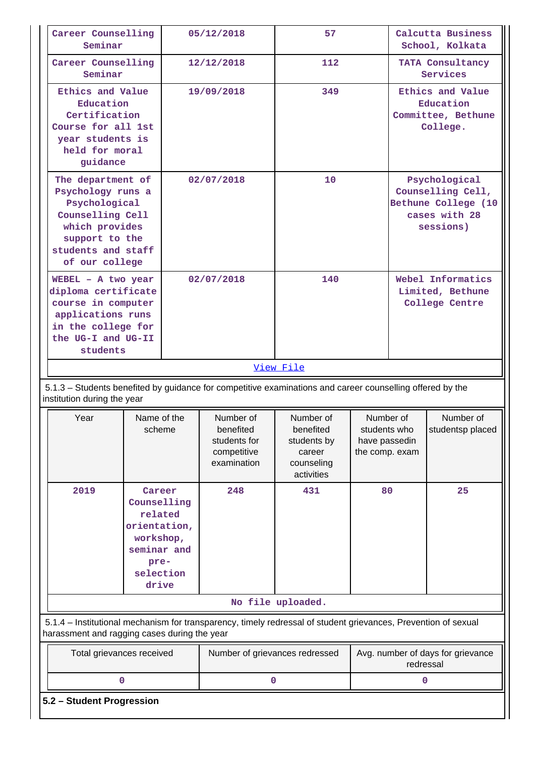| Career Counselling Seminar | 05/12/2018 | 57 | Calcutta Business School, Kolkata |
|---|---|---|---|
| Career Counselling Seminar | 12/12/2018 | 112 | TATA Consultancy Services |
| Ethics and Value Education Certification Course for all 1st year students is held for moral guidance | 19/09/2018 | 349 | Ethics and Value Education Committee, Bethune College. |
| The department of Psychology runs a Psychological Counselling Cell which provides support to the students and staff of our college | 02/07/2018 | 10 | Psychological Counselling Cell, Bethune College (10 cases with 28 sessions) |
| WEBEL – A two year diploma certificate course in computer applications runs in the college for the UG-I and UG-II students | 02/07/2018 | 140 | Webel Informatics Limited, Bethune College Centre |

View File

5.1.3 – Students benefited by guidance for competitive examinations and career counselling offered by the institution during the year

| Year | Name of the scheme | Number of benefited students for competitive examination | Number of benefited students by career counseling activities | Number of students who have passedin the comp. exam | Number of studentsp placed |
|---|---|---|---|---|---|
| 2019 | Career Counselling related orientation, workshop, seminar and pre-selection drive | 248 | 431 | 80 | 25 |

No file uploaded.

5.1.4 – Institutional mechanism for transparency, timely redressal of student grievances, Prevention of sexual harassment and ragging cases during the year

| Total grievances received | Number of grievances redressed | Avg. number of days for grievance redressal |
|---|---|---|
| 0 | 0 | 0 |

**5.2 – Student Progression**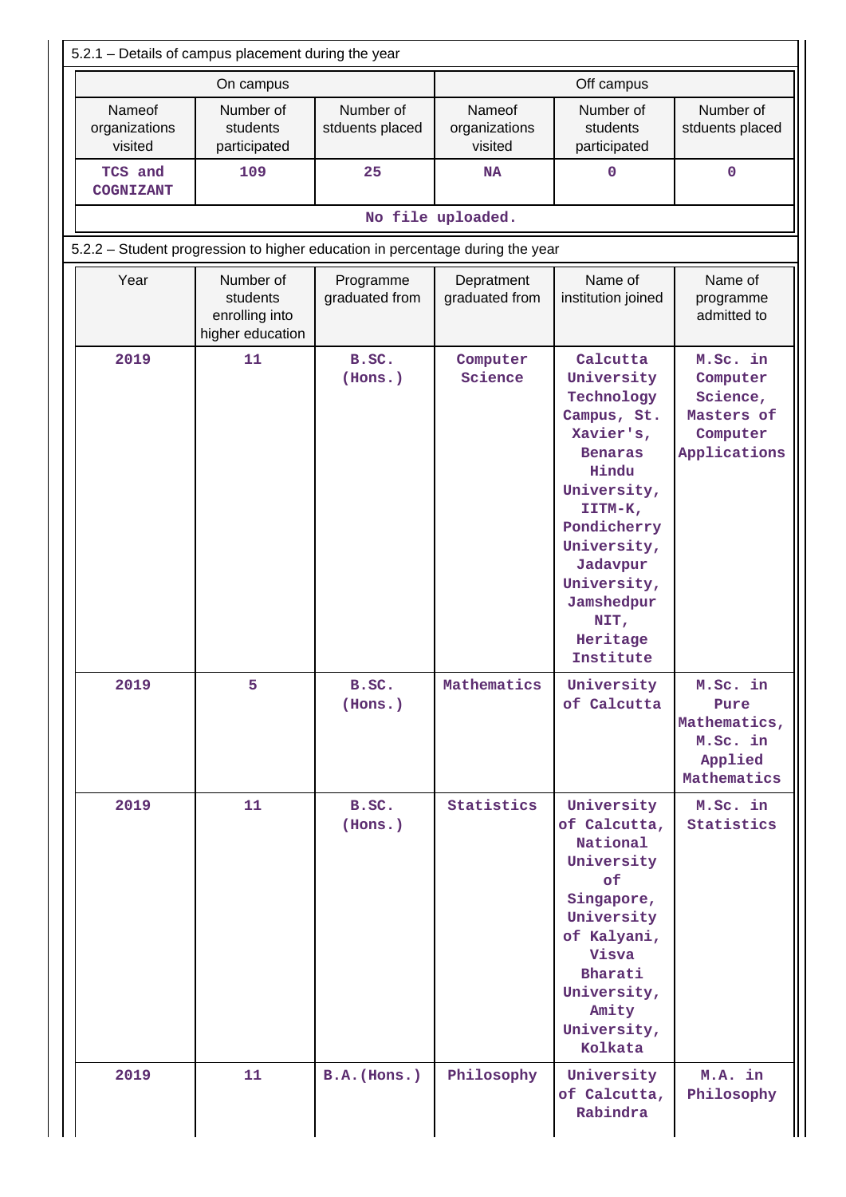5.2.1 – Details of campus placement during the year

| On campus | | | Off campus | | |
|---|---|---|---|---|---|
| Nameof organizations visited | Number of students participated | Number of stduents placed | Nameof organizations visited | Number of students participated | Number of stduents placed |
| TCS and COGNIZANT | 109 | 25 | NA | 0 | 0 |

No file uploaded.

5.2.2 – Student progression to higher education in percentage during the year

| Year | Number of students enrolling into higher education | Programme graduated from | Depratment graduated from | Name of institution joined | Name of programme admitted to |
|---|---|---|---|---|---|
| 2019 | 11 | B.SC. (Hons.) | Computer Science | Calcutta University Technology Campus, St. Xavier's, Benaras Hindu University, IITM-K, Pondicherry University, Jadavpur University, Jamshedpur NIT, Heritage Institute | M.Sc. in Computer Science, Masters of Computer Applications |
| 2019 | 5 | B.SC. (Hons.) | Mathematics | University of Calcutta | M.Sc. in Pure Mathematics, M.Sc. in Applied Mathematics |
| 2019 | 11 | B.SC. (Hons.) | Statistics | University of Calcutta, National University of Singapore, University of Kalyani, Visva Bharati University, Amity University, Kolkata | M.Sc. in Statistics |
| 2019 | 11 | B.A.(Hons.) | Philosophy | University of Calcutta, Rabindra | M.A. in Philosophy |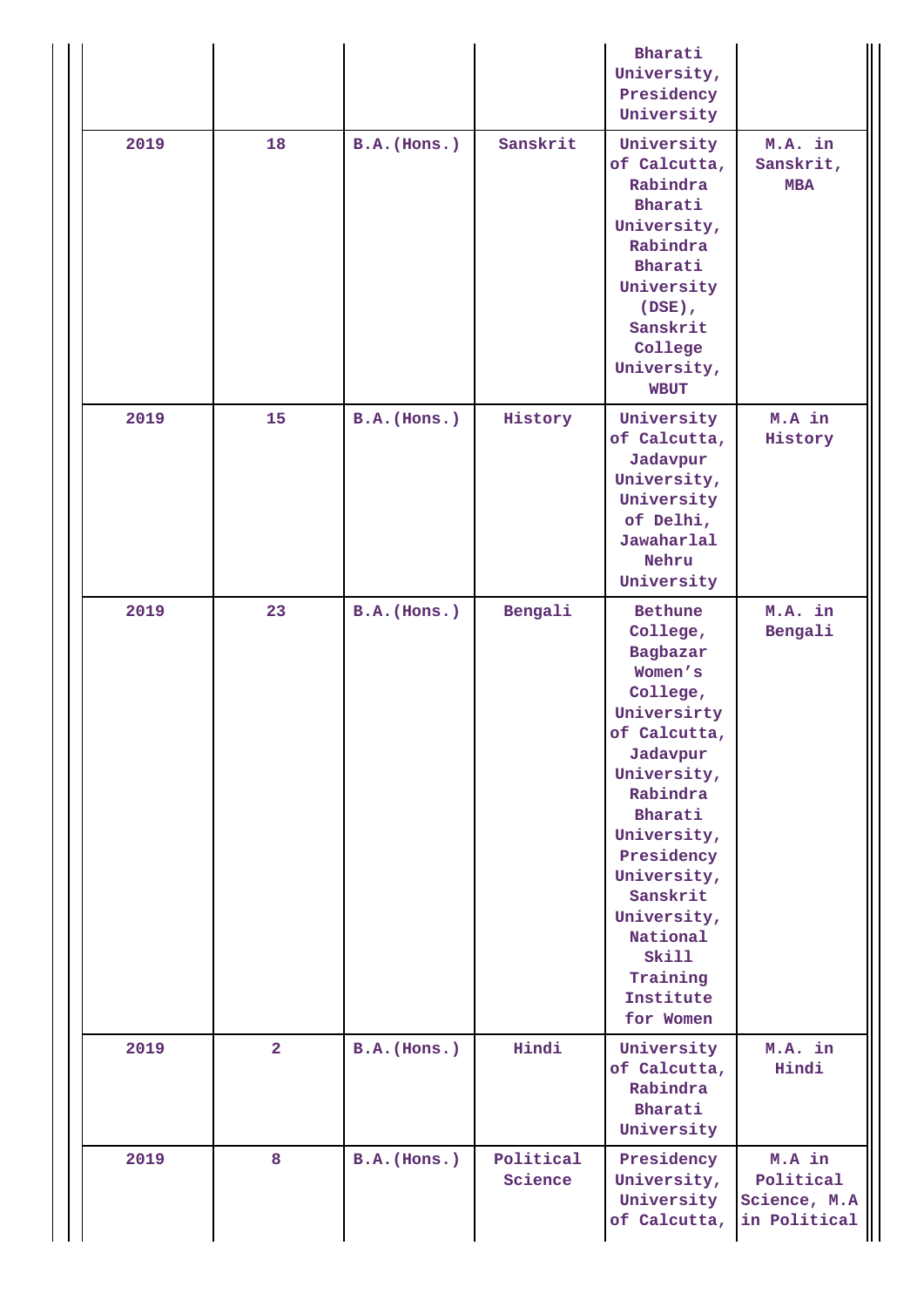| | | | | Bharati University, Presidency University | |
|---|---|---|---|---|---|
| 2019 | 18 | B.A.(Hons.) | Sanskrit | University of Calcutta, Rabindra Bharati University, Rabindra Bharati University (DSE), Sanskrit College University, WBUT | M.A. in Sanskrit, MBA |
| 2019 | 15 | B.A.(Hons.) | History | University of Calcutta, Jadavpur University, University of Delhi, Jawaharlal Nehru University | M.A in History |
| 2019 | 23 | B.A.(Hons.) | Bengali | Bethune College, Bagbazar Women's College, Universirty of Calcutta, Jadavpur University, Rabindra Bharati University, Presidency University, Sanskrit University, National Skill Training Institute for Women | M.A. in Bengali |
| 2019 | 2 | B.A.(Hons.) | Hindi | University of Calcutta, Rabindra Bharati University | M.A. in Hindi |
| 2019 | 8 | B.A.(Hons.) | Political Science | Presidency University, University of Calcutta, | M.A in Political Science, M.A in Political |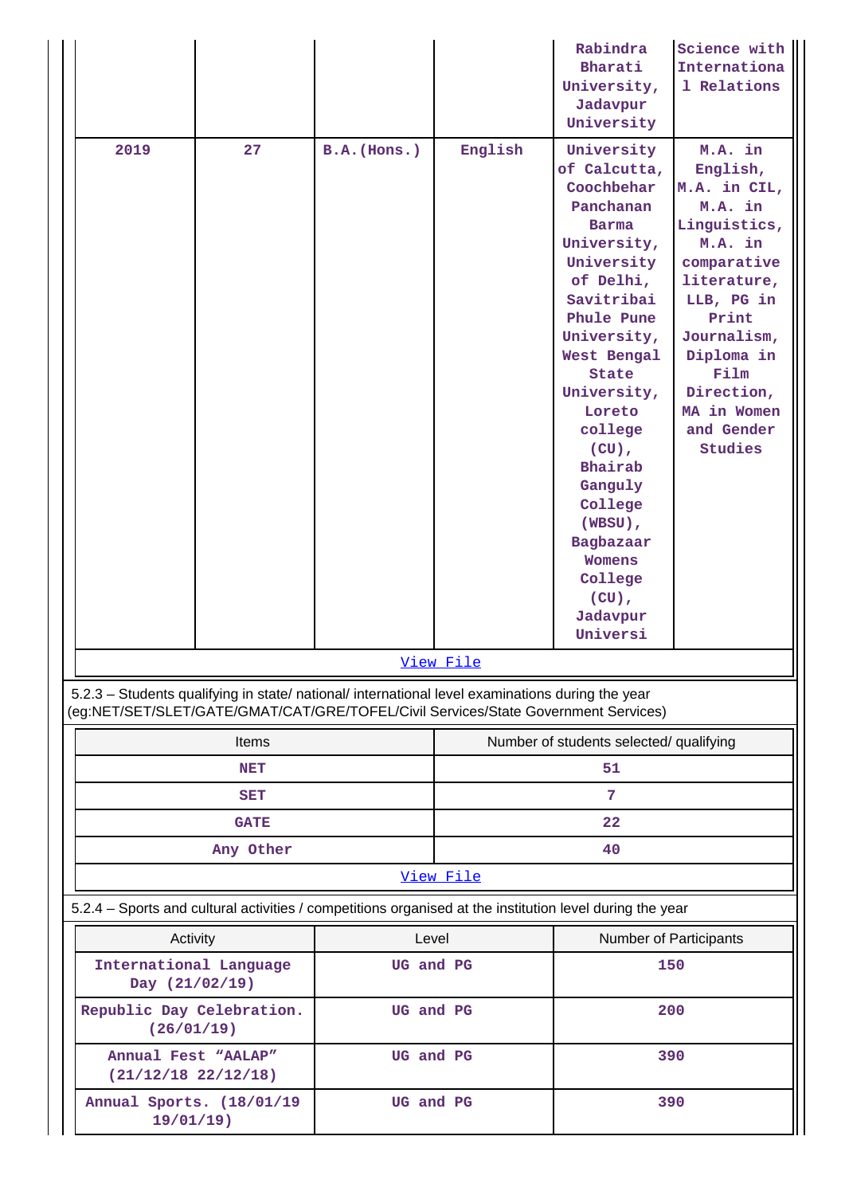| | | | | Rabindra Bharati University, Jadavpur University | Science with International Relations |
|---|---|---|---|---|---|
| 2019 | 27 | B.A.(Hons.) | English | University of Calcutta, Coochbehar Panchanan Barma University, University of Delhi, Savitribai Phule Pune University, West Bengal State University, Loreto college (CU), Bhairab Ganguly College (WBSU), Bagbazaar Womens College (CU), Jadavpur Universi | M.A. in English, M.A. in CIL, M.A. in Linguistics, M.A. in comparative literature, LLB, PG in Print Journalism, Diploma in Film Direction, MA in Women and Gender Studies |

View File

5.2.3 – Students qualifying in state/ national/ international level examinations during the year (eg:NET/SET/SLET/GATE/GMAT/CAT/GRE/TOFEL/Civil Services/State Government Services)

| Items | Number of students selected/ qualifying |
|---|---|
| NET | 51 |
| SET | 7 |
| GATE | 22 |
| Any Other | 40 |

View File

5.2.4 – Sports and cultural activities / competitions organised at the institution level during the year

| Activity | Level | Number of Participants |
|---|---|---|
| International Language Day (21/02/19) | UG and PG | 150 |
| Republic Day Celebration. (26/01/19) | UG and PG | 200 |
| Annual Fest "AALAP" (21/12/18 22/12/18) | UG and PG | 390 |
| Annual Sports. (18/01/19 19/01/19) | UG and PG | 390 |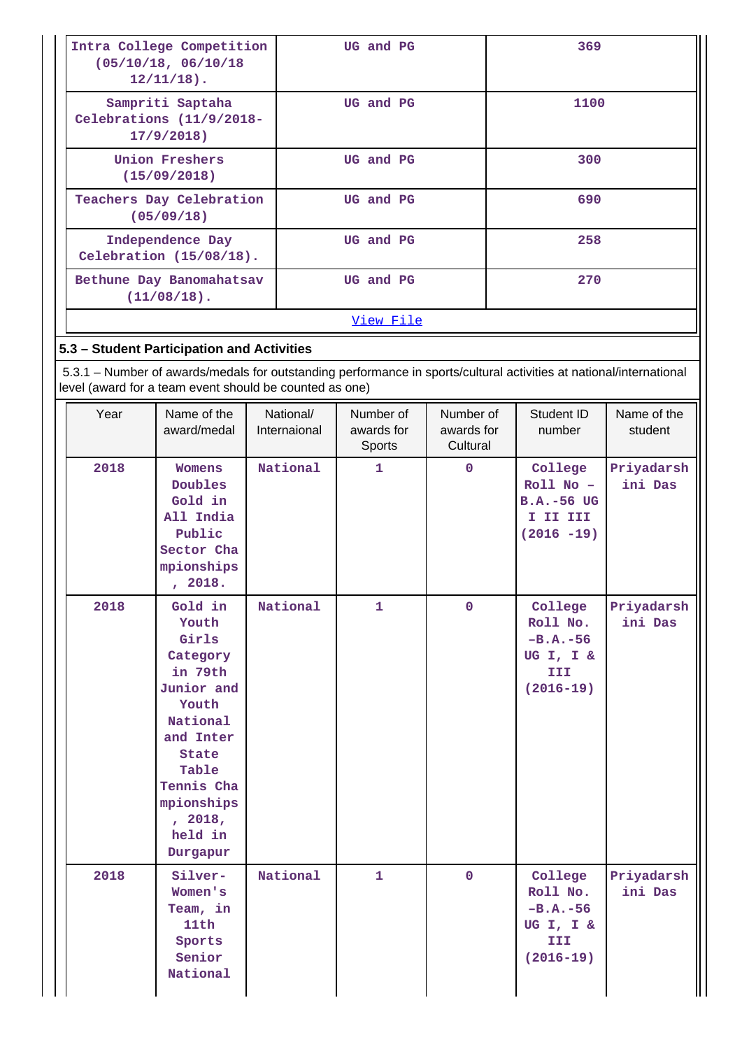| Intra College Competition (05/10/18, 06/10/18 12/11/18). | UG and PG | 369 |
|---|---|---|
| Sampriti Saptaha Celebrations (11/9/2018-17/9/2018) | UG and PG | 1100 |
| Union Freshers (15/09/2018) | UG and PG | 300 |
| Teachers Day Celebration (05/09/18) | UG and PG | 690 |
| Independence Day Celebration (15/08/18). | UG and PG | 258 |
| Bethune Day Banomahatsav (11/08/18). | UG and PG | 270 |
| View File | | |

### 5.3 – Student Participation and Activities

5.3.1 – Number of awards/medals for outstanding performance in sports/cultural activities at national/international level (award for a team event should be counted as one)

| Year | Name of the award/medal | National/ Internaional | Number of awards for Sports | Number of awards for Cultural | Student ID number | Name of the student |
|---|---|---|---|---|---|---|
| 2018 | Womens Doubles Gold in All India Public Sector Championships, 2018. | National | 1 | 0 | College Roll No – B.A.-56 UG I II III (2016 -19) | Priyadarshini Das |
| 2018 | Gold in Youth Girls Category in 79th Junior and Youth National and Inter State Table Tennis Championships, 2018, held in Durgapur | National | 1 | 0 | College Roll No. –B.A.-56 UG I, I & III (2016-19) | Priyadarshini Das |
| 2018 | Silver- Women's Team, in 11th Sports Senior National | National | 1 | 0 | College Roll No. –B.A.-56 UG I, I & III (2016-19) | Priyadarshini Das |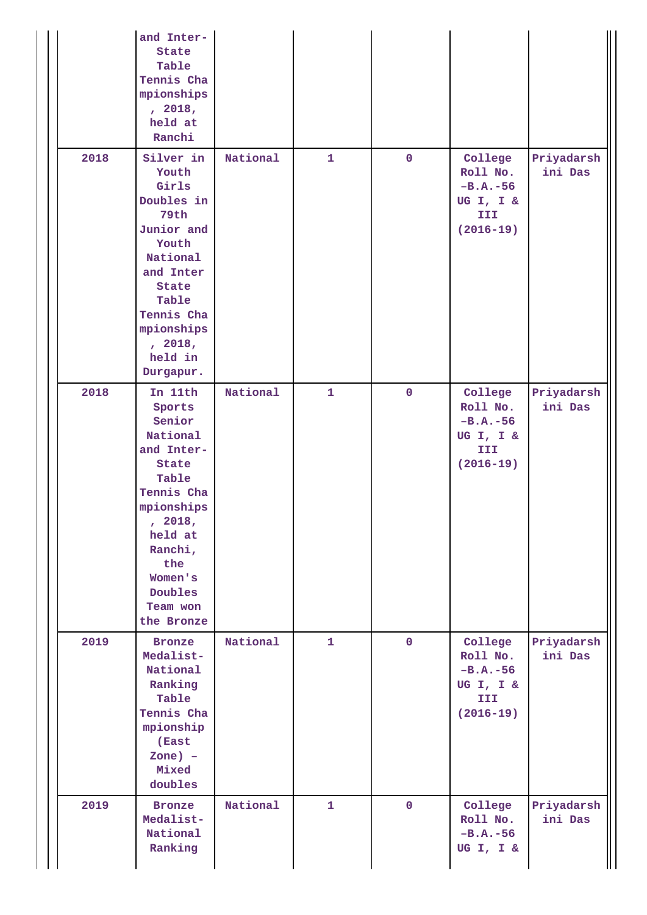| | | | | | | |
|---|---|---|---|---|---|---|
| | and Inter-State Table Tennis Championships, 2018, held at Ranchi | | | | | |
| 2018 | Silver in Youth Girls Doubles in 79th Junior and Youth National and Inter State Table Tennis Championships, 2018, held in Durgapur. | National | 1 | 0 | College Roll No. -B.A.-56 UG I, I & III (2016-19) | Priyadarshini Das |
| 2018 | In 11th Sports Senior National and Inter-State Table Tennis Championships, 2018, held at Ranchi, the Women's Doubles Team won the Bronze | National | 1 | 0 | College Roll No. -B.A.-56 UG I, I & III (2016-19) | Priyadarshini Das |
| 2019 | Bronze Medalist-National Ranking Table Tennis Championship (East Zone) – Mixed doubles | National | 1 | 0 | College Roll No. -B.A.-56 UG I, I & III (2016-19) | Priyadarshini Das |
| 2019 | Bronze Medalist-National Ranking | National | 1 | 0 | College Roll No. -B.A.-56 UG I, I & | Priyadarshini Das |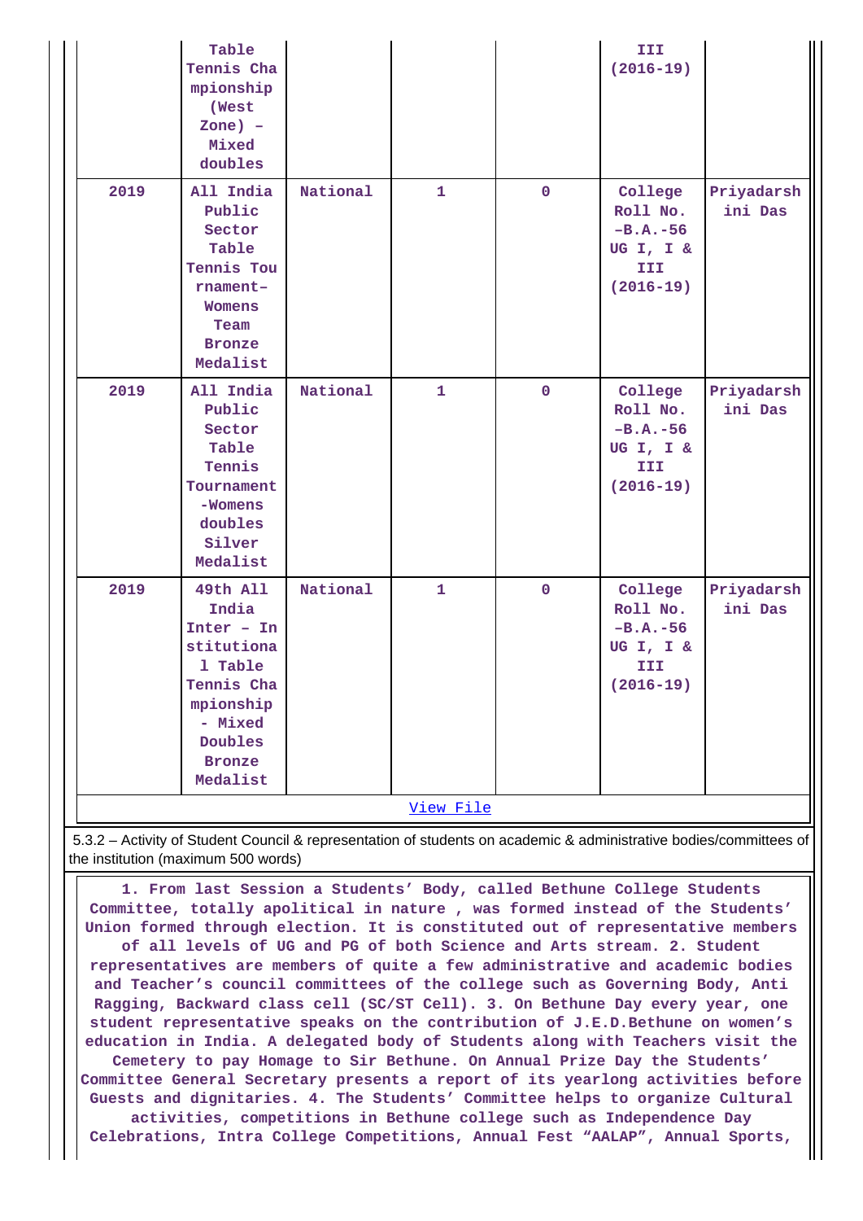| | Table Tennis Championship (West Zone) – Mixed doubles | | | | III (2016-19) | |
|---|---|---|---|---|---|---|
| 2019 | All India Public Sector Table Tennis Tournament– Womens Team Bronze Medalist | National | 1 | 0 | College Roll No. –B.A.-56 UG I, I & III (2016-19) | Priyadarshini Das |
| 2019 | All India Public Sector Table Tennis Tournament -Womens doubles Silver Medalist | National | 1 | 0 | College Roll No. –B.A.-56 UG I, I & III (2016-19) | Priyadarshini Das |
| 2019 | 49th All India Inter – Institutional Table Tennis Championship - Mixed Doubles Bronze Medalist | National | 1 | 0 | College Roll No. –B.A.-56 UG I, I & III (2016-19) | Priyadarshini Das |

View File

5.3.2 – Activity of Student Council & representation of students on academic & administrative bodies/committees of the institution (maximum 500 words)

1. From last Session a Students' Body, called Bethune College Students Committee, totally apolitical in nature , was formed instead of the Students' Union formed through election. It is constituted out of representative members of all levels of UG and PG of both Science and Arts stream. 2. Student representatives are members of quite a few administrative and academic bodies and Teacher's council committees of the college such as Governing Body, Anti Ragging, Backward class cell (SC/ST Cell). 3. On Bethune Day every year, one student representative speaks on the contribution of J.E.D.Bethune on women's education in India. A delegated body of Students along with Teachers visit the Cemetery to pay Homage to Sir Bethune. On Annual Prize Day the Students' Committee General Secretary presents a report of its yearlong activities before Guests and dignitaries. 4. The Students' Committee helps to organize Cultural activities, competitions in Bethune college such as Independence Day Celebrations, Intra College Competitions, Annual Fest "AALAP", Annual Sports,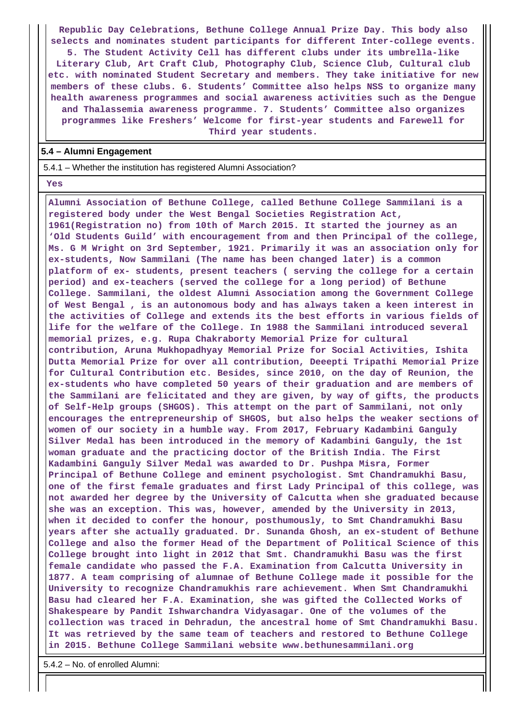Republic Day Celebrations, Bethune College Annual Prize Day. This body also selects and nominates student participants for different Inter-college events. 5. The Student Activity Cell has different clubs under its umbrella-like Literary Club, Art Craft Club, Photography Club, Science Club, Cultural club etc. with nominated Student Secretary and members. They take initiative for new members of these clubs. 6. Students' Committee also helps NSS to organize many health awareness programmes and social awareness activities such as the Dengue and Thalassemia awareness programme. 7. Students' Committee also organizes programmes like Freshers' Welcome for first-year students and Farewell for Third year students.

### 5.4 – Alumni Engagement

5.4.1 – Whether the institution has registered Alumni Association?

Yes

Alumni Association of Bethune College, called Bethune College Sammilani is a registered body under the West Bengal Societies Registration Act, 1961(Registration no) from 10th of March 2015. It started the journey as an 'Old Students Guild' with encouragement from and then Principal of the college, Ms. G M Wright on 3rd September, 1921. Primarily it was an association only for ex-students, Now Sammilani (The name has been changed later) is a common platform of ex- students, present teachers ( serving the college for a certain period) and ex-teachers (served the college for a long period) of Bethune College. Sammilani, the oldest Alumni Association among the Government College of West Bengal , is an autonomous body and has always taken a keen interest in the activities of College and extends its the best efforts in various fields of life for the welfare of the College. In 1988 the Sammilani introduced several memorial prizes, e.g. Rupa Chakraborty Memorial Prize for cultural contribution, Aruna Mukhopadhyay Memorial Prize for Social Activities, Ishita Dutta Memorial Prize for over all contribution, Deeepti Tripathi Memorial Prize for Cultural Contribution etc. Besides, since 2010, on the day of Reunion, the ex-students who have completed 50 years of their graduation and are members of the Sammilani are felicitated and they are given, by way of gifts, the products of Self-Help groups (SHGOS). This attempt on the part of Sammilani, not only encourages the entrepreneurship of SHGOS, but also helps the weaker sections of women of our society in a humble way. From 2017, February Kadambini Ganguly Silver Medal has been introduced in the memory of Kadambini Ganguly, the 1st woman graduate and the practicing doctor of the British India. The First Kadambini Ganguly Silver Medal was awarded to Dr. Pushpa Misra, Former Principal of Bethune College and eminent psychologist. Smt Chandramukhi Basu, one of the first female graduates and first Lady Principal of this college, was not awarded her degree by the University of Calcutta when she graduated because she was an exception. This was, however, amended by the University in 2013, when it decided to confer the honour, posthumously, to Smt Chandramukhi Basu years after she actually graduated. Dr. Sunanda Ghosh, an ex-student of Bethune College and also the former Head of the Department of Political Science of this College brought into light in 2012 that Smt. Chandramukhi Basu was the first female candidate who passed the F.A. Examination from Calcutta University in 1877. A team comprising of alumnae of Bethune College made it possible for the University to recognize Chandramukhis rare achievement. When Smt Chandramukhi Basu had cleared her F.A. Examination, she was gifted the Collected Works of Shakespeare by Pandit Ishwarchandra Vidyasagar. One of the volumes of the collection was traced in Dehradun, the ancestral home of Smt Chandramukhi Basu. It was retrieved by the same team of teachers and restored to Bethune College in 2015. Bethune College Sammilani website www.bethunesammilani.org

5.4.2 – No. of enrolled Alumni: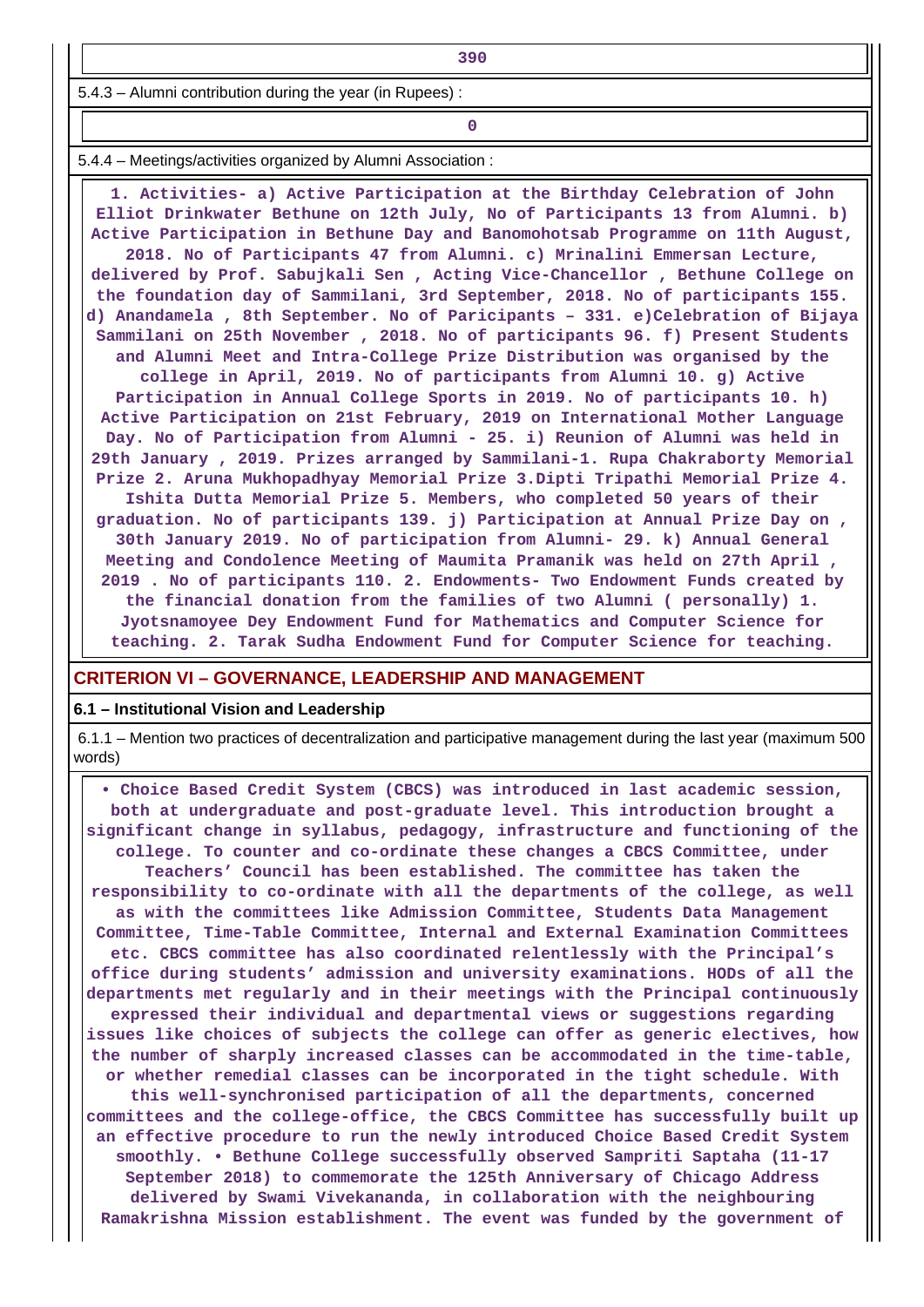| 390 |
|---|

5.4.3 – Alumni contribution during the year (in Rupees) :

| 0 |
|---|

5.4.4 – Meetings/activities organized by Alumni Association :

1. Activities- a) Active Participation at the Birthday Celebration of John Elliot Drinkwater Bethune on 12th July, No of Participants 13 from Alumni. b) Active Participation in Bethune Day and Banomohotsab Programme on 11th August, 2018. No of Participants 47 from Alumni. c) Mrinalini Emmersan Lecture, delivered by Prof. Sabujkali Sen , Acting Vice-Chancellor , Bethune College on the foundation day of Sammilani, 3rd September, 2018. No of participants 155. d) Anandamela , 8th September. No of Paricipants – 331. e)Celebration of Bijaya Sammilani on 25th November , 2018. No of participants 96. f) Present Students and Alumni Meet and Intra-College Prize Distribution was organised by the college in April, 2019. No of participants from Alumni 10. g) Active Participation in Annual College Sports in 2019. No of participants 10. h) Active Participation on 21st February, 2019 on International Mother Language Day. No of Participation from Alumni - 25. i) Reunion of Alumni was held in 29th January , 2019. Prizes arranged by Sammilani-1. Rupa Chakraborty Memorial Prize 2. Aruna Mukhopadhyay Memorial Prize 3.Dipti Tripathi Memorial Prize 4. Ishita Dutta Memorial Prize 5. Members, who completed 50 years of their graduation. No of participants 139. j) Participation at Annual Prize Day on , 30th January 2019. No of participation from Alumni- 29. k) Annual General Meeting and Condolence Meeting of Maumita Pramanik was held on 27th April , 2019 . No of participants 110. 2. Endowments- Two Endowment Funds created by the financial donation from the families of two Alumni ( personally) 1. Jyotsnamoyee Dey Endowment Fund for Mathematics and Computer Science for teaching. 2. Tarak Sudha Endowment Fund for Computer Science for teaching.

## CRITERION VI – GOVERNANCE, LEADERSHIP AND MANAGEMENT

### 6.1 – Institutional Vision and Leadership

6.1.1 – Mention two practices of decentralization and participative management during the last year (maximum 500 words)

• Choice Based Credit System (CBCS) was introduced in last academic session, both at undergraduate and post-graduate level. This introduction brought a significant change in syllabus, pedagogy, infrastructure and functioning of the college. To counter and co-ordinate these changes a CBCS Committee, under Teachers' Council has been established. The committee has taken the responsibility to co-ordinate with all the departments of the college, as well as with the committees like Admission Committee, Students Data Management Committee, Time-Table Committee, Internal and External Examination Committees etc. CBCS committee has also coordinated relentlessly with the Principal's office during students' admission and university examinations. HODs of all the departments met regularly and in their meetings with the Principal continuously expressed their individual and departmental views or suggestions regarding issues like choices of subjects the college can offer as generic electives, how the number of sharply increased classes can be accommodated in the time-table, or whether remedial classes can be incorporated in the tight schedule. With this well-synchronised participation of all the departments, concerned committees and the college-office, the CBCS Committee has successfully built up an effective procedure to run the newly introduced Choice Based Credit System smoothly. • Bethune College successfully observed Sampriti Saptaha (11-17 September 2018) to commemorate the 125th Anniversary of Chicago Address delivered by Swami Vivekananda, in collaboration with the neighbouring Ramakrishna Mission establishment. The event was funded by the government of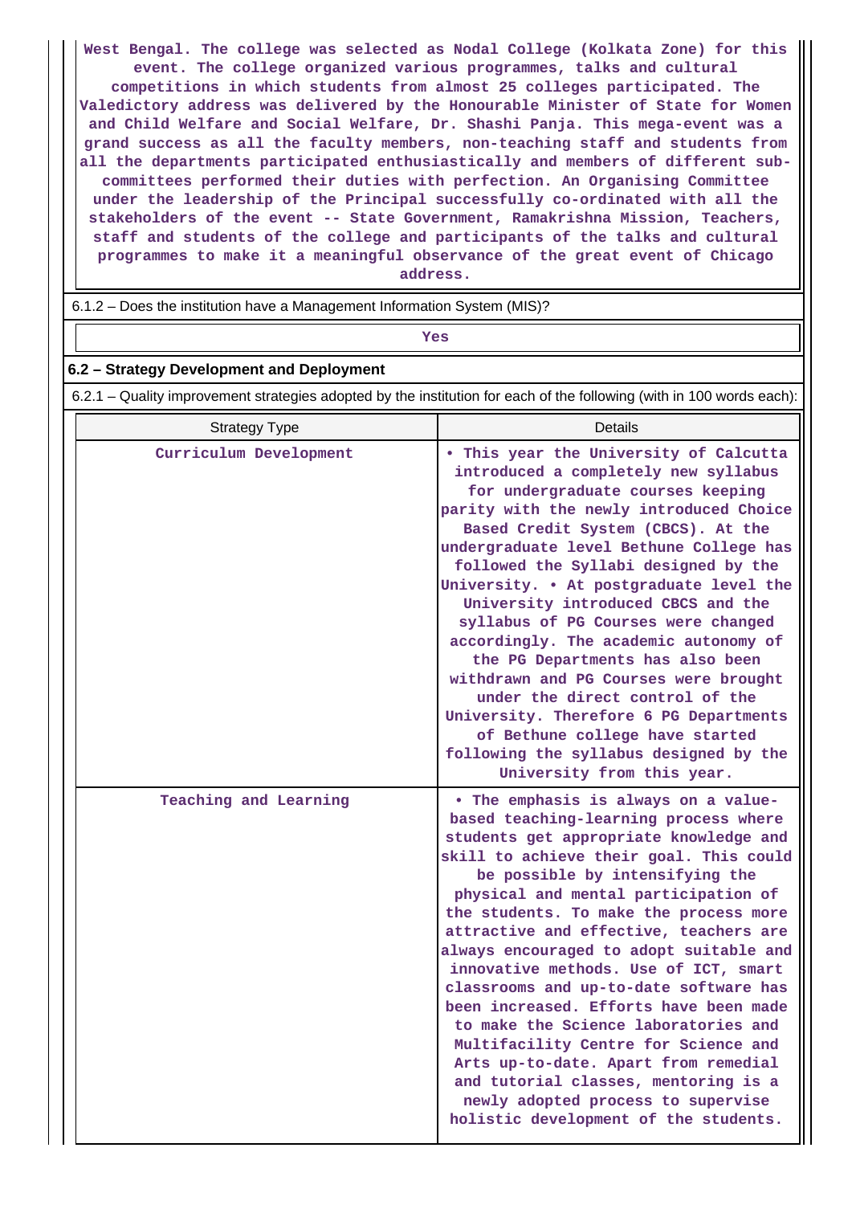West Bengal. The college was selected as Nodal College (Kolkata Zone) for this event. The college organized various programmes, talks and cultural competitions in which students from almost 25 colleges participated. The Valedictory address was delivered by the Honourable Minister of State for Women and Child Welfare and Social Welfare, Dr. Shashi Panja. This mega-event was a grand success as all the faculty members, non-teaching staff and students from all the departments participated enthusiastically and members of different sub-committees performed their duties with perfection. An Organising Committee under the leadership of the Principal successfully co-ordinated with all the stakeholders of the event -- State Government, Ramakrishna Mission, Teachers, staff and students of the college and participants of the talks and cultural programmes to make it a meaningful observance of the great event of Chicago address.

6.1.2 – Does the institution have a Management Information System (MIS)?

Yes

### 6.2 – Strategy Development and Deployment

6.2.1 – Quality improvement strategies adopted by the institution for each of the following (with in 100 words each):

| Strategy Type | Details |
|---|---|
| Curriculum Development | • This year the University of Calcutta introduced a completely new syllabus for undergraduate courses keeping parity with the newly introduced Choice Based Credit System (CBCS). At the undergraduate level Bethune College has followed the Syllabi designed by the University. • At postgraduate level the University introduced CBCS and the syllabus of PG Courses were changed accordingly. The academic autonomy of the PG Departments has also been withdrawn and PG Courses were brought under the direct control of the University. Therefore 6 PG Departments of Bethune college have started following the syllabus designed by the University from this year. |
| Teaching and Learning | • The emphasis is always on a value-based teaching-learning process where students get appropriate knowledge and skill to achieve their goal. This could be possible by intensifying the physical and mental participation of the students. To make the process more attractive and effective, teachers are always encouraged to adopt suitable and innovative methods. Use of ICT, smart classrooms and up-to-date software has been increased. Efforts have been made to make the Science laboratories and Multifacility Centre for Science and Arts up-to-date. Apart from remedial and tutorial classes, mentoring is a newly adopted process to supervise holistic development of the students. |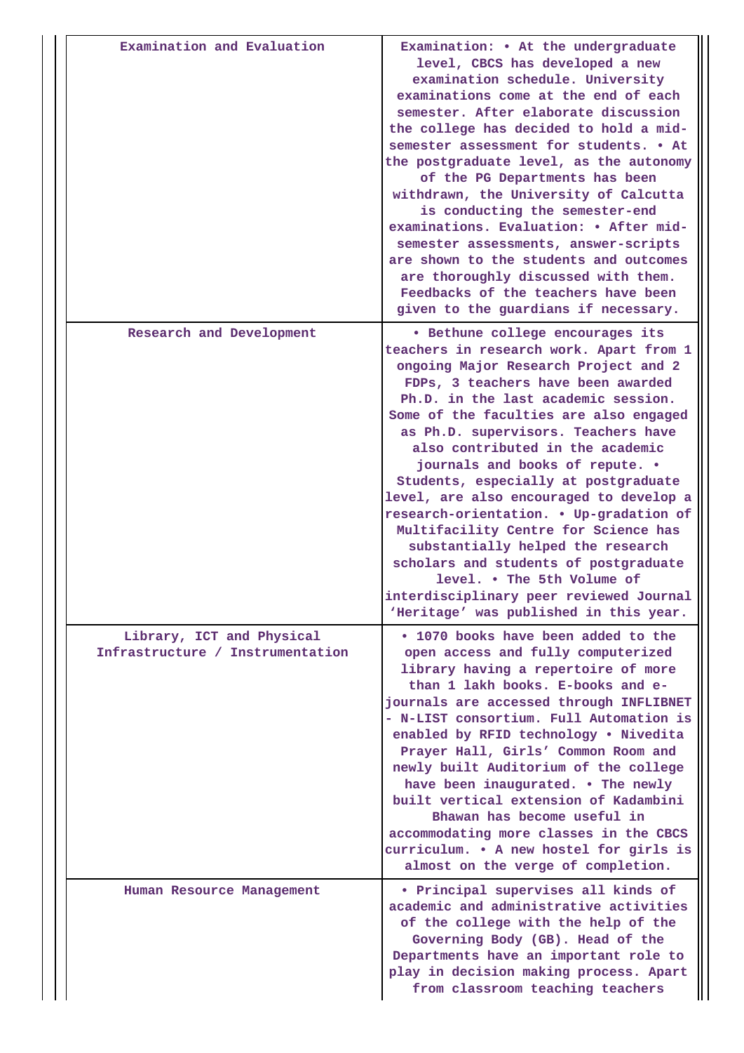| | |
|---|---|
| Examination and Evaluation | Examination: • At the undergraduate level, CBCS has developed a new examination schedule. University examinations come at the end of each semester. After elaborate discussion the college has decided to hold a mid-semester assessment for students. • At the postgraduate level, as the autonomy of the PG Departments has been withdrawn, the University of Calcutta is conducting the semester-end examinations. Evaluation: • After mid-semester assessments, answer-scripts are shown to the students and outcomes are thoroughly discussed with them. Feedbacks of the teachers have been given to the guardians if necessary. |
| Research and Development | • Bethune college encourages its teachers in research work. Apart from 1 ongoing Major Research Project and 2 FDPs, 3 teachers have been awarded Ph.D. in the last academic session. Some of the faculties are also engaged as Ph.D. supervisors. Teachers have also contributed in the academic journals and books of repute. • Students, especially at postgraduate level, are also encouraged to develop a research-orientation. • Up-gradation of Multifacility Centre for Science has substantially helped the research scholars and students of postgraduate level. • The 5th Volume of interdisciplinary peer reviewed Journal 'Heritage' was published in this year. |
| Library, ICT and Physical Infrastructure / Instrumentation | • 1070 books have been added to the open access and fully computerized library having a repertoire of more than 1 lakh books. E-books and e-journals are accessed through INFLIBNET - N-LIST consortium. Full Automation is enabled by RFID technology • Nivedita Prayer Hall, Girls' Common Room and newly built Auditorium of the college have been inaugurated. • The newly built vertical extension of Kadambini Bhawan has become useful in accommodating more classes in the CBCS curriculum. • A new hostel for girls is almost on the verge of completion. |
| Human Resource Management | • Principal supervises all kinds of academic and administrative activities of the college with the help of the Governing Body (GB). Head of the Departments have an important role to play in decision making process. Apart from classroom teaching teachers |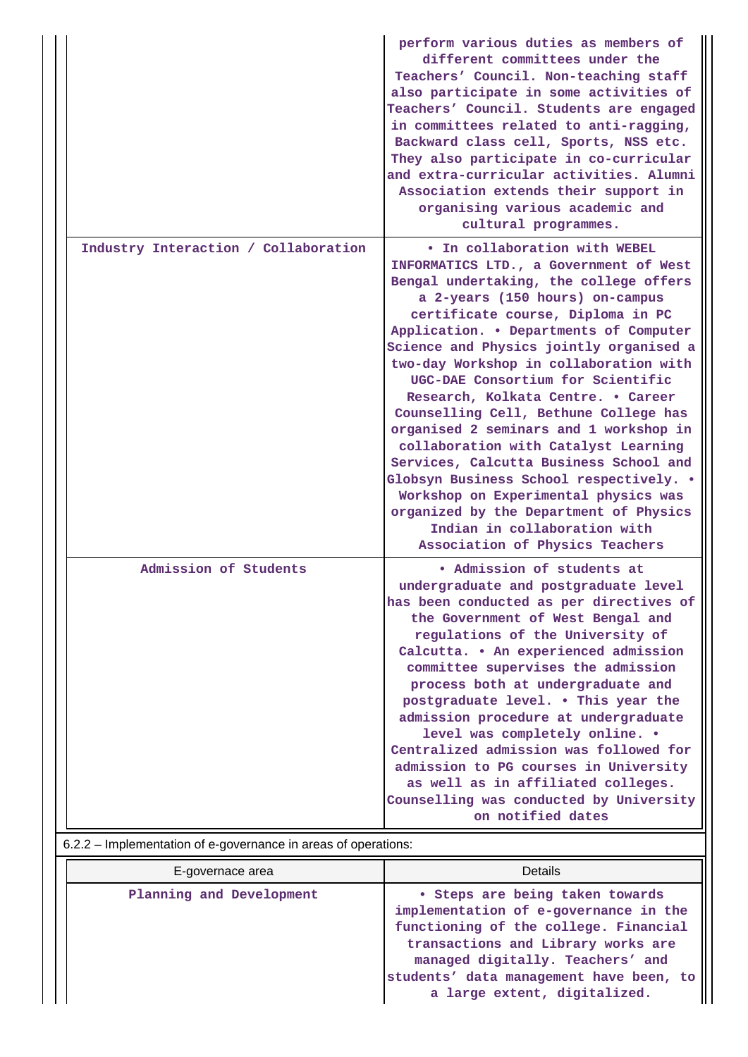| | |
|---|---|
| | perform various duties as members of different committees under the Teachers' Council. Non-teaching staff also participate in some activities of Teachers' Council. Students are engaged in committees related to anti-ragging, Backward class cell, Sports, NSS etc. They also participate in co-curricular and extra-curricular activities. Alumni Association extends their support in organising various academic and cultural programmes. |
| Industry Interaction / Collaboration | • In collaboration with WEBEL INFORMATICS LTD., a Government of West Bengal undertaking, the college offers a 2-years (150 hours) on-campus certificate course, Diploma in PC Application. • Departments of Computer Science and Physics jointly organised a two-day Workshop in collaboration with UGC-DAE Consortium for Scientific Research, Kolkata Centre. • Career Counselling Cell, Bethune College has organised 2 seminars and 1 workshop in collaboration with Catalyst Learning Services, Calcutta Business School and Globsyn Business School respectively. • Workshop on Experimental physics was organized by the Department of Physics Indian in collaboration with Association of Physics Teachers |
| Admission of Students | • Admission of students at undergraduate and postgraduate level has been conducted as per directives of the Government of West Bengal and regulations of the University of Calcutta. • An experienced admission committee supervises the admission process both at undergraduate and postgraduate level. • This year the admission procedure at undergraduate level was completely online. • Centralized admission was followed for admission to PG courses in University as well as in affiliated colleges. Counselling was conducted by University on notified dates |

6.2.2 – Implementation of e-governance in areas of operations:

| E-governace area | Details |
|---|---|
| Planning and Development | • Steps are being taken towards implementation of e-governance in the functioning of the college. Financial transactions and Library works are managed digitally. Teachers' and students' data management have been, to a large extent, digitalized. |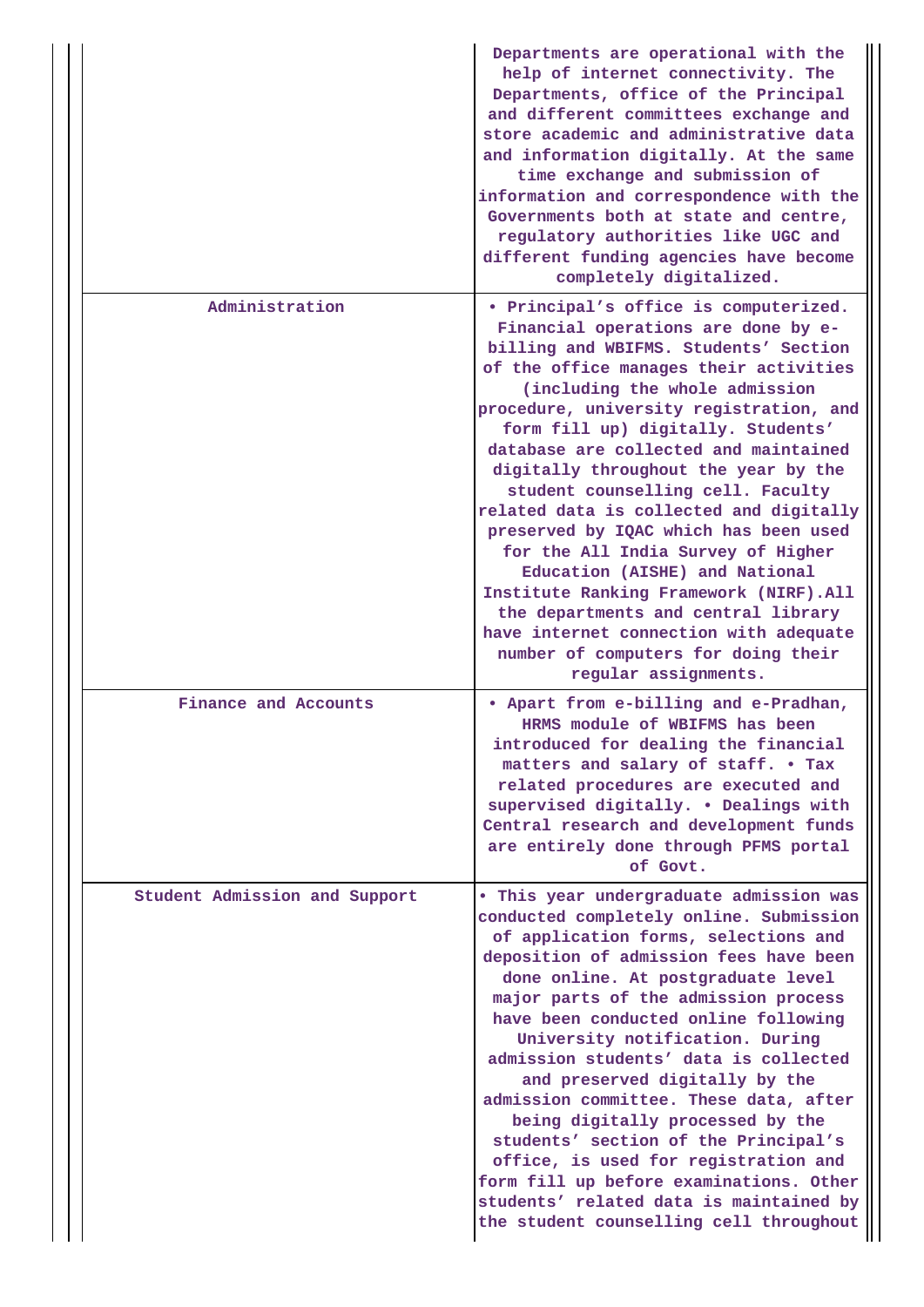| | |
|---|---|
| | Departments are operational with the help of internet connectivity. The Departments, office of the Principal and different committees exchange and store academic and administrative data and information digitally. At the same time exchange and submission of information and correspondence with the Governments both at state and centre, regulatory authorities like UGC and different funding agencies have become completely digitalized. |
| Administration | • Principal's office is computerized. Financial operations are done by e-billing and WBIFMS. Students' Section of the office manages their activities (including the whole admission procedure, university registration, and form fill up) digitally. Students' database are collected and maintained digitally throughout the year by the student counselling cell. Faculty related data is collected and digitally preserved by IQAC which has been used for the All India Survey of Higher Education (AISHE) and National Institute Ranking Framework (NIRF).All the departments and central library have internet connection with adequate number of computers for doing their regular assignments. |
| Finance and Accounts | • Apart from e-billing and e-Pradhan, HRMS module of WBIFMS has been introduced for dealing the financial matters and salary of staff. • Tax related procedures are executed and supervised digitally. • Dealings with Central research and development funds are entirely done through PFMS portal of Govt. |
| Student Admission and Support | • This year undergraduate admission was conducted completely online. Submission of application forms, selections and deposition of admission fees have been done online. At postgraduate level major parts of the admission process have been conducted online following University notification. During admission students' data is collected and preserved digitally by the admission committee. These data, after being digitally processed by the students' section of the Principal's office, is used for registration and form fill up before examinations. Other students' related data is maintained by the student counselling cell throughout |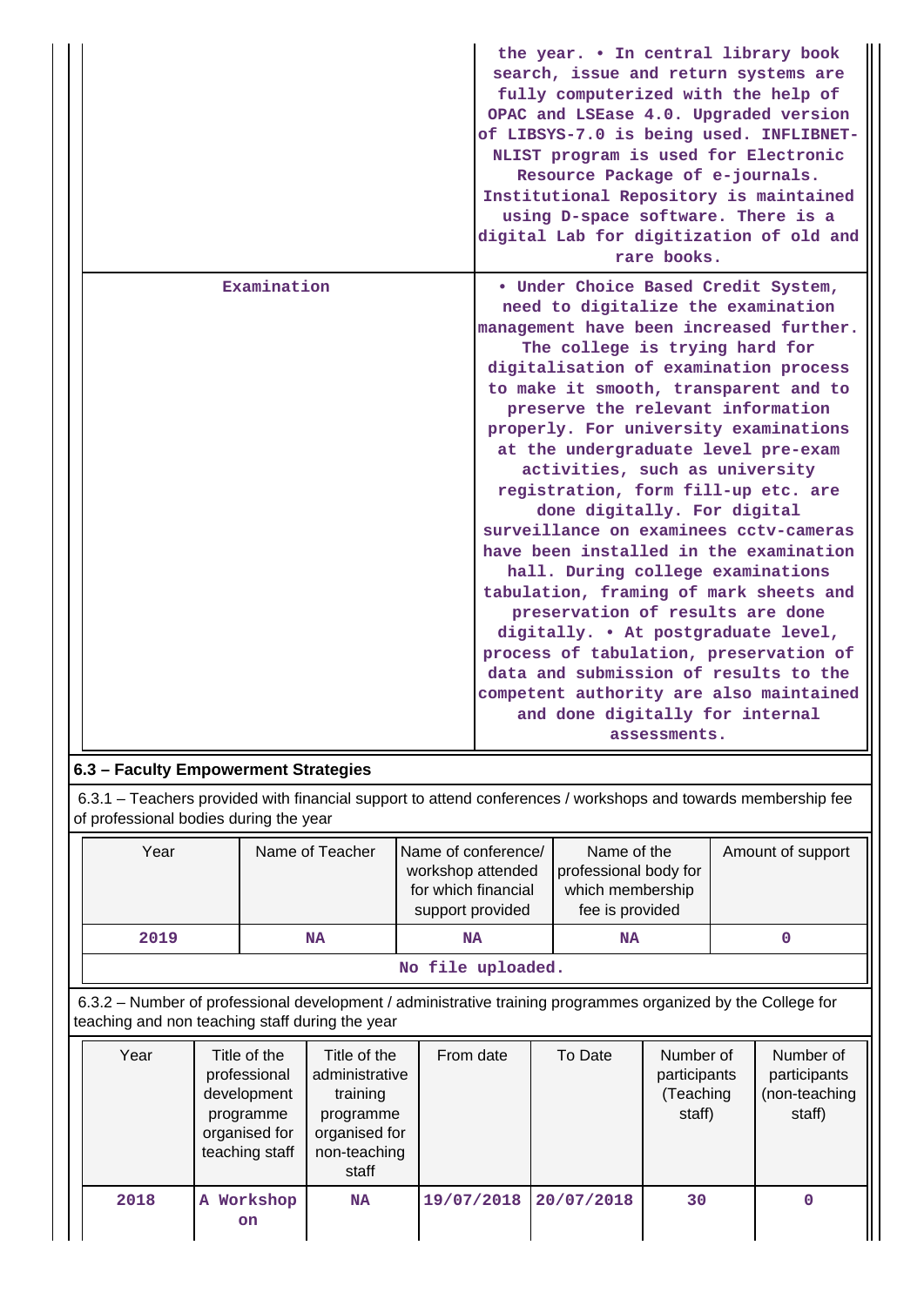| | |
|---|---|
| | the year. • In central library book search, issue and return systems are fully computerized with the help of OPAC and LSEase 4.0. Upgraded version of LIBSYS-7.0 is being used. INFLIBNET-NLIST program is used for Electronic Resource Package of e-journals. Institutional Repository is maintained using D-space software. There is a digital Lab for digitization of old and rare books. |
| Examination | • Under Choice Based Credit System, need to digitalize the examination management have been increased further. The college is trying hard for digitalisation of examination process to make it smooth, transparent and to preserve the relevant information properly. For university examinations at the undergraduate level pre-exam activities, such as university registration, form fill-up etc. are done digitally. For digital surveillance on examinees cctv-cameras have been installed in the examination hall. During college examinations tabulation, framing of mark sheets and preservation of results are done digitally. • At postgraduate level, process of tabulation, preservation of data and submission of results to the competent authority are also maintained and done digitally for internal assessments. |

## 6.3 – Faculty Empowerment Strategies

6.3.1 – Teachers provided with financial support to attend conferences / workshops and towards membership fee of professional bodies during the year

| Year | Name of Teacher | Name of conference/ workshop attended for which financial support provided | Name of the professional body for which membership fee is provided | Amount of support |
|---|---|---|---|---|
| 2019 | NA | NA | NA | 0 |

No file uploaded.

6.3.2 – Number of professional development / administrative training programmes organized by the College for teaching and non teaching staff during the year

| Year | Title of the professional development programme organised for teaching staff | Title of the administrative training programme organised for non-teaching staff | From date | To Date | Number of participants (Teaching staff) | Number of participants (non-teaching staff) |
|---|---|---|---|---|---|---|
| 2018 | A Workshop on | NA | 19/07/2018 | 20/07/2018 | 30 | 0 |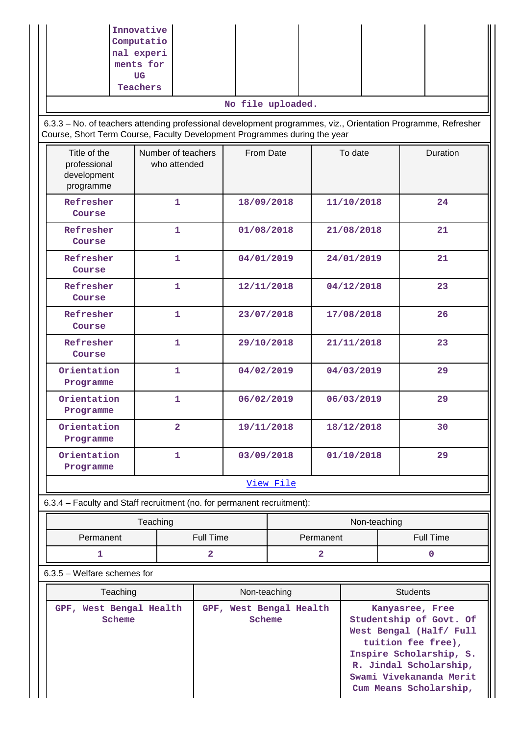| | Innovative Computational experiments for UG Teachers | | | | |
|---|---|---|---|---|---|

No file uploaded.

6.3.3 – No. of teachers attending professional development programmes, viz., Orientation Programme, Refresher Course, Short Term Course, Faculty Development Programmes during the year

| Title of the professional development programme | Number of teachers who attended | From Date | To date | Duration |
|---|---|---|---|---|
| Refresher Course | 1 | 18/09/2018 | 11/10/2018 | 24 |
| Refresher Course | 1 | 01/08/2018 | 21/08/2018 | 21 |
| Refresher Course | 1 | 04/01/2019 | 24/01/2019 | 21 |
| Refresher Course | 1 | 12/11/2018 | 04/12/2018 | 23 |
| Refresher Course | 1 | 23/07/2018 | 17/08/2018 | 26 |
| Refresher Course | 1 | 29/10/2018 | 21/11/2018 | 23 |
| Orientation Programme | 1 | 04/02/2019 | 04/03/2019 | 29 |
| Orientation Programme | 1 | 06/02/2019 | 06/03/2019 | 29 |
| Orientation Programme | 2 | 19/11/2018 | 18/12/2018 | 30 |
| Orientation Programme | 1 | 03/09/2018 | 01/10/2018 | 29 |

View File

6.3.4 – Faculty and Staff recruitment (no. for permanent recruitment):

| Teaching | | Non-teaching | |
|---|---|---|---|
| Permanent | Full Time | Permanent | Full Time |
| 1 | 2 | 2 | 0 |

6.3.5 – Welfare schemes for

| Teaching | Non-teaching | Students |
|---|---|---|
| GPF, West Bengal Health Scheme | GPF, West Bengal Health Scheme | Kanyasree, Free Studentship of Govt. Of West Bengal (Half/ Full tuition fee free), Inspire Scholarship, S. R. Jindal Scholarship, Swami Vivekananda Merit Cum Means Scholarship, |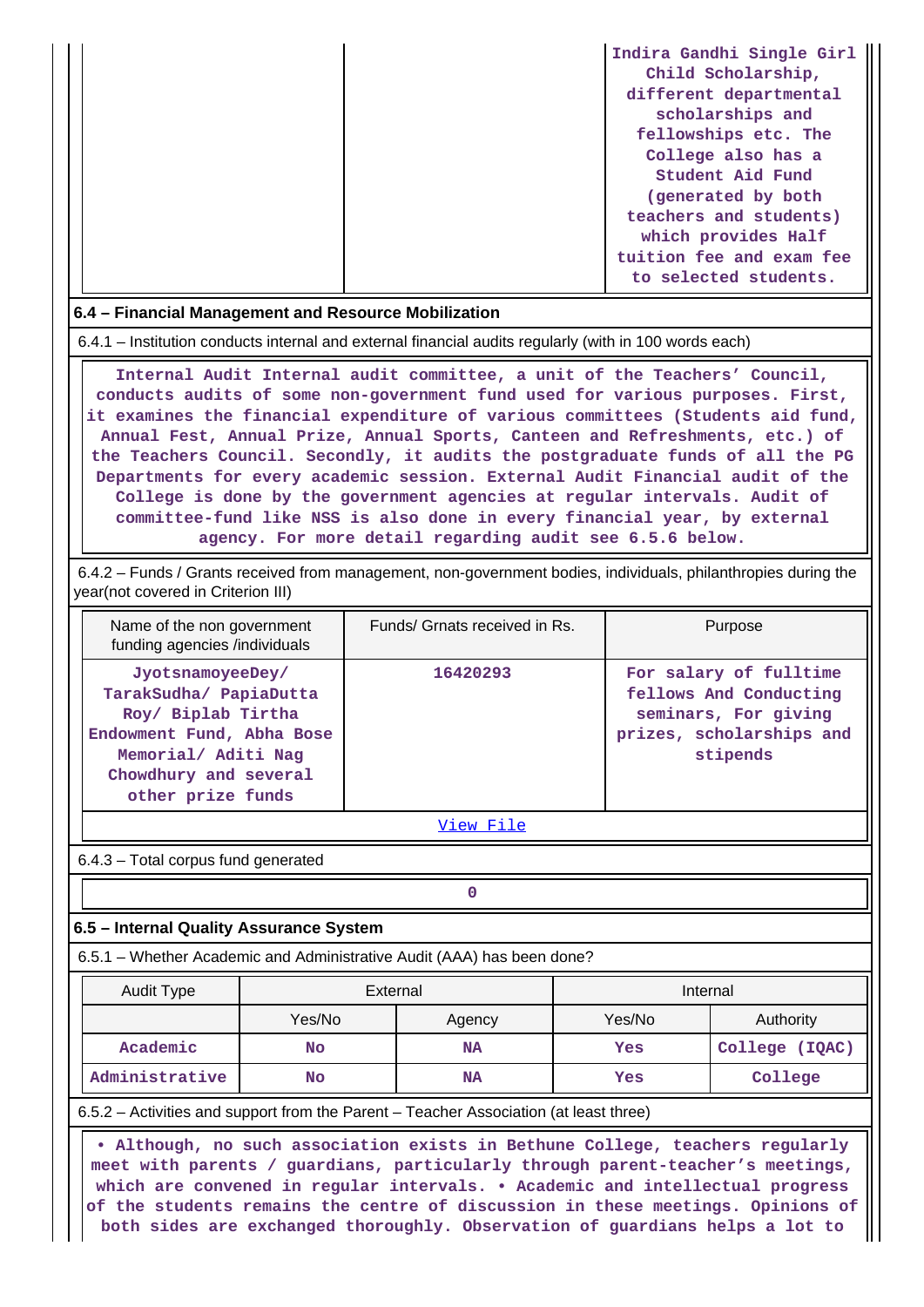| | | Indira Gandhi Single Girl Child Scholarship, different departmental scholarships and fellowships etc. The College also has a Student Aid Fund (generated by both teachers and students) which provides Half tuition fee and exam fee to selected students. |
|---|---|---|

### 6.4 – Financial Management and Resource Mobilization

6.4.1 – Institution conducts internal and external financial audits regularly (with in 100 words each)

Internal Audit Internal audit committee, a unit of the Teachers' Council, conducts audits of some non-government fund used for various purposes. First, it examines the financial expenditure of various committees (Students aid fund, Annual Fest, Annual Prize, Annual Sports, Canteen and Refreshments, etc.) of the Teachers Council. Secondly, it audits the postgraduate funds of all the PG Departments for every academic session. External Audit Financial audit of the College is done by the government agencies at regular intervals. Audit of committee-fund like NSS is also done in every financial year, by external agency. For more detail regarding audit see 6.5.6 below.

6.4.2 – Funds / Grants received from management, non-government bodies, individuals, philanthropies during the year(not covered in Criterion III)

| Name of the non government funding agencies /individuals | Funds/ Grnats received in Rs. | Purpose |
|---|---|---|
| JyotsnamoyeeDey/ TarakSudha/ PapiaDutta Roy/ Biplab Tirtha Endowment Fund, Abha Bose Memorial/ Aditi Nag Chowdhury and several other prize funds | 16420293 | For salary of fulltime fellows And Conducting seminars, For giving prizes, scholarships and stipends |

View File

6.4.3 – Total corpus fund generated

| 0 |
|---|

### 6.5 – Internal Quality Assurance System

6.5.1 – Whether Academic and Administrative Audit (AAA) has been done?

| Audit Type | External | | Internal | |
|---|---|---|---|---|
| | Yes/No | Agency | Yes/No | Authority |
| Academic | No | NA | Yes | College (IQAC) |
| Administrative | No | NA | Yes | College |

6.5.2 – Activities and support from the Parent – Teacher Association (at least three)

• Although, no such association exists in Bethune College, teachers regularly meet with parents / guardians, particularly through parent-teacher's meetings, which are convened in regular intervals. • Academic and intellectual progress of the students remains the centre of discussion in these meetings. Opinions of both sides are exchanged thoroughly. Observation of guardians helps a lot to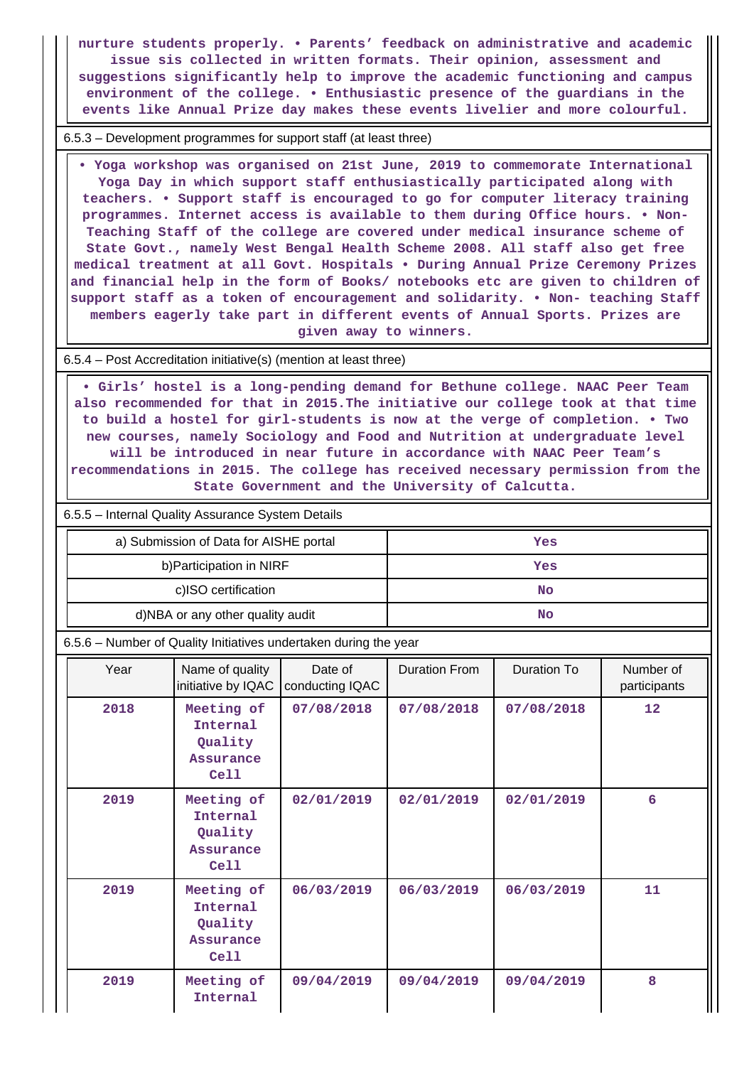nurture students properly. • Parents' feedback on administrative and academic issue sis collected in written formats. Their opinion, assessment and suggestions significantly help to improve the academic functioning and campus environment of the college. • Enthusiastic presence of the guardians in the events like Annual Prize day makes these events livelier and more colourful.

6.5.3 – Development programmes for support staff (at least three)

• Yoga workshop was organised on 21st June, 2019 to commemorate International Yoga Day in which support staff enthusiastically participated along with teachers. • Support staff is encouraged to go for computer literacy training programmes. Internet access is available to them during Office hours. • Non-Teaching Staff of the college are covered under medical insurance scheme of State Govt., namely West Bengal Health Scheme 2008. All staff also get free medical treatment at all Govt. Hospitals • During Annual Prize Ceremony Prizes and financial help in the form of Books/ notebooks etc are given to children of support staff as a token of encouragement and solidarity. • Non- teaching Staff members eagerly take part in different events of Annual Sports. Prizes are given away to winners.

6.5.4 – Post Accreditation initiative(s) (mention at least three)

• Girls' hostel is a long-pending demand for Bethune college. NAAC Peer Team also recommended for that in 2015.The initiative our college took at that time to build a hostel for girl-students is now at the verge of completion. • Two new courses, namely Sociology and Food and Nutrition at undergraduate level will be introduced in near future in accordance with NAAC Peer Team's recommendations in 2015. The college has received necessary permission from the State Government and the University of Calcutta.

6.5.5 – Internal Quality Assurance System Details

| | |
|---|---|
| a) Submission of Data for AISHE portal | Yes |
| b)Participation in NIRF | Yes |
| c)ISO certification | No |
| d)NBA or any other quality audit | No |

6.5.6 – Number of Quality Initiatives undertaken during the year

| Year | Name of quality initiative by IQAC | Date of conducting IQAC | Duration From | Duration To | Number of participants |
|---|---|---|---|---|---|
| 2018 | Meeting of Internal Quality Assurance Cell | 07/08/2018 | 07/08/2018 | 07/08/2018 | 12 |
| 2019 | Meeting of Internal Quality Assurance Cell | 02/01/2019 | 02/01/2019 | 02/01/2019 | 6 |
| 2019 | Meeting of Internal Quality Assurance Cell | 06/03/2019 | 06/03/2019 | 06/03/2019 | 11 |
| 2019 | Meeting of Internal | 09/04/2019 | 09/04/2019 | 09/04/2019 | 8 |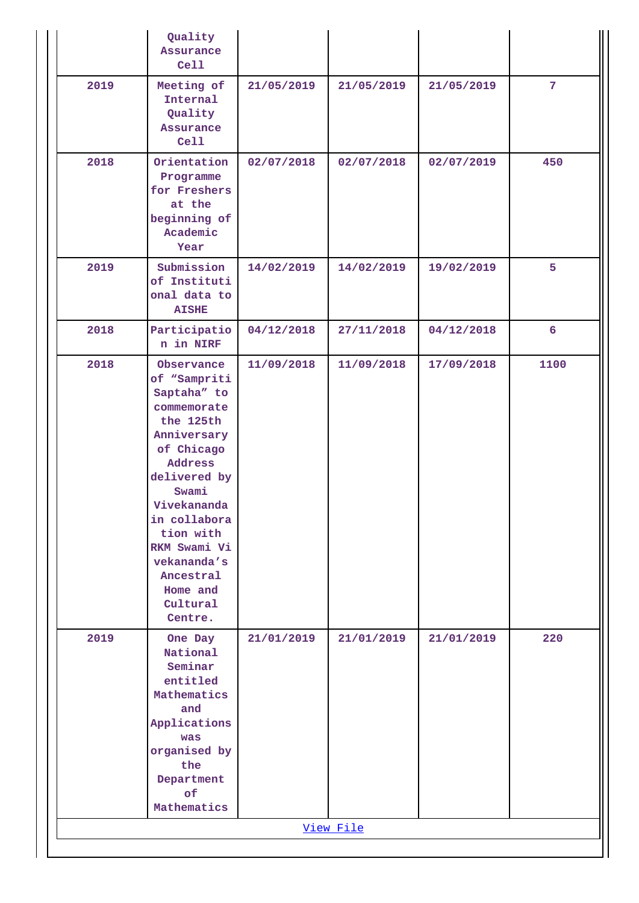| | | | | | |
|---|---|---|---|---|---|
| | Quality Assurance Cell | | | | |
| 2019 | Meeting of Internal Quality Assurance Cell | 21/05/2019 | 21/05/2019 | 21/05/2019 | 7 |
| 2018 | Orientation Programme for Freshers at the beginning of Academic Year | 02/07/2018 | 02/07/2018 | 02/07/2019 | 450 |
| 2019 | Submission of Institutional data to AISHE | 14/02/2019 | 14/02/2019 | 19/02/2019 | 5 |
| 2018 | Participation in NIRF | 04/12/2018 | 27/11/2018 | 04/12/2018 | 6 |
| 2018 | Observance of “Sampriti Saptaha” to commemorate the 125th Anniversary of Chicago Address delivered by Swami Vivekananda in collaboration with RKM Swami Vivekananda’s Ancestral Home and Cultural Centre. | 11/09/2018 | 11/09/2018 | 17/09/2018 | 1100 |
| 2019 | One Day National Seminar entitled Mathematics and Applications was organised by the Department of Mathematics | 21/01/2019 | 21/01/2019 | 21/01/2019 | 220 |

View File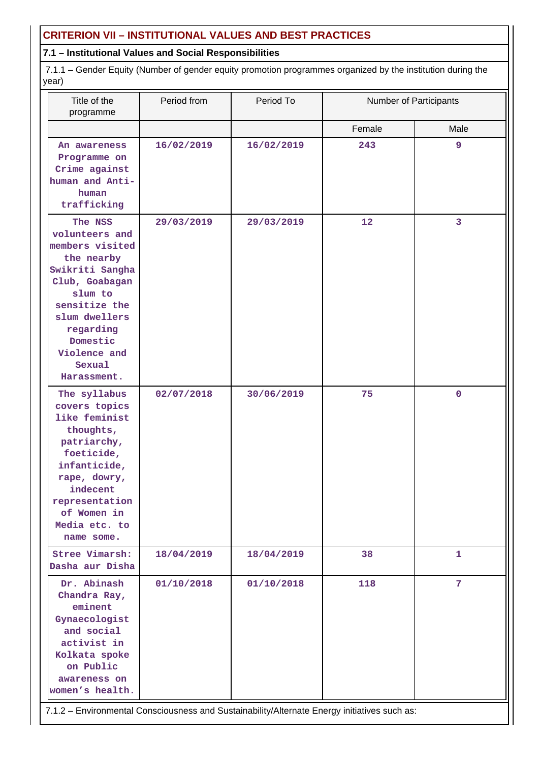## CRITERION VII – INSTITUTIONAL VALUES AND BEST PRACTICES

### 7.1 – Institutional Values and Social Responsibilities

7.1.1 – Gender Equity (Number of gender equity promotion programmes organized by the institution during the year)

| Title of the programme | Period from | Period To | Number of Participants | |
|---|---|---|---|---|
| | | | Female | Male |
| An awareness Programme on Crime against human and Anti-human trafficking | 16/02/2019 | 16/02/2019 | 243 | 9 |
| The NSS volunteers and members visited the nearby Swikriti Sangha Club, Goabagan slum to sensitize the slum dwellers regarding Domestic Violence and Sexual Harassment. | 29/03/2019 | 29/03/2019 | 12 | 3 |
| The syllabus covers topics like feminist thoughts, patriarchy, foeticide, infanticide, rape, dowry, indecent representation of Women in Media etc. to name some. | 02/07/2018 | 30/06/2019 | 75 | 0 |
| Stree Vimarsh: Dasha aur Disha | 18/04/2019 | 18/04/2019 | 38 | 1 |
| Dr. Abinash Chandra Ray, eminent Gynaecologist and social activist in Kolkata spoke on Public awareness on women's health. | 01/10/2018 | 01/10/2018 | 118 | 7 |

7.1.2 – Environmental Consciousness and Sustainability/Alternate Energy initiatives such as: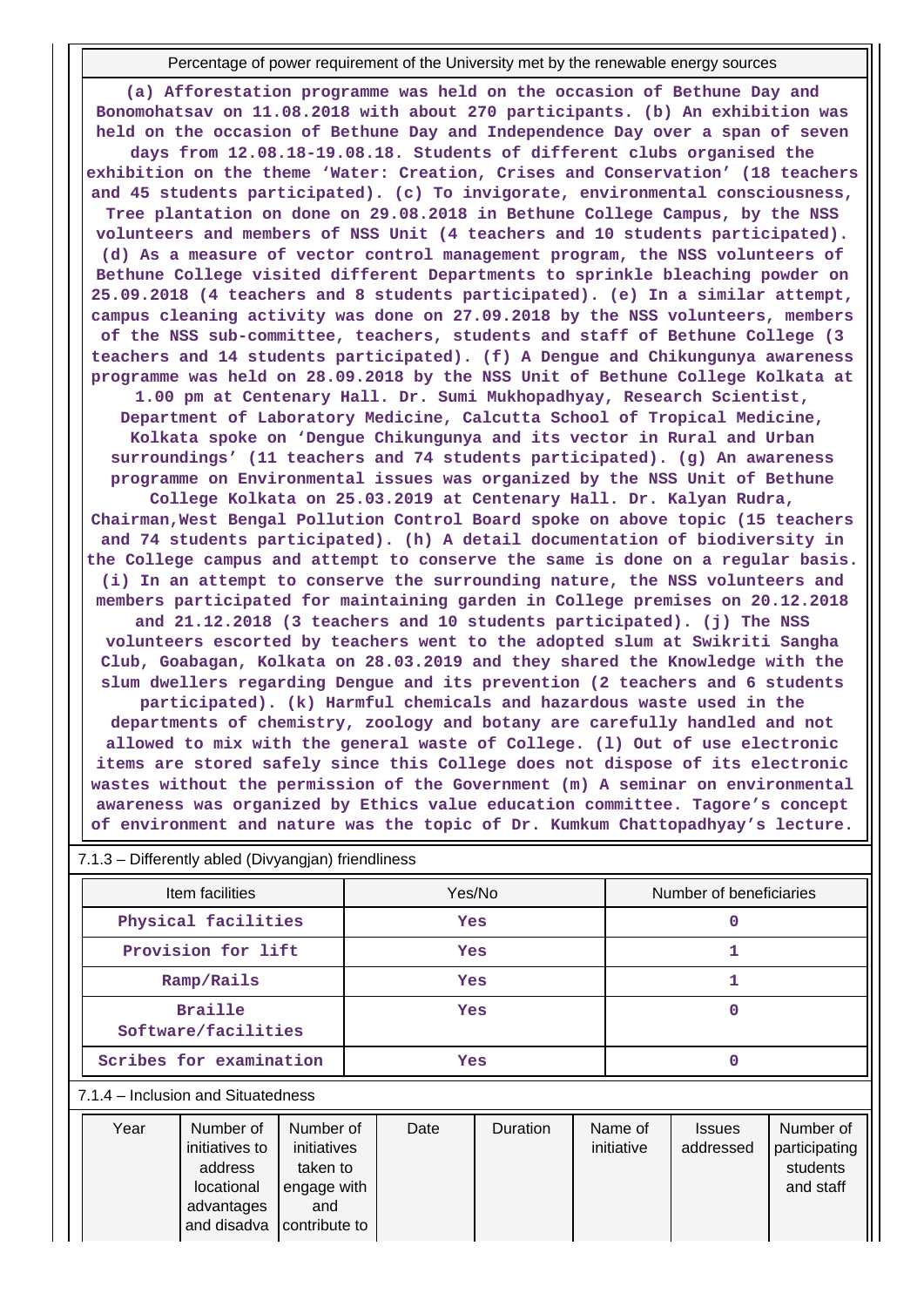| Percentage of power requirement of the University met by the renewable energy sources |
|---|
| (a) Afforestation programme was held on the occasion of Bethune Day and Bonomohatsav on 11.08.2018 with about 270 participants. (b) An exhibition was held on the occasion of Bethune Day and Independence Day over a span of seven days from 12.08.18-19.08.18. Students of different clubs organised the exhibition on the theme 'Water: Creation, Crises and Conservation' (18 teachers and 45 students participated). (c) To invigorate, environmental consciousness, Tree plantation on done on 29.08.2018 in Bethune College Campus, by the NSS volunteers and members of NSS Unit (4 teachers and 10 students participated). (d) As a measure of vector control management program, the NSS volunteers of Bethune College visited different Departments to sprinkle bleaching powder on 25.09.2018 (4 teachers and 8 students participated). (e) In a similar attempt, campus cleaning activity was done on 27.09.2018 by the NSS volunteers, members of the NSS sub-committee, teachers, students and staff of Bethune College (3 teachers and 14 students participated). (f) A Dengue and Chikungunya awareness programme was held on 28.09.2018 by the NSS Unit of Bethune College Kolkata at 1.00 pm at Centenary Hall. Dr. Sumi Mukhopadhyay, Research Scientist, Department of Laboratory Medicine, Calcutta School of Tropical Medicine, Kolkata spoke on 'Dengue Chikungunya and its vector in Rural and Urban surroundings' (11 teachers and 74 students participated). (g) An awareness programme on Environmental issues was organized by the NSS Unit of Bethune College Kolkata on 25.03.2019 at Centenary Hall. Dr. Kalyan Rudra, Chairman,West Bengal Pollution Control Board spoke on above topic (15 teachers and 74 students participated). (h) A detail documentation of biodiversity in the College campus and attempt to conserve the same is done on a regular basis. (i) In an attempt to conserve the surrounding nature, the NSS volunteers and members participated for maintaining garden in College premises on 20.12.2018 and 21.12.2018 (3 teachers and 10 students participated). (j) The NSS volunteers escorted by teachers went to the adopted slum at Swikriti Sangha Club, Goabagan, Kolkata on 28.03.2019 and they shared the Knowledge with the slum dwellers regarding Dengue and its prevention (2 teachers and 6 students participated). (k) Harmful chemicals and hazardous waste used in the departments of chemistry, zoology and botany are carefully handled and not allowed to mix with the general waste of College. (l) Out of use electronic items are stored safely since this College does not dispose of its electronic wastes without the permission of the Government (m) A seminar on environmental awareness was organized by Ethics value education committee. Tagore's concept of environment and nature was the topic of Dr. Kumkum Chattopadhyay's lecture. |

7.1.3 – Differently abled (Divyangjan) friendliness

| Item facilities | Yes/No | Number of beneficiaries |
|---|---|---|
| Physical facilities | Yes | 0 |
| Provision for lift | Yes | 1 |
| Ramp/Rails | Yes | 1 |
| Braille Software/facilities | Yes | 0 |
| Scribes for examination | Yes | 0 |

7.1.4 – Inclusion and Situatedness

| Year | Number of initiatives to address locational advantages and disadva | Number of initiatives taken to engage with and contribute to | Date | Duration | Name of initiative | Issues addressed | Number of participating students and staff |
|---|---|---|---|---|---|---|---|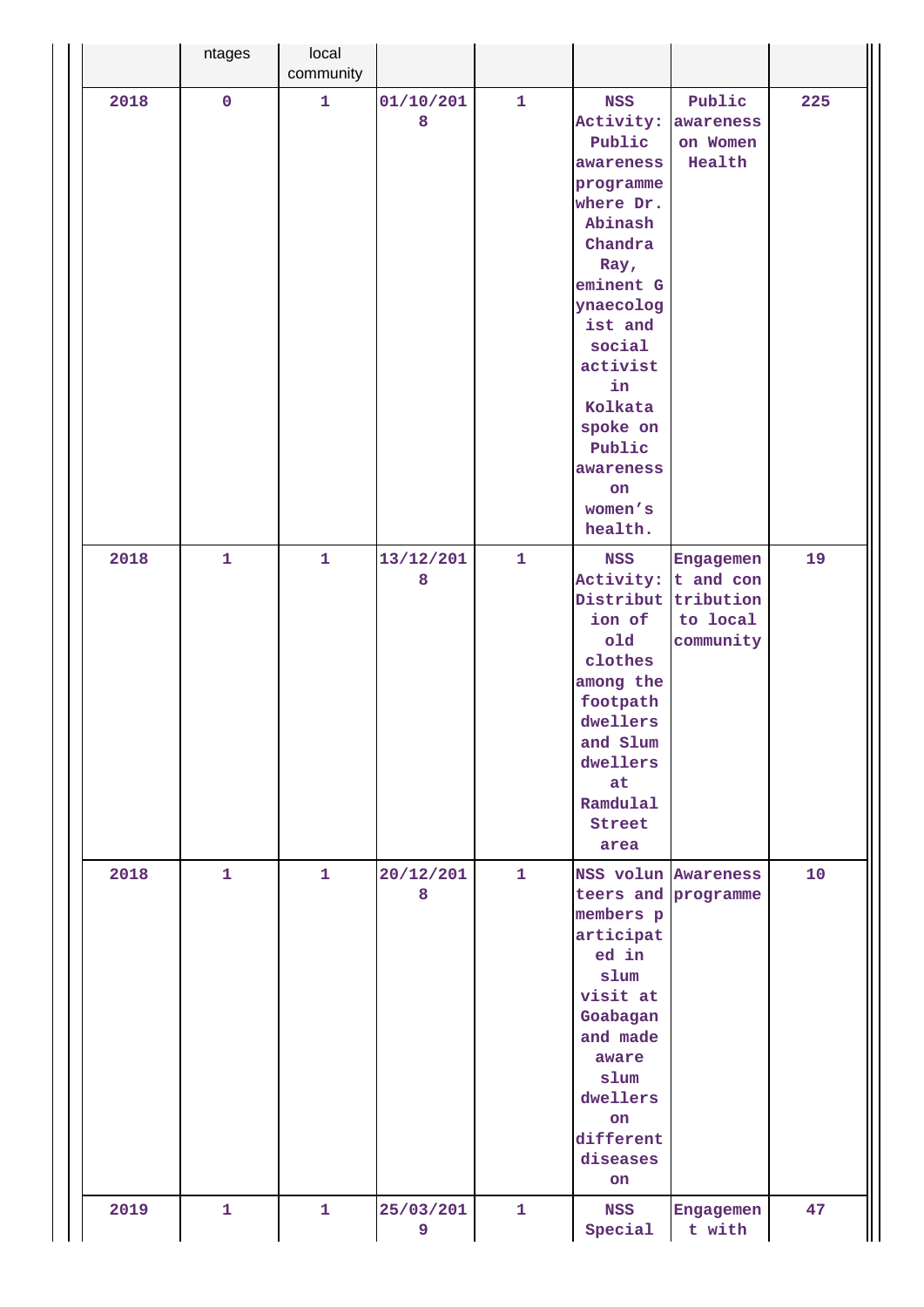|  | ntages | local community |  |  |  |  |  |
|---|---|---|---|---|---|---|---|
| 2018 | 0 | 1 | 01/10/2018 | 1 | NSS Activity: Public awareness programme where Dr. Abinash Chandra Ray, eminent Gynaecologist and social activist in Kolkata spoke on Public awareness on women's health. | Public awareness on Women Health | 225 |
| 2018 | 1 | 1 | 13/12/2018 | 1 | NSS Activity: Distribution of old clothes among the footpath dwellers and Slum dwellers at Ramdulal Street area | Engagement and contribution to local community | 19 |
| 2018 | 1 | 1 | 20/12/2018 | 1 | NSS volunteers and members participated in slum visit at Goabagan and made aware slum dwellers on different diseases on | Awareness programme | 10 |
| 2019 | 1 | 1 | 25/03/2019 | 1 | NSS Special | Engagement with | 47 |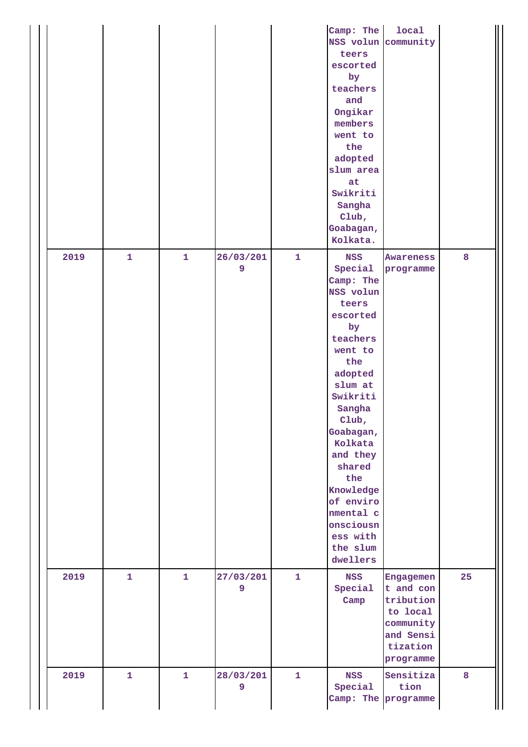| | | | | | | | |
|---|---|---|---|---|---|---|---|
| | | | | | Camp: The NSS volunteers escorted by teachers and Ongikar members went to the adopted slum area at Swikriti Sangha Club, Goabagan, Kolkata. | local community | |
| 2019 | 1 | 1 | 26/03/2019 | 1 | NSS Special Camp: The NSS volunteers escorted by teachers went to the adopted slum at Swikriti Sangha Club, Goabagan, Kolkata and they shared the Knowledge of environmental consciousness with the slum dwellers | Awareness programme | 8 |
| 2019 | 1 | 1 | 27/03/2019 | 1 | NSS Special Camp | Engagement and contribution to local community and Sensitization programme | 25 |
| 2019 | 1 | 1 | 28/03/2019 | 1 | NSS Special Camp: The | Sensitization programme | 8 |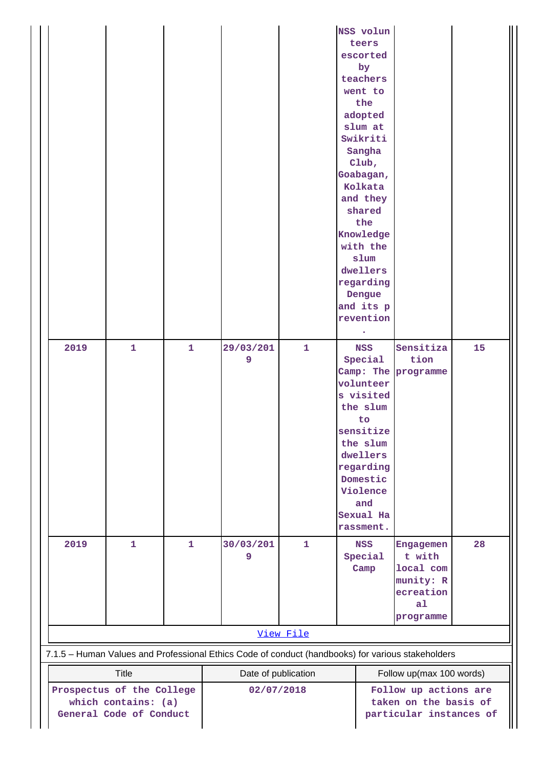|  |  |  |  |  | NSS volunteers escorted by teachers went to the adopted slum at Swikriti Sangha Club, Goabagan, Kolkata and they shared the Knowledge with the slum dwellers regarding Dengue and its prevention. |  |  |
|---|---|---|---|---|---|---|---|
| 2019 | 1 | 1 | 29/03/2019 | 1 | NSS Special Camp: The volunteers visited the slum to sensitize the slum dwellers regarding Domestic Violence and Sexual Harassment. | Sensitization programme | 15 |
| 2019 | 1 | 1 | 30/03/2019 | 1 | NSS Special Camp | Engagement with local community: Recreational programme | 28 |

[View File]

7.1.5 – Human Values and Professional Ethics Code of conduct (handbooks) for various stakeholders

| Title | Date of publication | Follow up(max 100 words) |
|---|---|---|
| Prospectus of the College which contains: (a) General Code of Conduct | 02/07/2018 | Follow up actions are taken on the basis of particular instances of |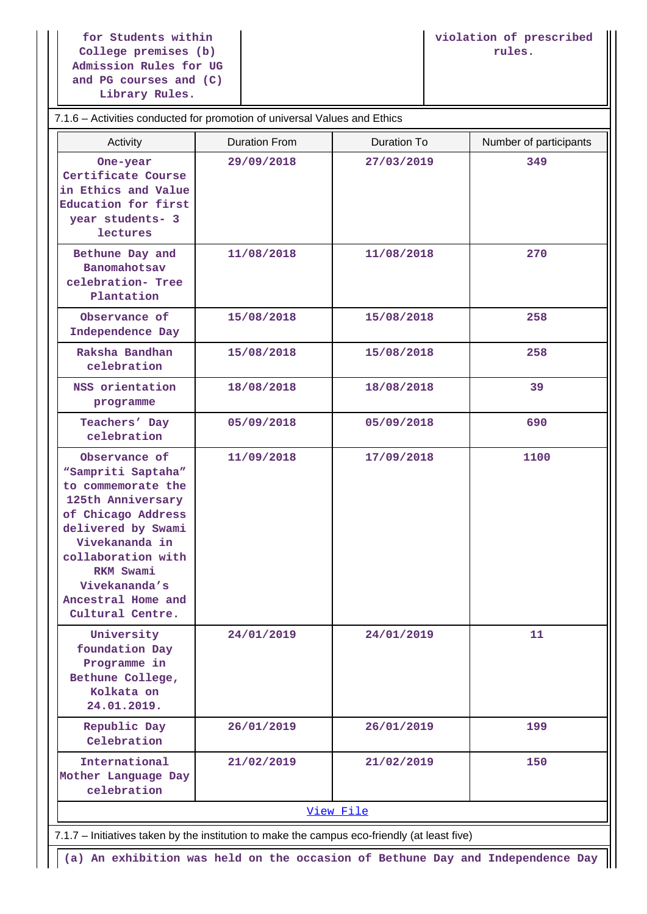| for Students within College premises (b) Admission Rules for UG and PG courses and (C) Library Rules. | | violation of prescribed rules. |
|---|---|---|

7.1.6 – Activities conducted for promotion of universal Values and Ethics

| Activity | Duration From | Duration To | Number of participants |
|---|---|---|---|
| One-year Certificate Course in Ethics and Value Education for first year students- 3 lectures | 29/09/2018 | 27/03/2019 | 349 |
| Bethune Day and Banomahotsav celebration- Tree Plantation | 11/08/2018 | 11/08/2018 | 270 |
| Observance of Independence Day | 15/08/2018 | 15/08/2018 | 258 |
| Raksha Bandhan celebration | 15/08/2018 | 15/08/2018 | 258 |
| NSS orientation programme | 18/08/2018 | 18/08/2018 | 39 |
| Teachers' Day celebration | 05/09/2018 | 05/09/2018 | 690 |
| Observance of "Sampriti Saptaha" to commemorate the 125th Anniversary of Chicago Address delivered by Swami Vivekananda in collaboration with RKM Swami Vivekananda's Ancestral Home and Cultural Centre. | 11/09/2018 | 17/09/2018 | 1100 |
| University foundation Day Programme in Bethune College, Kolkata on 24.01.2019. | 24/01/2019 | 24/01/2019 | 11 |
| Republic Day Celebration | 26/01/2019 | 26/01/2019 | 199 |
| International Mother Language Day celebration | 21/02/2019 | 21/02/2019 | 150 |

View File

7.1.7 – Initiatives taken by the institution to make the campus eco-friendly (at least five)

(a) An exhibition was held on the occasion of Bethune Day and Independence Day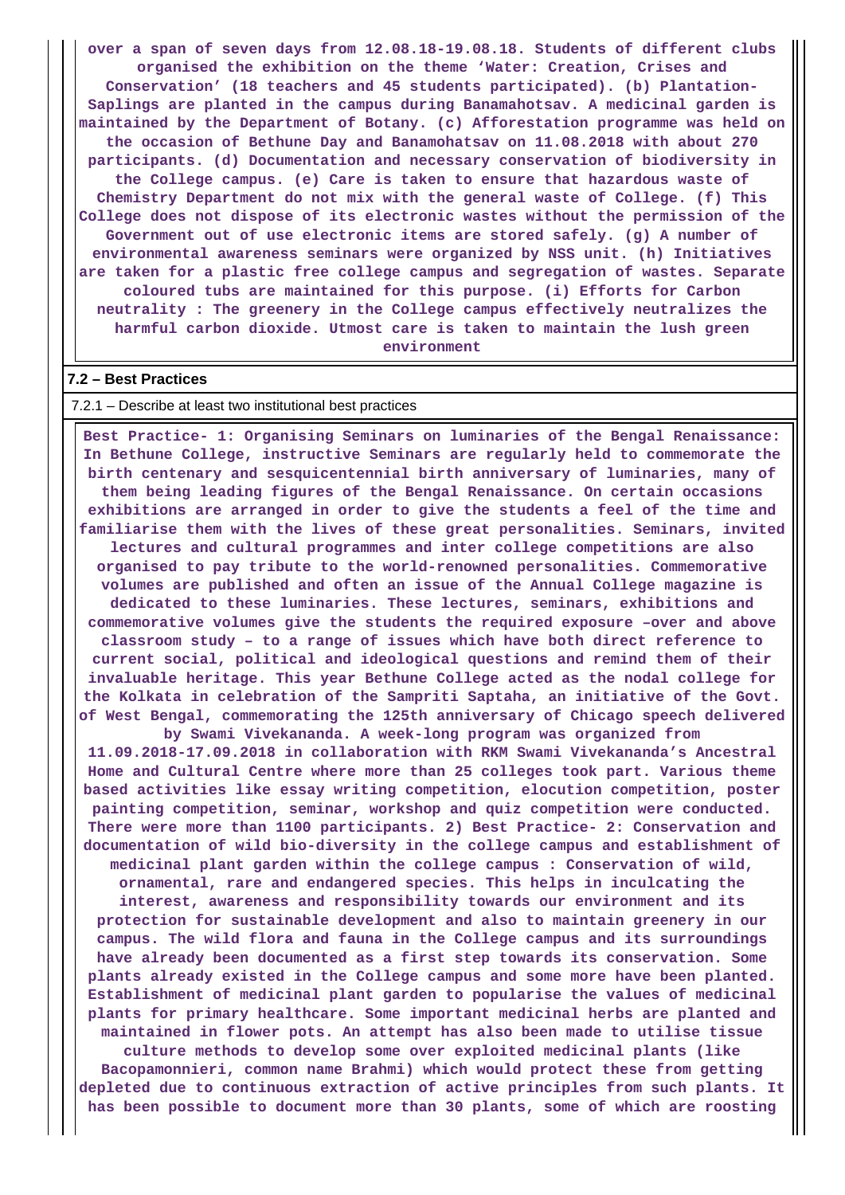**over a span of seven days from 12.08.18-19.08.18. Students of different clubs organised the exhibition on the theme 'Water: Creation, Crises and Conservation' (18 teachers and 45 students participated). (b) Plantation- Saplings are planted in the campus during Banamahotsav. A medicinal garden is maintained by the Department of Botany. (c) Afforestation programme was held on the occasion of Bethune Day and Banamohatsav on 11.08.2018 with about 270 participants. (d) Documentation and necessary conservation of biodiversity in the College campus. (e) Care is taken to ensure that hazardous waste of Chemistry Department do not mix with the general waste of College. (f) This College does not dispose of its electronic wastes without the permission of the Government out of use electronic items are stored safely. (g) A number of environmental awareness seminars were organized by NSS unit. (h) Initiatives are taken for a plastic free college campus and segregation of wastes. Separate coloured tubs are maintained for this purpose. (i) Efforts for Carbon neutrality : The greenery in the College campus effectively neutralizes the harmful carbon dioxide. Utmost care is taken to maintain the lush green environment**

**7.2 – Best Practices**

7.2.1 – Describe at least two institutional best practices

**Best Practice- 1: Organising Seminars on luminaries of the Bengal Renaissance: In Bethune College, instructive Seminars are regularly held to commemorate the birth centenary and sesquicentennial birth anniversary of luminaries, many of them being leading figures of the Bengal Renaissance. On certain occasions exhibitions are arranged in order to give the students a feel of the time and familiarise them with the lives of these great personalities. Seminars, invited lectures and cultural programmes and inter college competitions are also organised to pay tribute to the world-renowned personalities. Commemorative volumes are published and often an issue of the Annual College magazine is dedicated to these luminaries. These lectures, seminars, exhibitions and commemorative volumes give the students the required exposure –over and above classroom study – to a range of issues which have both direct reference to current social, political and ideological questions and remind them of their invaluable heritage. This year Bethune College acted as the nodal college for the Kolkata in celebration of the Sampriti Saptaha, an initiative of the Govt. of West Bengal, commemorating the 125th anniversary of Chicago speech delivered by Swami Vivekananda. A week-long program was organized from 11.09.2018-17.09.2018 in collaboration with RKM Swami Vivekananda's Ancestral Home and Cultural Centre where more than 25 colleges took part. Various theme based activities like essay writing competition, elocution competition, poster painting competition, seminar, workshop and quiz competition were conducted. There were more than 1100 participants. 2) Best Practice- 2: Conservation and documentation of wild bio-diversity in the college campus and establishment of medicinal plant garden within the college campus : Conservation of wild, ornamental, rare and endangered species. This helps in inculcating the interest, awareness and responsibility towards our environment and its protection for sustainable development and also to maintain greenery in our campus. The wild flora and fauna in the College campus and its surroundings have already been documented as a first step towards its conservation. Some plants already existed in the College campus and some more have been planted. Establishment of medicinal plant garden to popularise the values of medicinal plants for primary healthcare. Some important medicinal herbs are planted and maintained in flower pots. An attempt has also been made to utilise tissue culture methods to develop some over exploited medicinal plants (like Bacopamonnieri, common name Brahmi) which would protect these from getting depleted due to continuous extraction of active principles from such plants. It has been possible to document more than 30 plants, some of which are roosting**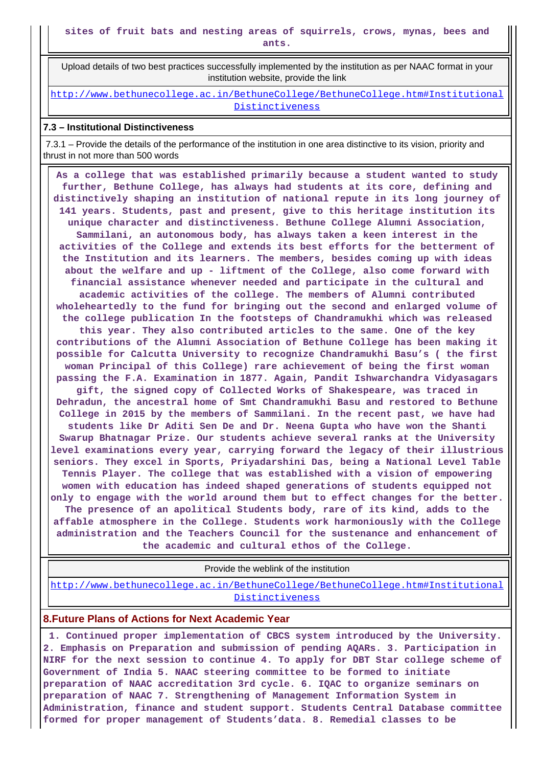sites of fruit bats and nesting areas of squirrels, crows, mynas, bees and ants.

| Upload details of two best practices successfully implemented by the institution as per NAAC format in your institution website, provide the link |
|---|
| http://www.bethunecollege.ac.in/BethuneCollege/BethuneCollege.htm#Institutional Distinctiveness |

**7.3 – Institutional Distinctiveness**

7.3.1 – Provide the details of the performance of the institution in one area distinctive to its vision, priority and thrust in not more than 500 words

As a college that was established primarily because a student wanted to study further, Bethune College, has always had students at its core, defining and distinctively shaping an institution of national repute in its long journey of 141 years. Students, past and present, give to this heritage institution its unique character and distinctiveness. Bethune College Alumni Association, Sammilani, an autonomous body, has always taken a keen interest in the activities of the College and extends its best efforts for the betterment of the Institution and its learners. The members, besides coming up with ideas about the welfare and up - liftment of the College, also come forward with financial assistance whenever needed and participate in the cultural and academic activities of the college. The members of Alumni contributed wholeheartedly to the fund for bringing out the second and enlarged volume of the college publication In the footsteps of Chandramukhi which was released this year. They also contributed articles to the same. One of the key contributions of the Alumni Association of Bethune College has been making it possible for Calcutta University to recognize Chandramukhi Basu's ( the first woman Principal of this College) rare achievement of being the first woman passing the F.A. Examination in 1877. Again, Pandit Ishwarchandra Vidyasagars gift, the signed copy of Collected Works of Shakespeare, was traced in Dehradun, the ancestral home of Smt Chandramukhi Basu and restored to Bethune College in 2015 by the members of Sammilani. In the recent past, we have had students like Dr Aditi Sen De and Dr. Neena Gupta who have won the Shanti Swarup Bhatnagar Prize. Our students achieve several ranks at the University level examinations every year, carrying forward the legacy of their illustrious seniors. They excel in Sports, Priyadarshini Das, being a National Level Table Tennis Player. The college that was established with a vision of empowering women with education has indeed shaped generations of students equipped not only to engage with the world around them but to effect changes for the better. The presence of an apolitical Students body, rare of its kind, adds to the affable atmosphere in the College. Students work harmoniously with the College administration and the Teachers Council for the sustenance and enhancement of the academic and cultural ethos of the College.

| Provide the weblink of the institution |
|---|
| http://www.bethunecollege.ac.in/BethuneCollege/BethuneCollege.htm#Institutional Distinctiveness |

## 8.Future Plans of Actions for Next Academic Year

1. Continued proper implementation of CBCS system introduced by the University. 2. Emphasis on Preparation and submission of pending AQARs. 3. Participation in NIRF for the next session to continue 4. To apply for DBT Star college scheme of Government of India 5. NAAC steering committee to be formed to initiate preparation of NAAC accreditation 3rd cycle. 6. IQAC to organize seminars on preparation of NAAC 7. Strengthening of Management Information System in Administration, finance and student support. Students Central Database committee formed for proper management of Students'data. 8. Remedial classes to be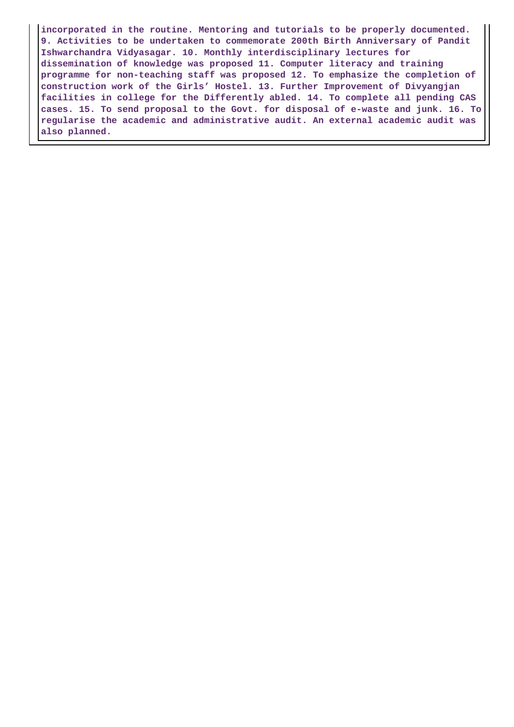**incorporated in the routine. Mentoring and tutorials to be properly documented. 9. Activities to be undertaken to commemorate 200th Birth Anniversary of Pandit Ishwarchandra Vidyasagar. 10. Monthly interdisciplinary lectures for dissemination of knowledge was proposed 11. Computer literacy and training programme for non-teaching staff was proposed 12. To emphasize the completion of construction work of the Girls' Hostel. 13. Further Improvement of Divyangjan facilities in college for the Differently abled. 14. To complete all pending CAS cases. 15. To send proposal to the Govt. for disposal of e-waste and junk. 16. To regularise the academic and administrative audit. An external academic audit was also planned.**